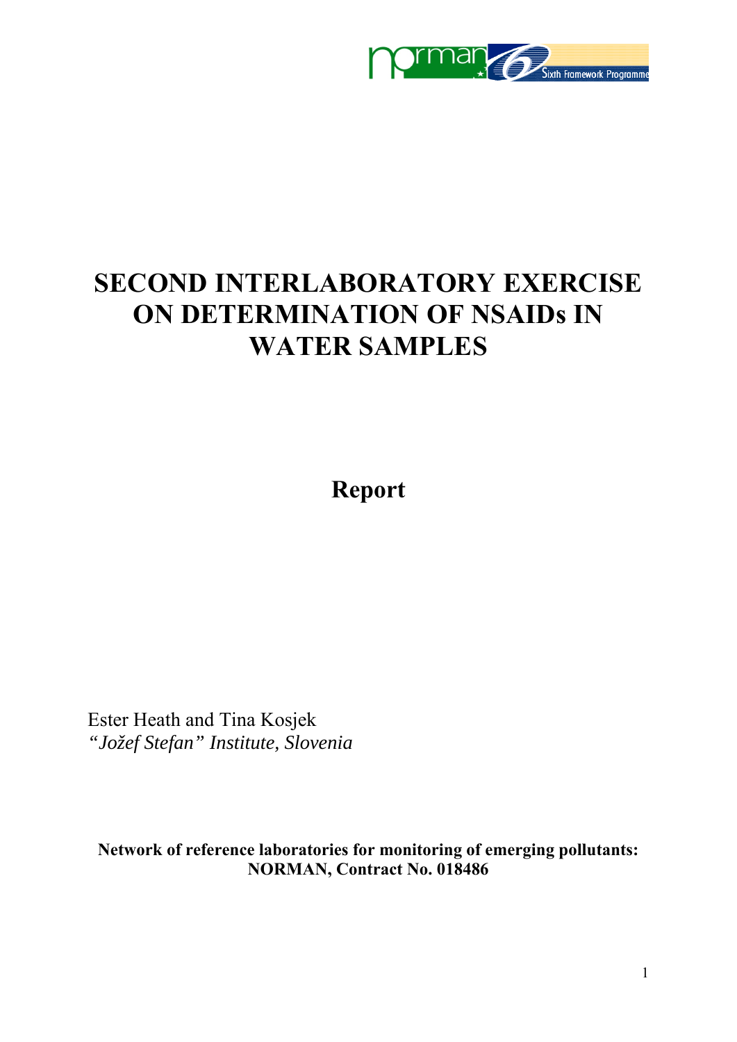# SECOND INTERLABORATORY EXERCISE ON DETERMINATION OF NSAIDs IN WATER SAMPLES

## Report

Ester Heath and Tina Kosjek
*"Jožef Stefan" Institute, Slovenia*

**Network of reference laboratories for monitoring of emerging pollutants: NORMAN, Contract No. 018486**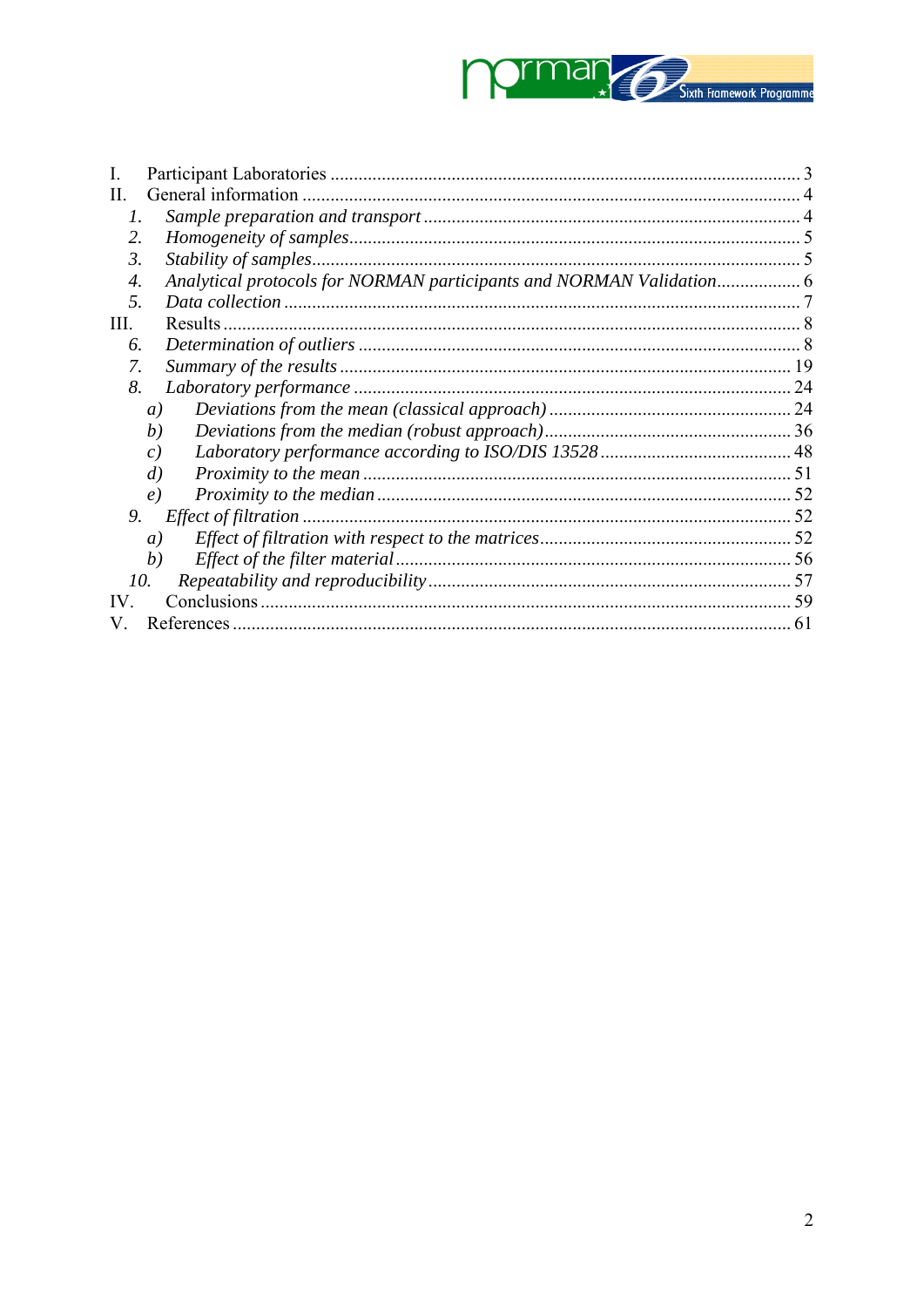I. Participant Laboratories ........................................................................................ 3
II. General information ............................................................................................ 4
   *1. Sample preparation and transport* ..................................................................... 4
   *2. Homogeneity of samples* ..................................................................................... 5
   *3. Stability of samples* ............................................................................................. 5
   *4. Analytical protocols for NORMAN participants and NORMAN Validation* .................. 6
   *5. Data collection* ..................................................................................................... 7
III. Results ................................................................................................................ 8
   *6. Determination of outliers* ..................................................................................... 8
   *7. Summary of the results* ...................................................................................... 19
   *8. Laboratory performance* ..................................................................................... 24
      *a) Deviations from the mean (classical approach)* .................................................. 24
      *b) Deviations from the median (robust approach)* ................................................... 36
      *c) Laboratory performance according to ISO/DIS 13528* ......................................... 48
      *d) Proximity to the mean* ..................................................................................... 51
      *e) Proximity to the median* ................................................................................... 52
   *9. Effect of filtration* ............................................................................................... 52
      *a) Effect of filtration with respect to the matrices* .................................................. 52
      *b) Effect of the filter material* ............................................................................... 56
   *10. Repeatability and reproducibility* ....................................................................... 57
IV. Conclusions ........................................................................................................ 59
V. References ........................................................................................................... 61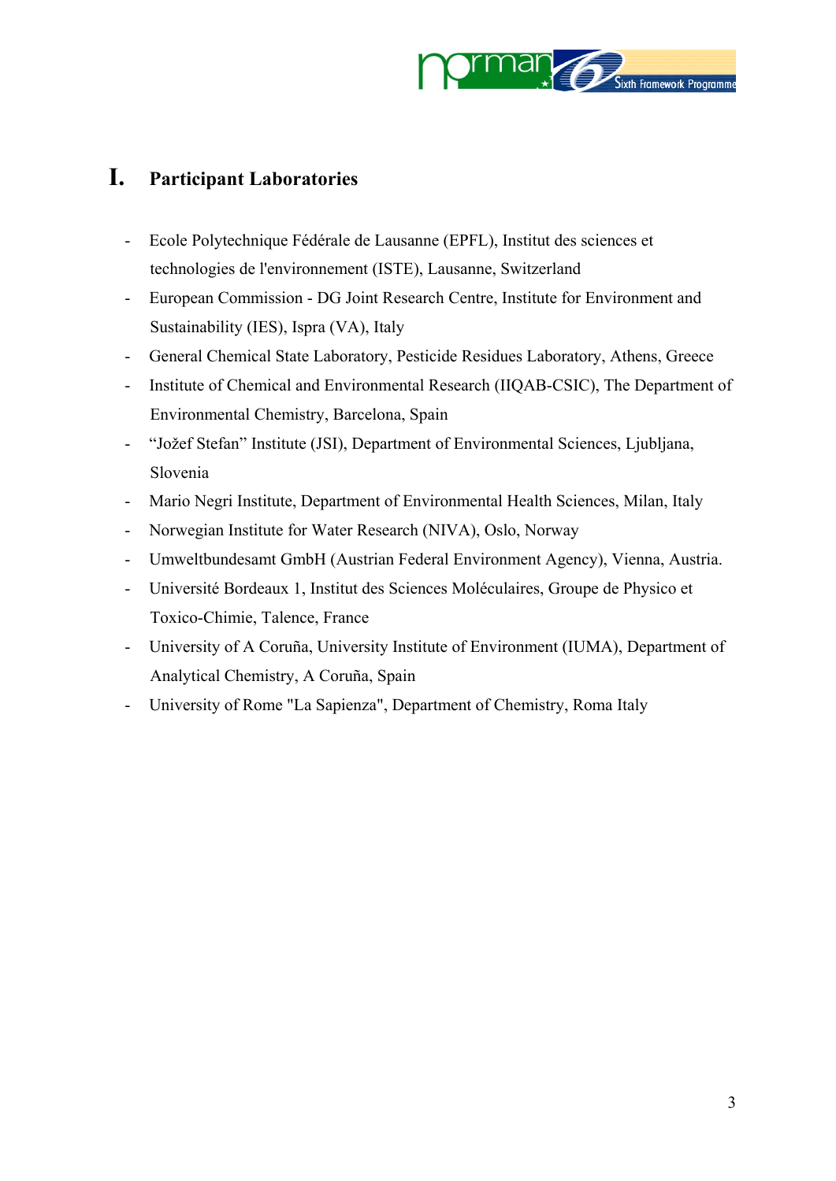# I. Participant Laboratories

- Ecole Polytechnique Fédérale de Lausanne (EPFL), Institut des sciences et technologies de l'environnement (ISTE), Lausanne, Switzerland
- European Commission - DG Joint Research Centre, Institute for Environment and Sustainability (IES), Ispra (VA), Italy
- General Chemical State Laboratory, Pesticide Residues Laboratory, Athens, Greece
- Institute of Chemical and Environmental Research (IIQAB-CSIC), The Department of Environmental Chemistry, Barcelona, Spain
- "Jožef Stefan" Institute (JSI), Department of Environmental Sciences, Ljubljana, Slovenia
- Mario Negri Institute, Department of Environmental Health Sciences, Milan, Italy
- Norwegian Institute for Water Research (NIVA), Oslo, Norway
- Umweltbundesamt GmbH (Austrian Federal Environment Agency), Vienna, Austria.
- Université Bordeaux 1, Institut des Sciences Moléculaires, Groupe de Physico et Toxico-Chimie, Talence, France
- University of A Coruña, University Institute of Environment (IUMA), Department of Analytical Chemistry, A Coruña, Spain
- University of Rome "La Sapienza", Department of Chemistry, Roma Italy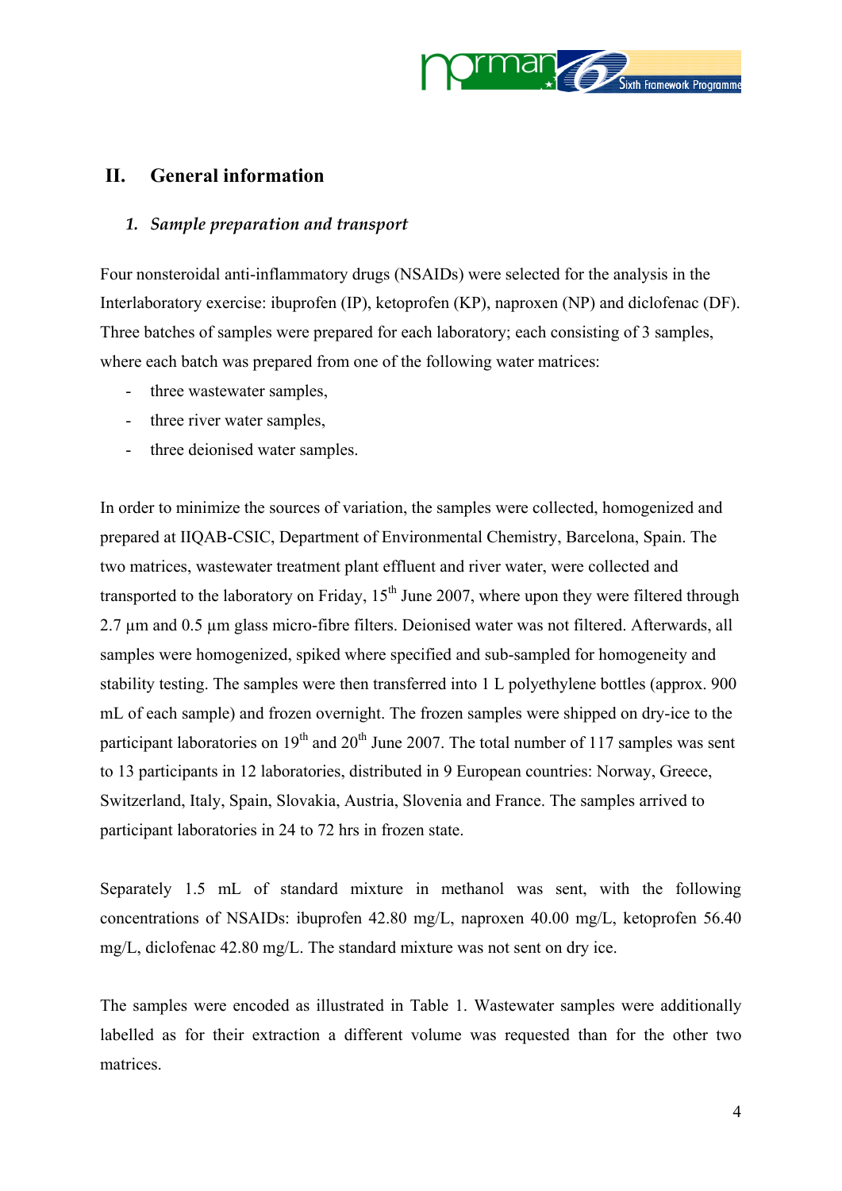## II. General information

### *1. Sample preparation and transport*

Four nonsteroidal anti-inflammatory drugs (NSAIDs) were selected for the analysis in the Interlaboratory exercise: ibuprofen (IP), ketoprofen (KP), naproxen (NP) and diclofenac (DF). Three batches of samples were prepared for each laboratory; each consisting of 3 samples, where each batch was prepared from one of the following water matrices:

- three wastewater samples,
- three river water samples,
- three deionised water samples.

In order to minimize the sources of variation, the samples were collected, homogenized and prepared at IIQAB-CSIC, Department of Environmental Chemistry, Barcelona, Spain. The two matrices, wastewater treatment plant effluent and river water, were collected and transported to the laboratory on Friday, 15th June 2007, where upon they were filtered through 2.7 µm and 0.5 µm glass micro-fibre filters. Deionised water was not filtered. Afterwards, all samples were homogenized, spiked where specified and sub-sampled for homogeneity and stability testing. The samples were then transferred into 1 L polyethylene bottles (approx. 900 mL of each sample) and frozen overnight. The frozen samples were shipped on dry-ice to the participant laboratories on 19th and 20th June 2007. The total number of 117 samples was sent to 13 participants in 12 laboratories, distributed in 9 European countries: Norway, Greece, Switzerland, Italy, Spain, Slovakia, Austria, Slovenia and France. The samples arrived to participant laboratories in 24 to 72 hrs in frozen state.

Separately 1.5 mL of standard mixture in methanol was sent, with the following concentrations of NSAIDs: ibuprofen 42.80 mg/L, naproxen 40.00 mg/L, ketoprofen 56.40 mg/L, diclofenac 42.80 mg/L. The standard mixture was not sent on dry ice.

The samples were encoded as illustrated in Table 1. Wastewater samples were additionally labelled as for their extraction a different volume was requested than for the other two matrices.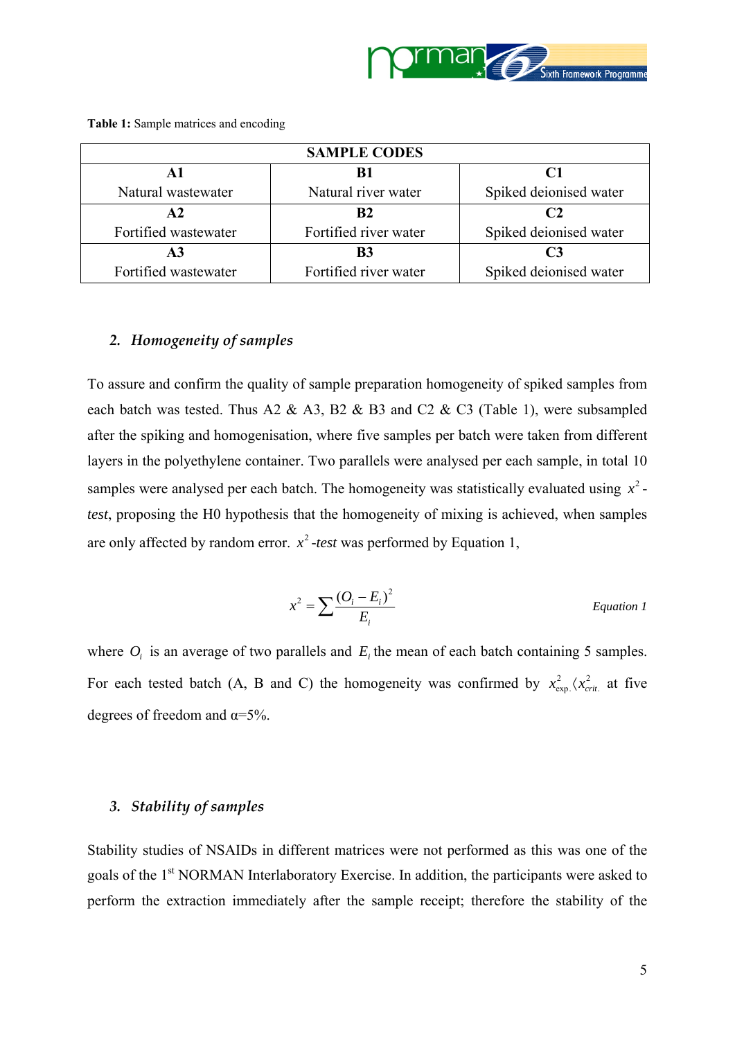**Table 1:** Sample matrices and encoding

| SAMPLE CODES | | |
|---|---|---|
| **A1** Natural wastewater | **B1** Natural river water | **C1** Spiked deionised water |
| **A2** Fortified wastewater | **B2** Fortified river water | **C2** Spiked deionised water |
| **A3** Fortified wastewater | **B3** Fortified river water | **C3** Spiked deionised water |

## 2. *Homogeneity of samples*

To assure and confirm the quality of sample preparation homogeneity of spiked samples from each batch was tested. Thus A2 & A3, B2 & B3 and C2 & C3 (Table 1), were subsampled after the spiking and homogenisation, where five samples per batch were taken from different layers in the polyethylene container. Two parallels were analysed per each sample, in total 10 samples were analysed per each batch. The homogeneity was statistically evaluated using $x^2$-*test*, proposing the H0 hypothesis that the homogeneity of mixing is achieved, when samples are only affected by random error. $x^2$-*test* was performed by Equation 1,

$$x^2 = \sum \frac{(O_i - E_i)^2}{E_i} \qquad \textit{Equation 1}$$

where $O_i$ is an average of two parallels and $E_i$ the mean of each batch containing 5 samples. For each tested batch (A, B and C) the homogeneity was confirmed by $x^2_{exp.} \langle x^2_{crit.}$ at five degrees of freedom and α=5%.

## 3. *Stability of samples*

Stability studies of NSAIDs in different matrices were not performed as this was one of the goals of the 1st NORMAN Interlaboratory Exercise. In addition, the participants were asked to perform the extraction immediately after the sample receipt; therefore the stability of the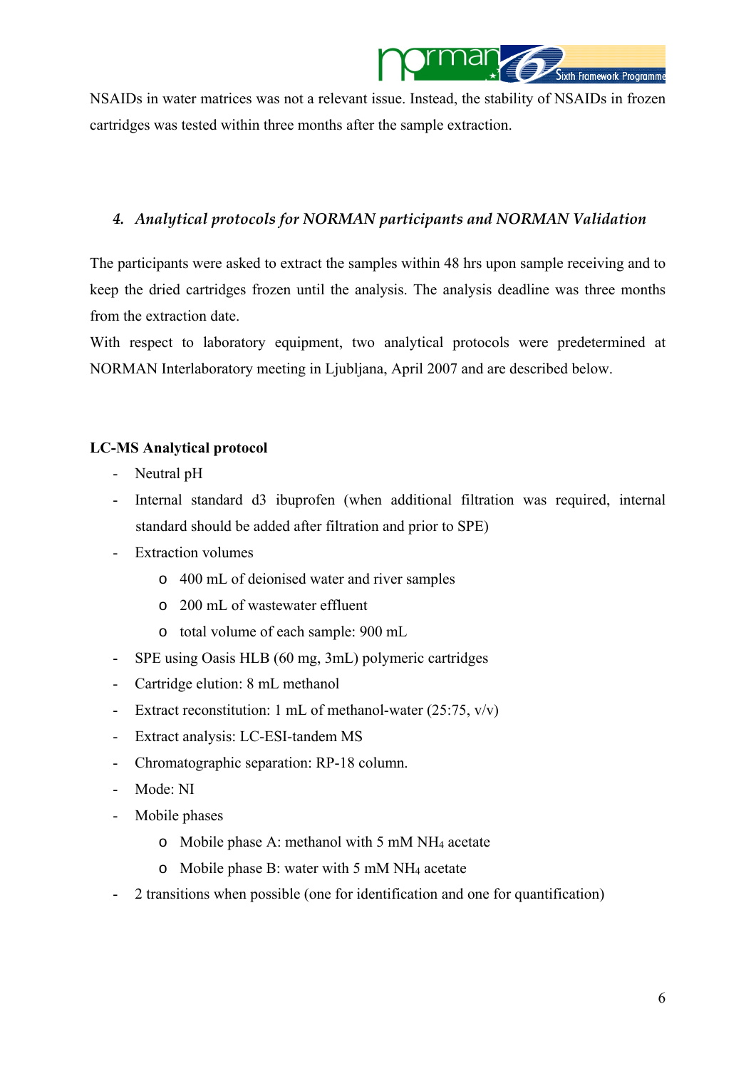NSAIDs in water matrices was not a relevant issue. Instead, the stability of NSAIDs in frozen cartridges was tested within three months after the sample extraction.

### *4. Analytical protocols for NORMAN participants and NORMAN Validation*

The participants were asked to extract the samples within 48 hrs upon sample receiving and to keep the dried cartridges frozen until the analysis. The analysis deadline was three months from the extraction date.

With respect to laboratory equipment, two analytical protocols were predetermined at NORMAN Interlaboratory meeting in Ljubljana, April 2007 and are described below.

**LC-MS Analytical protocol**

- Neutral pH
- Internal standard d3 ibuprofen (when additional filtration was required, internal standard should be added after filtration and prior to SPE)
- Extraction volumes
  - 400 mL of deionised water and river samples
  - 200 mL of wastewater effluent
  - total volume of each sample: 900 mL
- SPE using Oasis HLB (60 mg, 3mL) polymeric cartridges
- Cartridge elution: 8 mL methanol
- Extract reconstitution: 1 mL of methanol-water (25:75, v/v)
- Extract analysis: LC-ESI-tandem MS
- Chromatographic separation: RP-18 column.
- Mode: NI
- Mobile phases
  - Mobile phase A: methanol with 5 mM $NH_4$ acetate
  - Mobile phase B: water with 5 mM $NH_4$ acetate
- 2 transitions when possible (one for identification and one for quantification)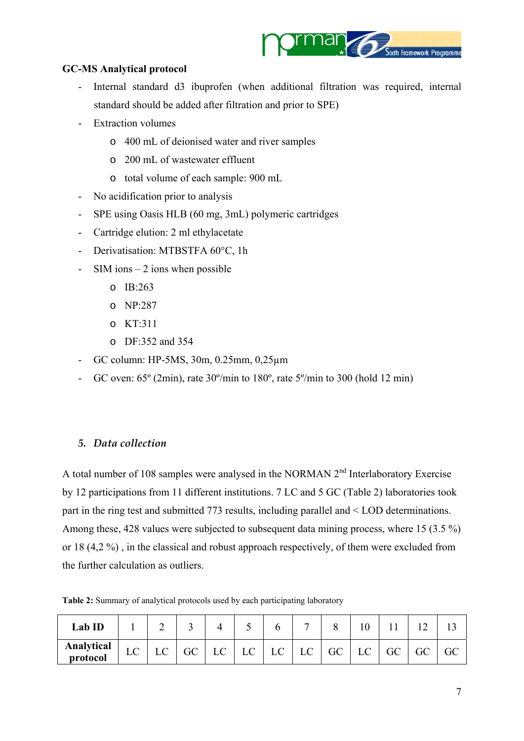**GC-MS Analytical protocol**

- Internal standard d3 ibuprofen (when additional filtration was required, internal standard should be added after filtration and prior to SPE)
- Extraction volumes
  - 400 mL of deionised water and river samples
  - 200 mL of wastewater effluent
  - total volume of each sample: 900 mL
- No acidification prior to analysis
- SPE using Oasis HLB (60 mg, 3mL) polymeric cartridges
- Cartridge elution: 2 ml ethylacetate
- Derivatisation: MTBSTFA 60°C, 1h
- SIM ions – 2 ions when possible
  - IB:263
  - NP:287
  - KT:311
  - DF:352 and 354
- GC column: HP-5MS, 30m, 0.25mm, 0,25µm
- GC oven: 65º (2min), rate 30º/min to 180º, rate 5º/min to 300 (hold 12 min)

## 5. *Data collection*

A total number of 108 samples were analysed in the NORMAN 2[nd] Interlaboratory Exercise by 12 participations from 11 different institutions. 7 LC and 5 GC (Table 2) laboratories took part in the ring test and submitted 773 results, including parallel and < LOD determinations. Among these, 428 values were subjected to subsequent data mining process, where 15 (3.5 %) or 18 (4,2 %) , in the classical and robust approach respectively, of them were excluded from the further calculation as outliers.

**Table 2:** Summary of analytical protocols used by each participating laboratory

| **Lab ID** | 1 | 2 | 3 | 4 | 5 | 6 | 7 | 8 | 10 | 11 | 12 | 13 |
|---|---|---|---|---|---|---|---|---|---|---|---|---|
| **Analytical protocol** | LC | LC | GC | LC | LC | LC | LC | GC | LC | GC | GC | GC |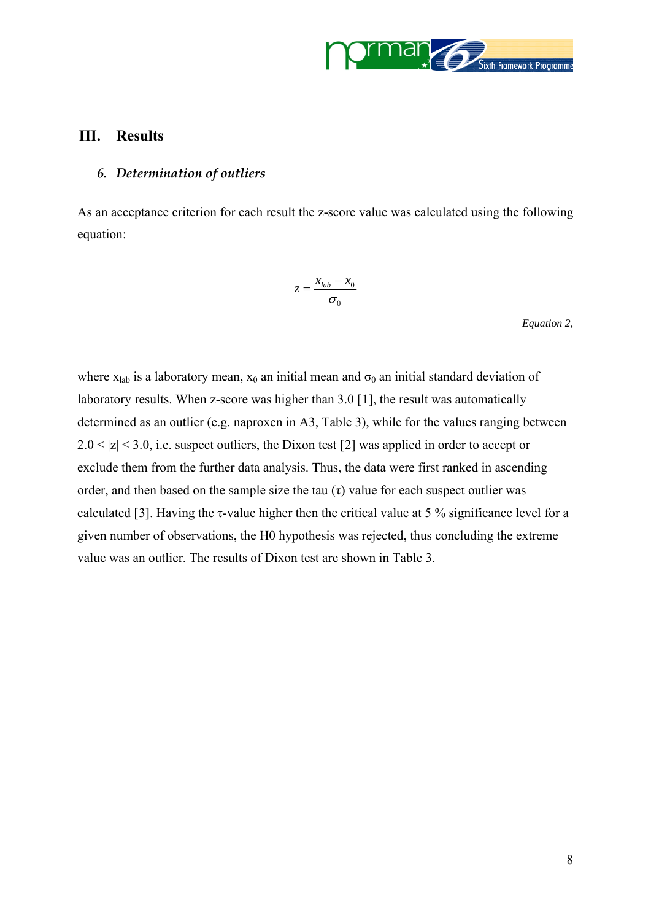# III. Results

### *6. Determination of outliers*

As an acceptance criterion for each result the z-score value was calculated using the following equation:

$$z = \frac{x_{lab} - x_0}{\sigma_0}$$

*Equation 2,*

where $x_{lab}$ is a laboratory mean, $x_0$ an initial mean and $\sigma_0$ an initial standard deviation of laboratory results. When z-score was higher than 3.0 [1], the result was automatically determined as an outlier (e.g. naproxen in A3, Table 3), while for the values ranging between $2.0 < |z| < 3.0$, i.e. suspect outliers, the Dixon test [2] was applied in order to accept or exclude them from the further data analysis. Thus, the data were first ranked in ascending order, and then based on the sample size the tau ($\tau$) value for each suspect outlier was calculated [3]. Having the $\tau$-value higher then the critical value at 5 % significance level for a given number of observations, the H0 hypothesis was rejected, thus concluding the extreme value was an outlier. The results of Dixon test are shown in Table 3.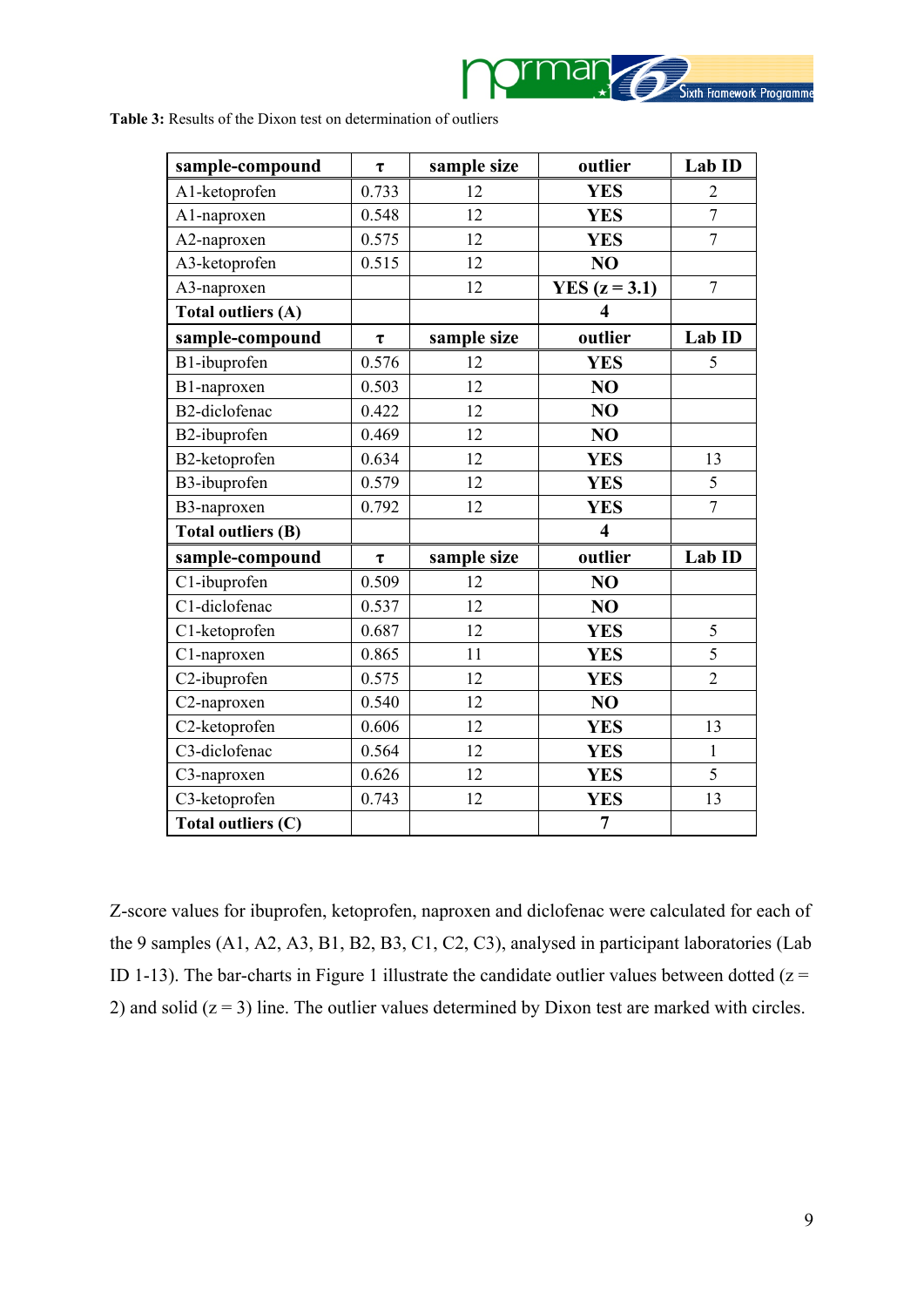**Table 3:** Results of the Dixon test on determination of outliers

| sample-compound | τ | sample size | outlier | Lab ID |
|---|---|---|---|---|
| A1-ketoprofen | 0.733 | 12 | **YES** | 2 |
| A1-naproxen | 0.548 | 12 | **YES** | 7 |
| A2-naproxen | 0.575 | 12 | **YES** | 7 |
| A3-ketoprofen | 0.515 | 12 | **NO** | |
| A3-naproxen | | 12 | **YES (z = 3.1)** | 7 |
| **Total outliers (A)** | | | **4** | |
| **sample-compound** | **τ** | **sample size** | **outlier** | **Lab ID** |
| B1-ibuprofen | 0.576 | 12 | **YES** | 5 |
| B1-naproxen | 0.503 | 12 | **NO** | |
| B2-diclofenac | 0.422 | 12 | **NO** | |
| B2-ibuprofen | 0.469 | 12 | **NO** | |
| B2-ketoprofen | 0.634 | 12 | **YES** | 13 |
| B3-ibuprofen | 0.579 | 12 | **YES** | 5 |
| B3-naproxen | 0.792 | 12 | **YES** | 7 |
| **Total outliers (B)** | | | **4** | |
| **sample-compound** | **τ** | **sample size** | **outlier** | **Lab ID** |
| C1-ibuprofen | 0.509 | 12 | **NO** | |
| C1-diclofenac | 0.537 | 12 | **NO** | |
| C1-ketoprofen | 0.687 | 12 | **YES** | 5 |
| C1-naproxen | 0.865 | 11 | **YES** | 5 |
| C2-ibuprofen | 0.575 | 12 | **YES** | 2 |
| C2-naproxen | 0.540 | 12 | **NO** | |
| C2-ketoprofen | 0.606 | 12 | **YES** | 13 |
| C3-diclofenac | 0.564 | 12 | **YES** | 1 |
| C3-naproxen | 0.626 | 12 | **YES** | 5 |
| C3-ketoprofen | 0.743 | 12 | **YES** | 13 |
| **Total outliers (C)** | | | **7** | |

Z-score values for ibuprofen, ketoprofen, naproxen and diclofenac were calculated for each of the 9 samples (A1, A2, A3, B1, B2, B3, C1, C2, C3), analysed in participant laboratories (Lab ID 1-13). The bar-charts in Figure 1 illustrate the candidate outlier values between dotted ($z = 2$) and solid ($z = 3$) line. The outlier values determined by Dixon test are marked with circles.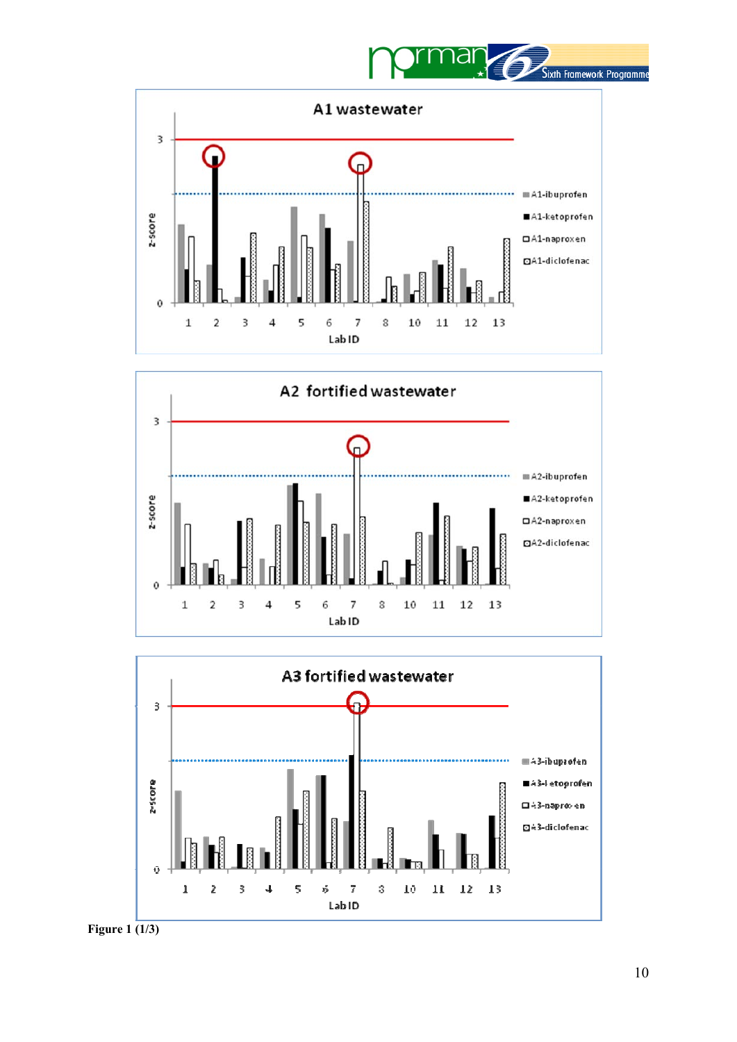Figure 1 (1/3)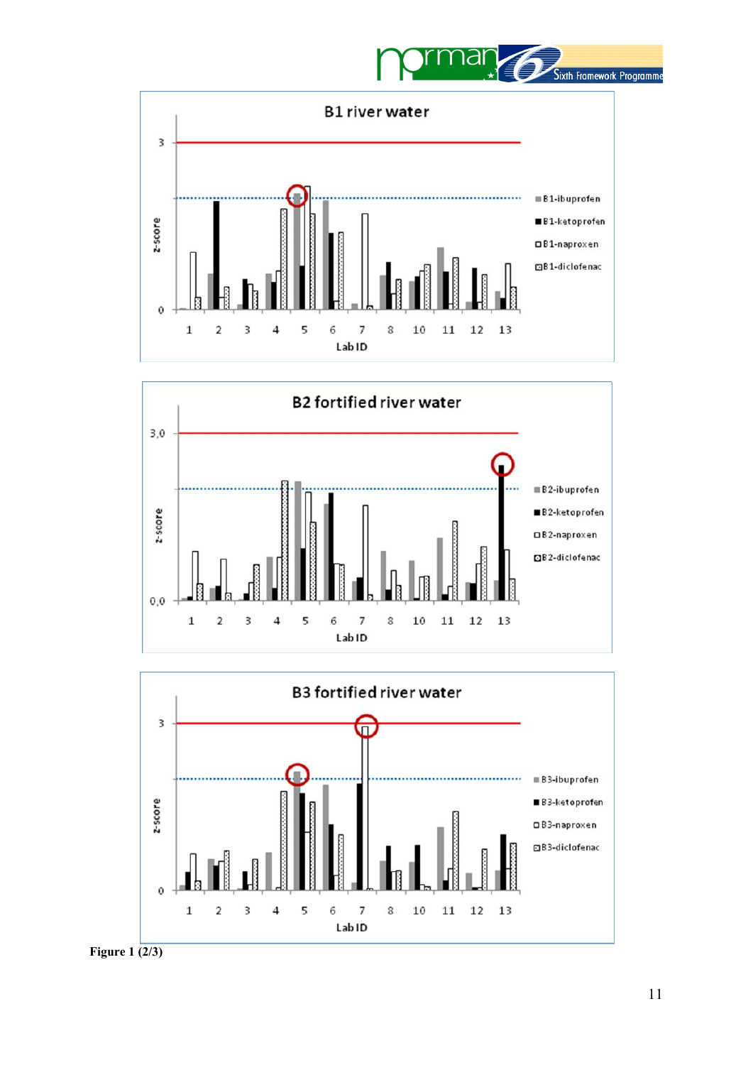Figure 1 (2/3)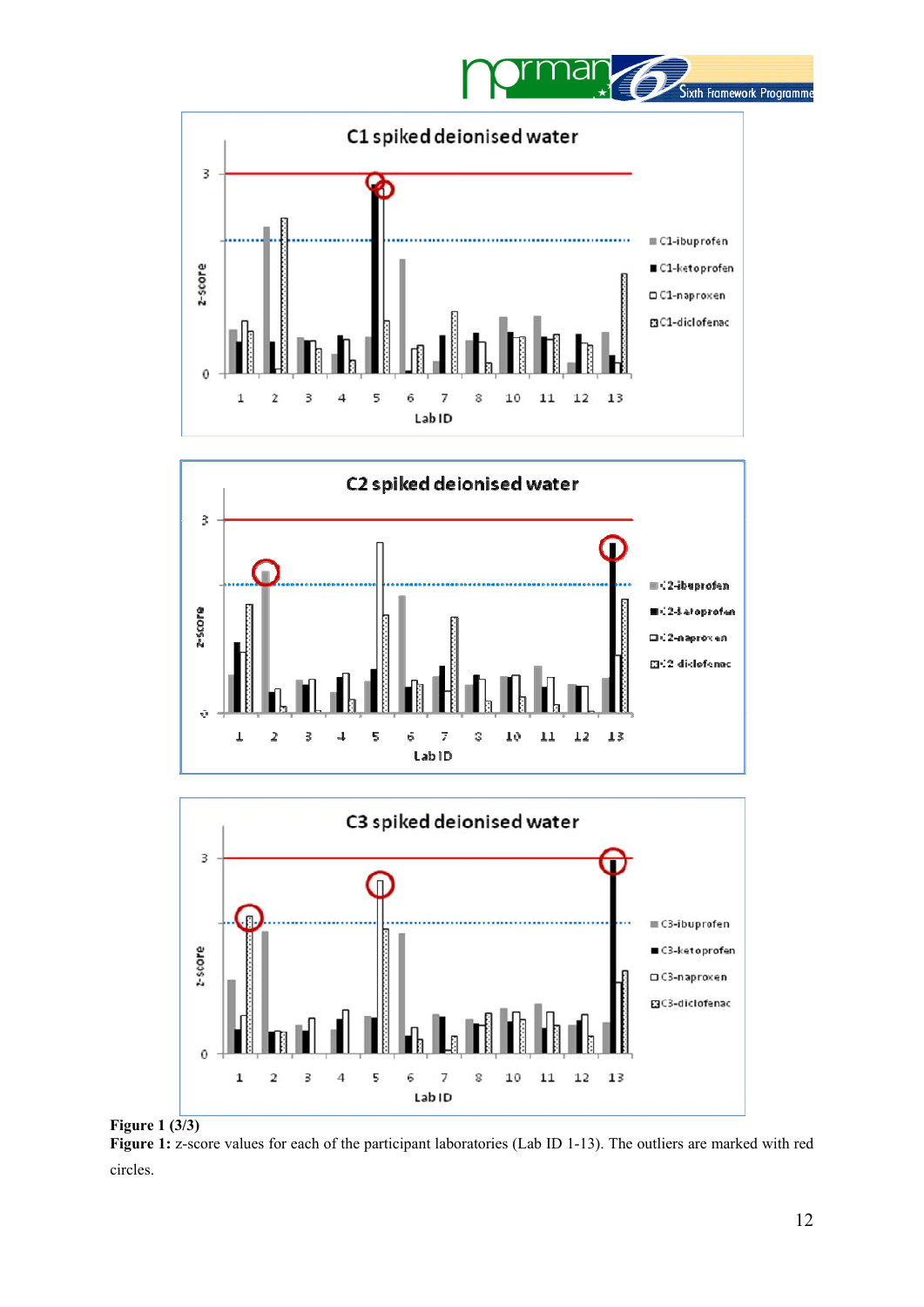Figure 1 (3/3)

**Figure 1:** z-score values for each of the participant laboratories (Lab ID 1-13). The outliers are marked with red circles.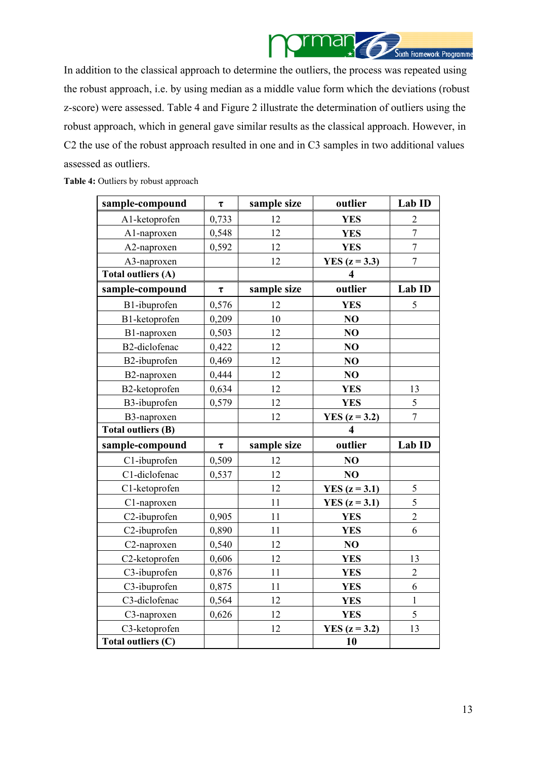In addition to the classical approach to determine the outliers, the process was repeated using the robust approach, i.e. by using median as a middle value form which the deviations (robust z-score) were assessed. Table 4 and Figure 2 illustrate the determination of outliers using the robust approach, which in general gave similar results as the classical approach. However, in C2 the use of the robust approach resulted in one and in C3 samples in two additional values assessed as outliers.

**Table 4:** Outliers by robust approach

| **sample-compound** | **τ** | **sample size** | **outlier** | **Lab ID** |
|---|---|---|---|---|
| A1-ketoprofen | 0,733 | 12 | **YES** | 2 |
| A1-naproxen | 0,548 | 12 | **YES** | 7 |
| A2-naproxen | 0,592 | 12 | **YES** | 7 |
| A3-naproxen | | 12 | **YES (z = 3.3)** | 7 |
| **Total outliers (A)** | | | **4** | |
| **sample-compound** | **τ** | **sample size** | **outlier** | **Lab ID** |
| B1-ibuprofen | 0,576 | 12 | **YES** | 5 |
| B1-ketoprofen | 0,209 | 10 | **NO** | |
| B1-naproxen | 0,503 | 12 | **NO** | |
| B2-diclofenac | 0,422 | 12 | **NO** | |
| B2-ibuprofen | 0,469 | 12 | **NO** | |
| B2-naproxen | 0,444 | 12 | **NO** | |
| B2-ketoprofen | 0,634 | 12 | **YES** | 13 |
| B3-ibuprofen | 0,579 | 12 | **YES** | 5 |
| B3-naproxen | | 12 | **YES (z = 3.2)** | 7 |
| **Total outliers (B)** | | | **4** | |
| **sample-compound** | **τ** | **sample size** | **outlier** | **Lab ID** |
| C1-ibuprofen | 0,509 | 12 | **NO** | |
| C1-diclofenac | 0,537 | 12 | **NO** | |
| C1-ketoprofen | | 12 | **YES (z = 3.1)** | 5 |
| C1-naproxen | | 11 | **YES (z = 3.1)** | 5 |
| C2-ibuprofen | 0,905 | 11 | **YES** | 2 |
| C2-ibuprofen | 0,890 | 11 | **YES** | 6 |
| C2-naproxen | 0,540 | 12 | **NO** | |
| C2-ketoprofen | 0,606 | 12 | **YES** | 13 |
| C3-ibuprofen | 0,876 | 11 | **YES** | 2 |
| C3-ibuprofen | 0,875 | 11 | **YES** | 6 |
| C3-diclofenac | 0,564 | 12 | **YES** | 1 |
| C3-naproxen | 0,626 | 12 | **YES** | 5 |
| C3-ketoprofen | | 12 | **YES (z = 3.2)** | 13 |
| **Total outliers (C)** | | | **10** | |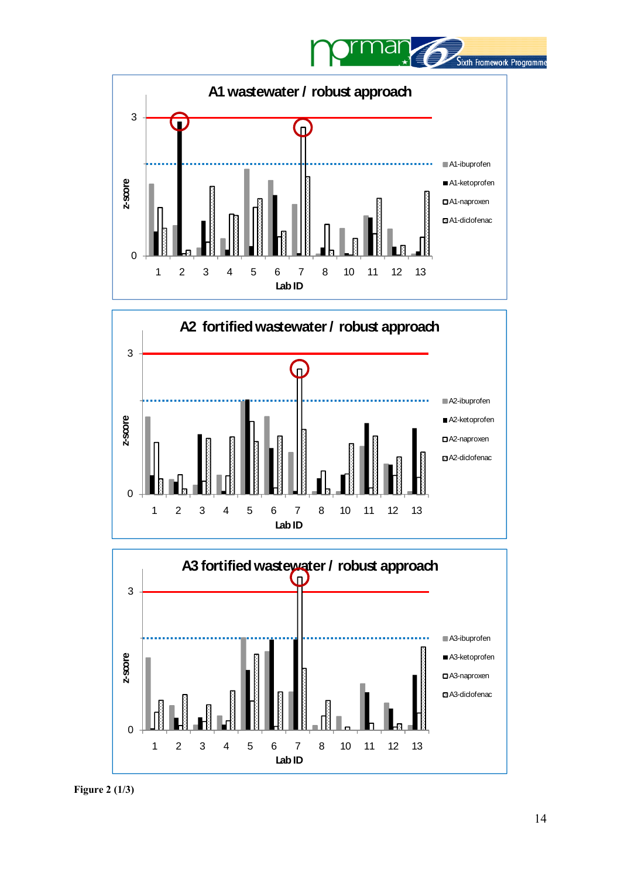**A1 wastewater / robust approach**

z-score (0–3); Lab ID: 1, 2, 3, 4, 5, 6, 7, 8, 10, 11, 12, 13

A1-ibuprofen
A1-ketoprofen
A1-naproxen
A1-diclofenac

**A2 fortified wastewater / robust approach**

z-score (0–3); Lab ID: 1, 2, 3, 4, 5, 6, 7, 8, 10, 11, 12, 13

A2-ibuprofen
A2-ketoprofen
A2-naproxen
A2-diclofenac

**A3 fortified wastewater / robust approach**

z-score (0–3); Lab ID: 1, 2, 3, 4, 5, 6, 7, 8, 10, 11, 12, 13

A3-ibuprofen
A3-ketoprofen
A3-naproxen
A3-diclofenac

**Figure 2 (1/3)**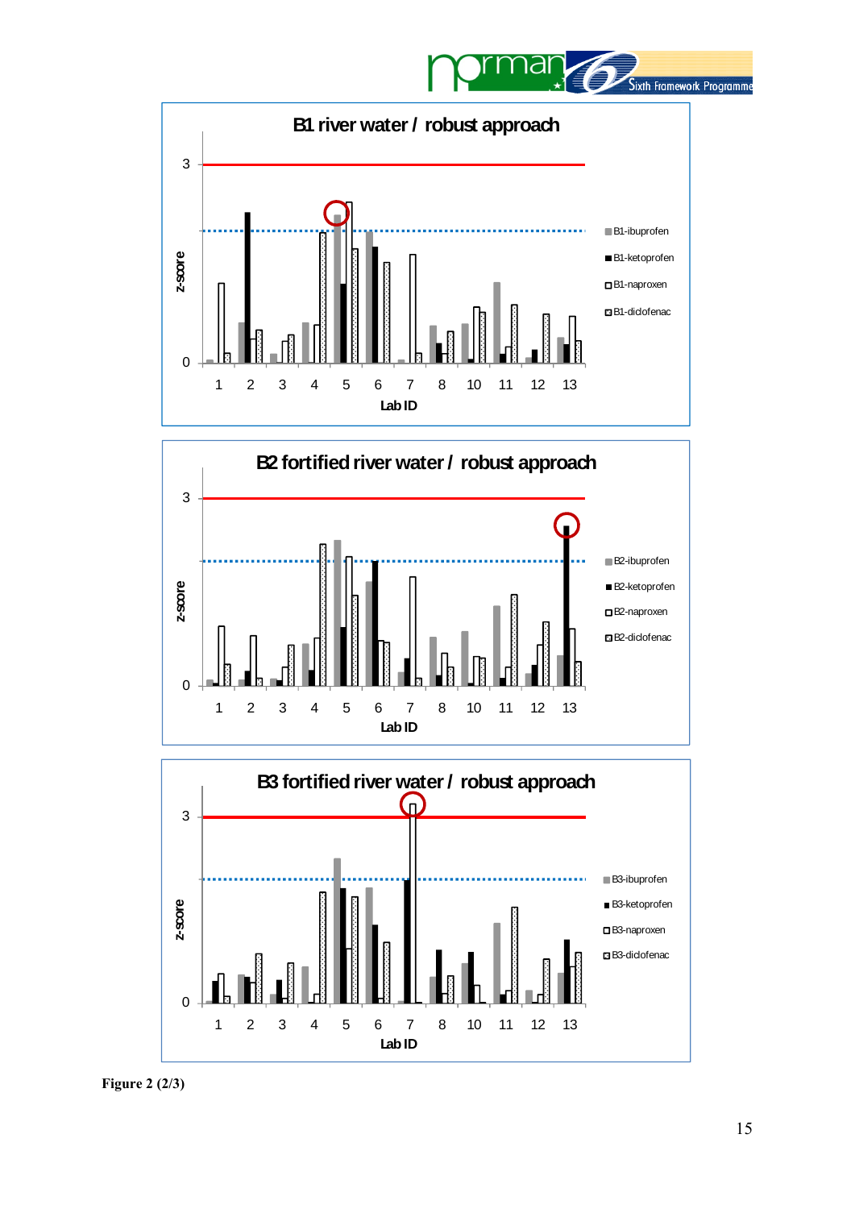Figure 2 (2/3)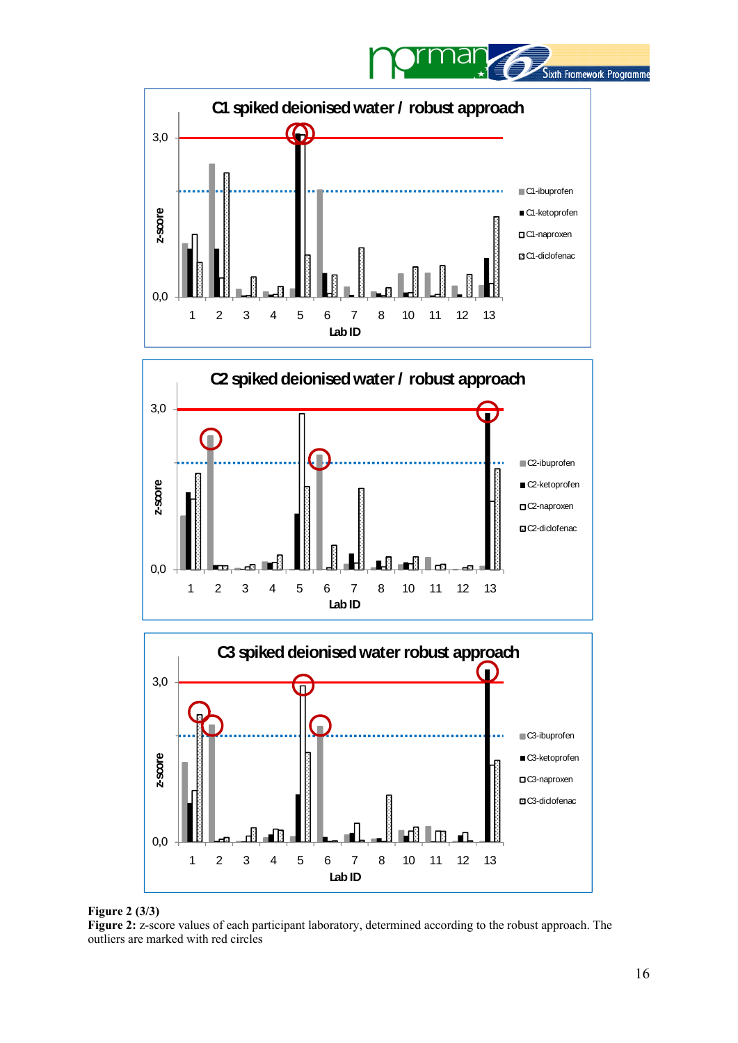**Figure 2 (3/3)**

**Figure 2:** z-score values of each participant laboratory, determined according to the robust approach. The outliers are marked with red circles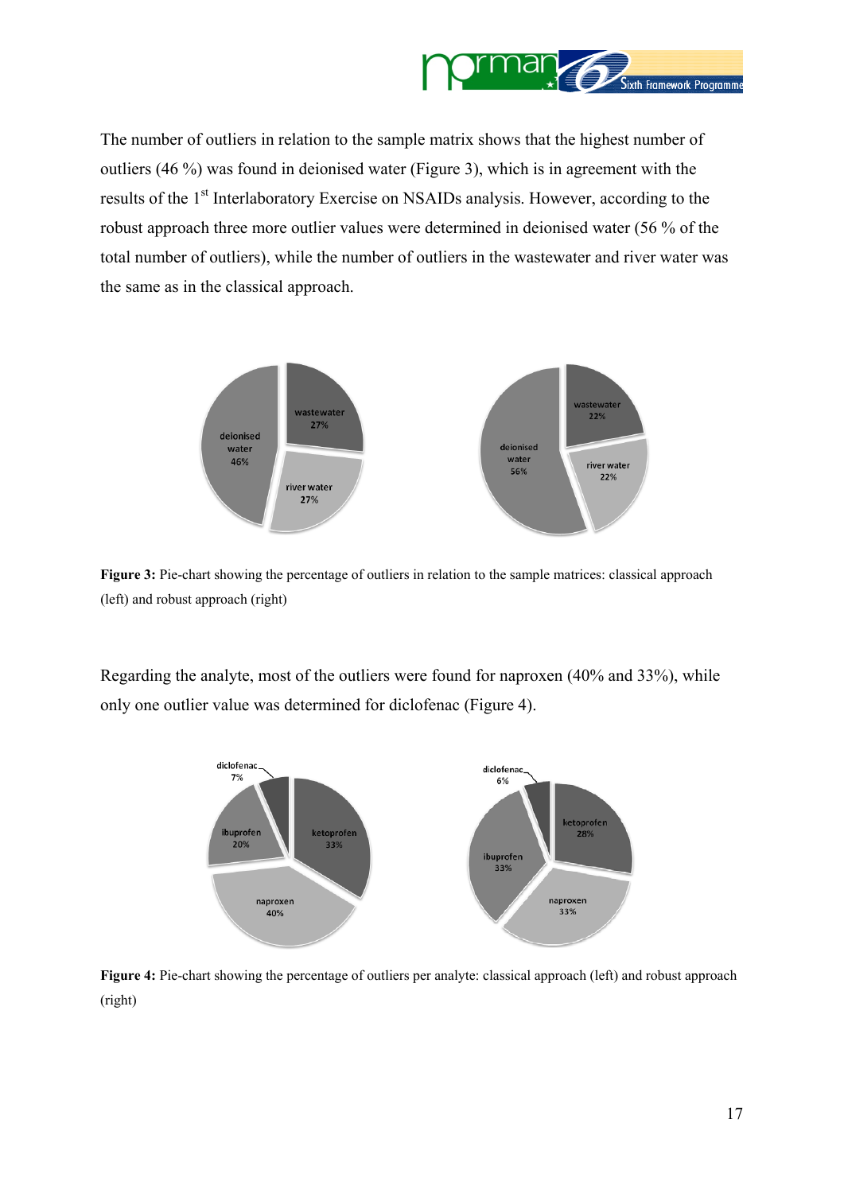The number of outliers in relation to the sample matrix shows that the highest number of outliers (46 %) was found in deionised water (Figure 3), which is in agreement with the results of the 1st Interlaboratory Exercise on NSAIDs analysis. However, according to the robust approach three more outlier values were determined in deionised water (56 % of the total number of outliers), while the number of outliers in the wastewater and river water was the same as in the classical approach.

**Figure 3:** Pie-chart showing the percentage of outliers in relation to the sample matrices: classical approach (left) and robust approach (right)

Regarding the analyte, most of the outliers were found for naproxen (40% and 33%), while only one outlier value was determined for diclofenac (Figure 4).

**Figure 4:** Pie-chart showing the percentage of outliers per analyte: classical approach (left) and robust approach (right)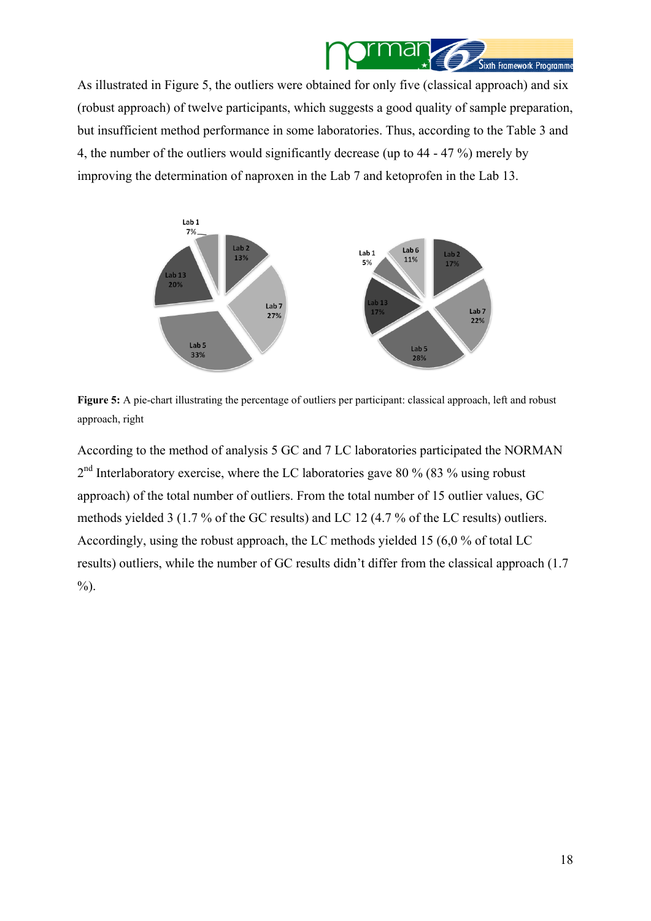As illustrated in Figure 5, the outliers were obtained for only five (classical approach) and six (robust approach) of twelve participants, which suggests a good quality of sample preparation, but insufficient method performance in some laboratories. Thus, according to the Table 3 and 4, the number of the outliers would significantly decrease (up to 44 - 47 %) merely by improving the determination of naproxen in the Lab 7 and ketoprofen in the Lab 13.

**Figure 5:** A pie-chart illustrating the percentage of outliers per participant: classical approach, left and robust approach, right

According to the method of analysis 5 GC and 7 LC laboratories participated the NORMAN 2[nd] Interlaboratory exercise, where the LC laboratories gave 80 % (83 % using robust approach) of the total number of outliers. From the total number of 15 outlier values, GC methods yielded 3 (1.7 % of the GC results) and LC 12 (4.7 % of the LC results) outliers. Accordingly, using the robust approach, the LC methods yielded 15 (6,0 % of total LC results) outliers, while the number of GC results didn't differ from the classical approach (1.7 %).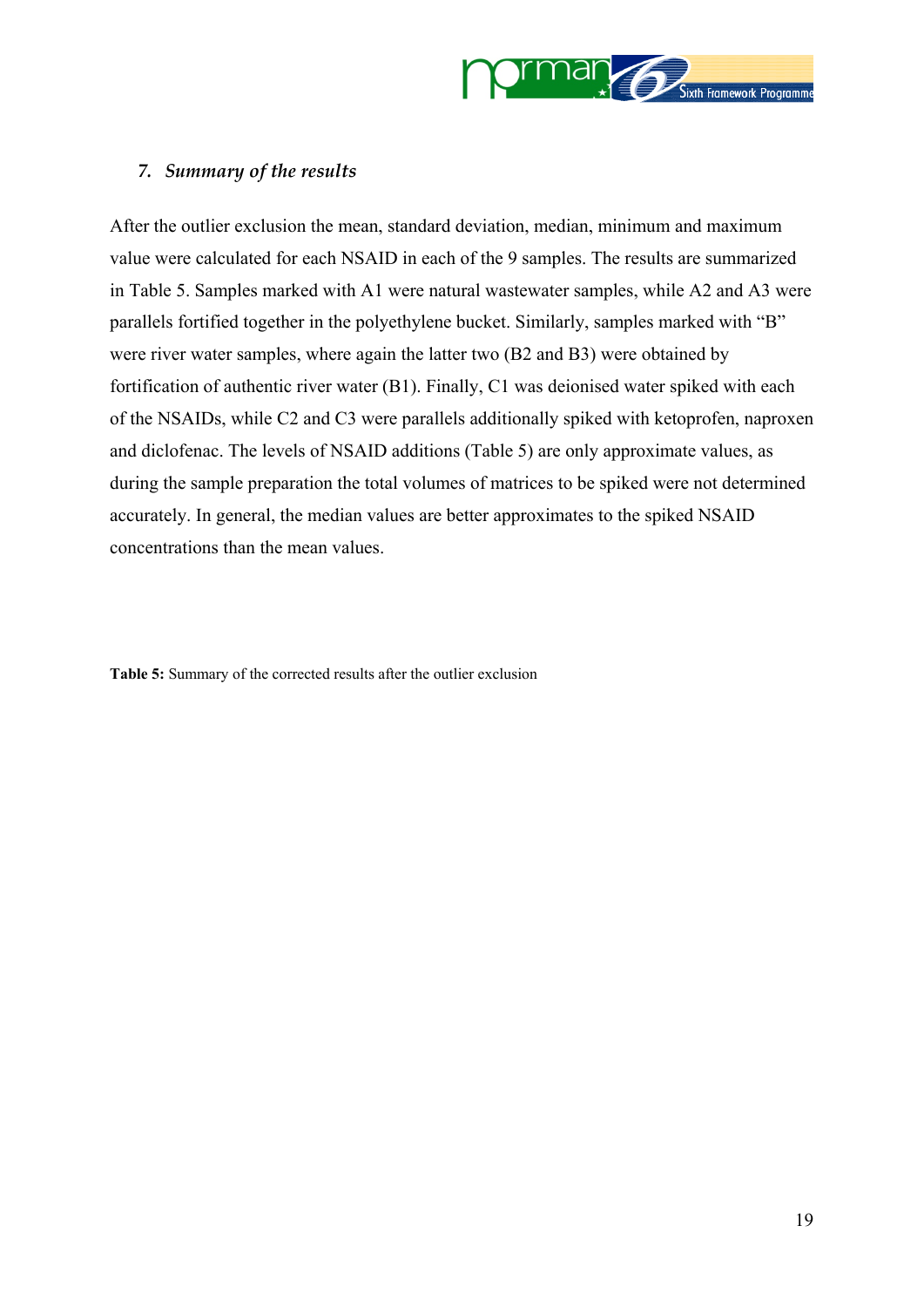## 7. *Summary of the results*

After the outlier exclusion the mean, standard deviation, median, minimum and maximum value were calculated for each NSAID in each of the 9 samples. The results are summarized in Table 5. Samples marked with A1 were natural wastewater samples, while A2 and A3 were parallels fortified together in the polyethylene bucket. Similarly, samples marked with "B" were river water samples, where again the latter two (B2 and B3) were obtained by fortification of authentic river water (B1). Finally, C1 was deionised water spiked with each of the NSAIDs, while C2 and C3 were parallels additionally spiked with ketoprofen, naproxen and diclofenac. The levels of NSAID additions (Table 5) are only approximate values, as during the sample preparation the total volumes of matrices to be spiked were not determined accurately. In general, the median values are better approximates to the spiked NSAID concentrations than the mean values.

**Table 5:** Summary of the corrected results after the outlier exclusion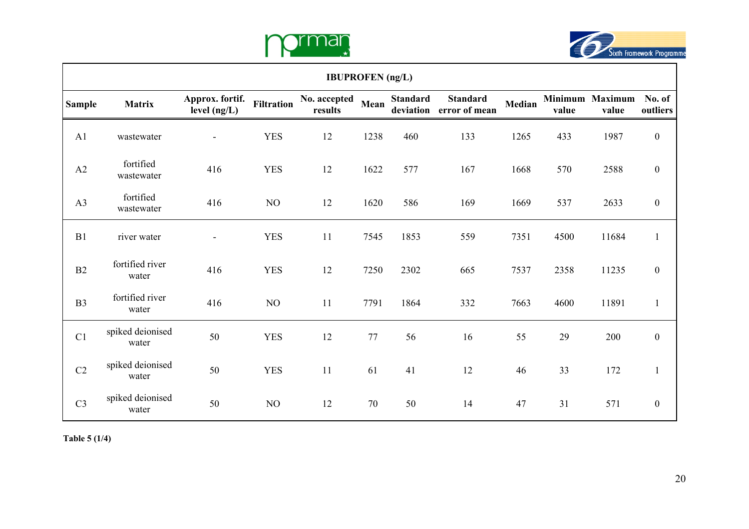| IBUPROFEN (ng/L) | | | | | | | | | | | |
|---|---|---|---|---|---|---|---|---|---|---|---|
| **Sample** | **Matrix** | **Approx. fortif. level (ng/L)** | **Filtration** | **No. accepted results** | **Mean** | **Standard deviation** | **Standard error of mean** | **Median** | **Minimum value** | **Maximum value** | **No. of outliers** |
| A1 | wastewater | - | YES | 12 | 1238 | 460 | 133 | 1265 | 433 | 1987 | 0 |
| A2 | fortified wastewater | 416 | YES | 12 | 1622 | 577 | 167 | 1668 | 570 | 2588 | 0 |
| A3 | fortified wastewater | 416 | NO | 12 | 1620 | 586 | 169 | 1669 | 537 | 2633 | 0 |
| B1 | river water | - | YES | 11 | 7545 | 1853 | 559 | 7351 | 4500 | 11684 | 1 |
| B2 | fortified river water | 416 | YES | 12 | 7250 | 2302 | 665 | 7537 | 2358 | 11235 | 0 |
| B3 | fortified river water | 416 | NO | 11 | 7791 | 1864 | 332 | 7663 | 4600 | 11891 | 1 |
| C1 | spiked deionised water | 50 | YES | 12 | 77 | 56 | 16 | 55 | 29 | 200 | 0 |
| C2 | spiked deionised water | 50 | YES | 11 | 61 | 41 | 12 | 46 | 33 | 172 | 1 |
| C3 | spiked deionised water | 50 | NO | 12 | 70 | 50 | 14 | 47 | 31 | 571 | 0 |

**Table 5 (1/4)**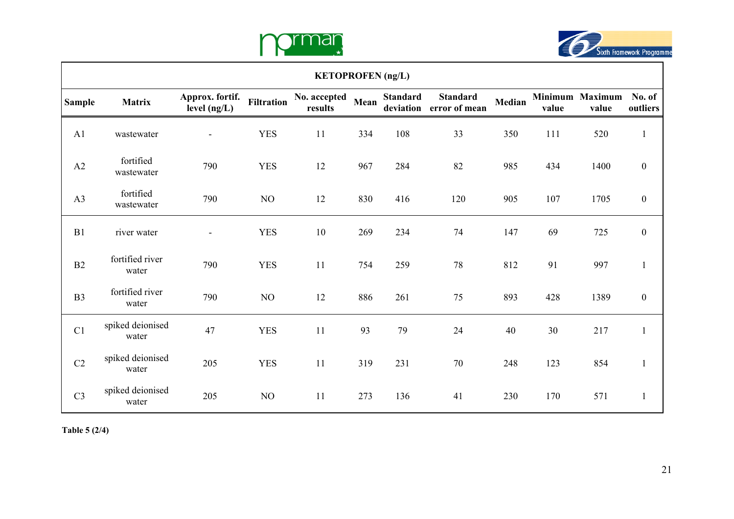| KETOPROFEN (ng/L) | | | | | | | | | | | |
|---|---|---|---|---|---|---|---|---|---|---|---|
| **Sample** | **Matrix** | **Approx. fortif. level (ng/L)** | **Filtration** | **No. accepted results** | **Mean** | **Standard deviation** | **Standard error of mean** | **Median** | **Minimum value** | **Maximum value** | **No. of outliers** |
| A1 | wastewater | - | YES | 11 | 334 | 108 | 33 | 350 | 111 | 520 | 1 |
| A2 | fortified wastewater | 790 | YES | 12 | 967 | 284 | 82 | 985 | 434 | 1400 | 0 |
| A3 | fortified wastewater | 790 | NO | 12 | 830 | 416 | 120 | 905 | 107 | 1705 | 0 |
| B1 | river water | - | YES | 10 | 269 | 234 | 74 | 147 | 69 | 725 | 0 |
| B2 | fortified river water | 790 | YES | 11 | 754 | 259 | 78 | 812 | 91 | 997 | 1 |
| B3 | fortified river water | 790 | NO | 12 | 886 | 261 | 75 | 893 | 428 | 1389 | 0 |
| C1 | spiked deionised water | 47 | YES | 11 | 93 | 79 | 24 | 40 | 30 | 217 | 1 |
| C2 | spiked deionised water | 205 | YES | 11 | 319 | 231 | 70 | 248 | 123 | 854 | 1 |
| C3 | spiked deionised water | 205 | NO | 11 | 273 | 136 | 41 | 230 | 170 | 571 | 1 |

**Table 5 (2/4)**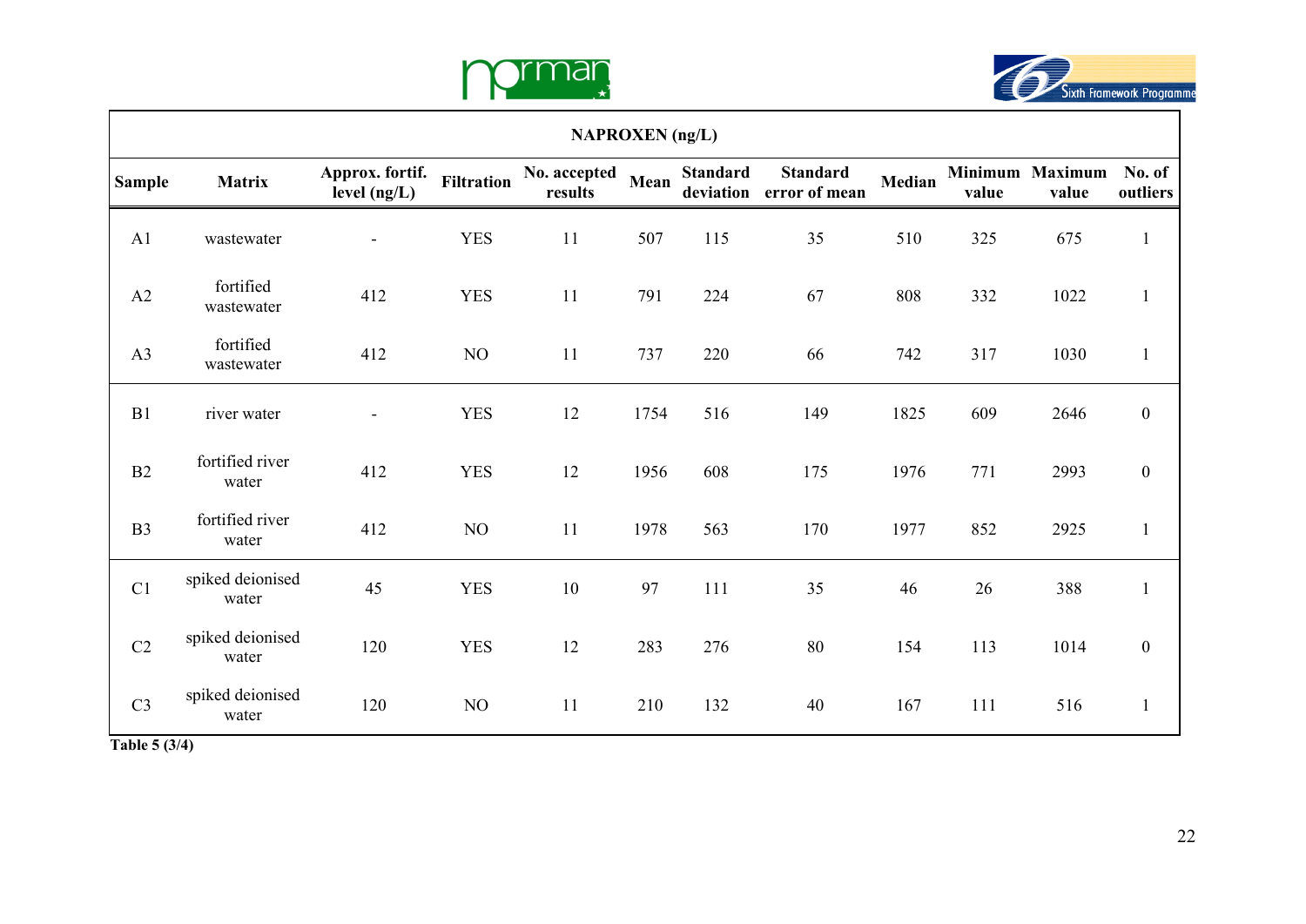| NAPROXEN (ng/L) | | | | | | | | | | | |
|---|---|---|---|---|---|---|---|---|---|---|---|
| **Sample** | **Matrix** | **Approx. fortif. level (ng/L)** | **Filtration** | **No. accepted results** | **Mean** | **Standard deviation** | **Standard error of mean** | **Median** | **Minimum value** | **Maximum value** | **No. of outliers** |
| A1 | wastewater | - | YES | 11 | 507 | 115 | 35 | 510 | 325 | 675 | 1 |
| A2 | fortified wastewater | 412 | YES | 11 | 791 | 224 | 67 | 808 | 332 | 1022 | 1 |
| A3 | fortified wastewater | 412 | NO | 11 | 737 | 220 | 66 | 742 | 317 | 1030 | 1 |
| B1 | river water | - | YES | 12 | 1754 | 516 | 149 | 1825 | 609 | 2646 | 0 |
| B2 | fortified river water | 412 | YES | 12 | 1956 | 608 | 175 | 1976 | 771 | 2993 | 0 |
| B3 | fortified river water | 412 | NO | 11 | 1978 | 563 | 170 | 1977 | 852 | 2925 | 1 |
| C1 | spiked deionised water | 45 | YES | 10 | 97 | 111 | 35 | 46 | 26 | 388 | 1 |
| C2 | spiked deionised water | 120 | YES | 12 | 283 | 276 | 80 | 154 | 113 | 1014 | 0 |
| C3 | spiked deionised water | 120 | NO | 11 | 210 | 132 | 40 | 167 | 111 | 516 | 1 |

**Table 5 (3/4)**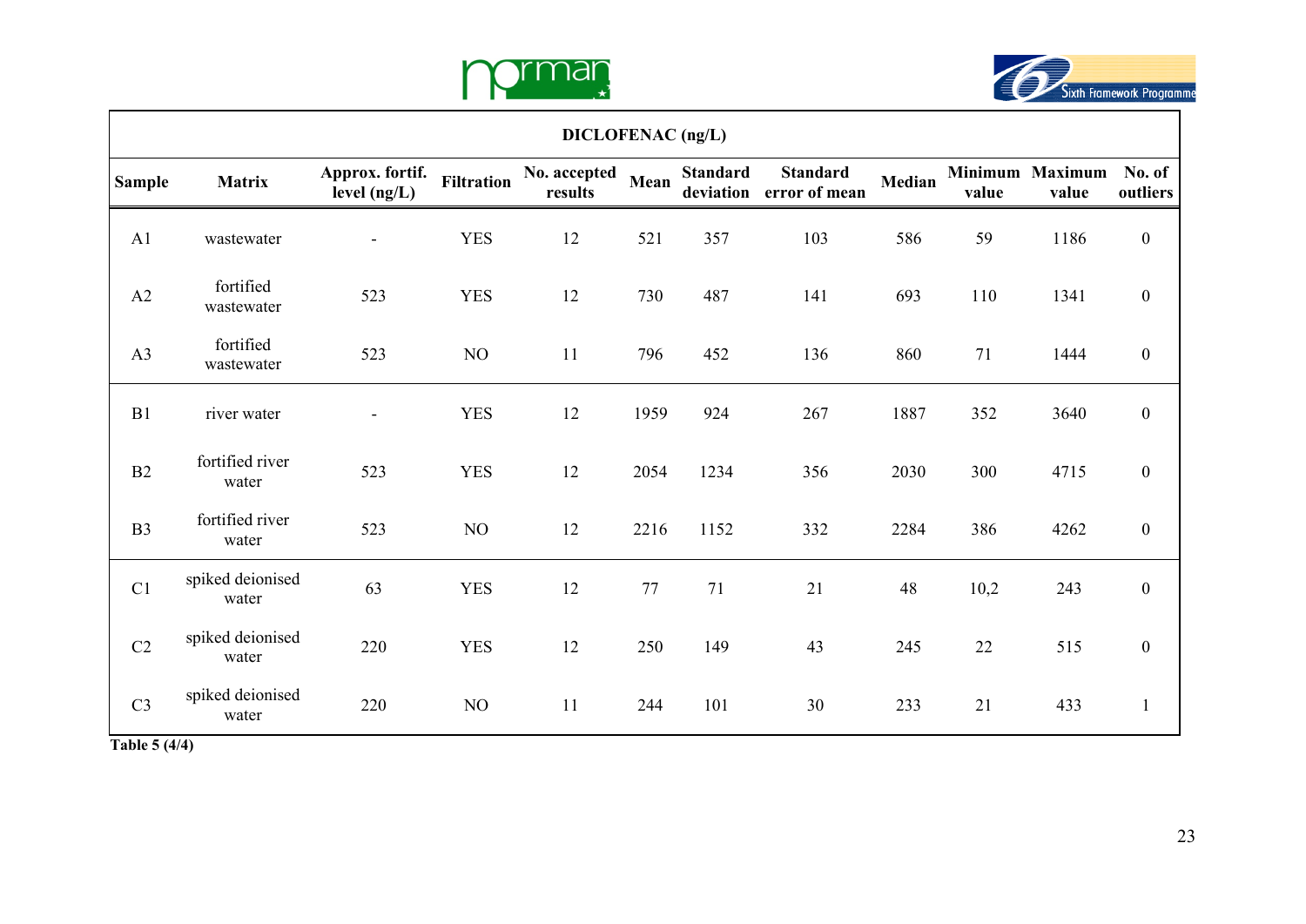| DICLOFENAC (ng/L) | | | | | | | | | | | |
|---|---|---|---|---|---|---|---|---|---|---|---|
| **Sample** | **Matrix** | **Approx. fortif. level (ng/L)** | **Filtration** | **No. accepted results** | **Mean** | **Standard deviation** | **Standard error of mean** | **Median** | **Minimum value** | **Maximum value** | **No. of outliers** |
| A1 | wastewater | - | YES | 12 | 521 | 357 | 103 | 586 | 59 | 1186 | 0 |
| A2 | fortified wastewater | 523 | YES | 12 | 730 | 487 | 141 | 693 | 110 | 1341 | 0 |
| A3 | fortified wastewater | 523 | NO | 11 | 796 | 452 | 136 | 860 | 71 | 1444 | 0 |
| B1 | river water | - | YES | 12 | 1959 | 924 | 267 | 1887 | 352 | 3640 | 0 |
| B2 | fortified river water | 523 | YES | 12 | 2054 | 1234 | 356 | 2030 | 300 | 4715 | 0 |
| B3 | fortified river water | 523 | NO | 12 | 2216 | 1152 | 332 | 2284 | 386 | 4262 | 0 |
| C1 | spiked deionised water | 63 | YES | 12 | 77 | 71 | 21 | 48 | 10,2 | 243 | 0 |
| C2 | spiked deionised water | 220 | YES | 12 | 250 | 149 | 43 | 245 | 22 | 515 | 0 |
| C3 | spiked deionised water | 220 | NO | 11 | 244 | 101 | 30 | 233 | 21 | 433 | 1 |

**Table 5 (4/4)**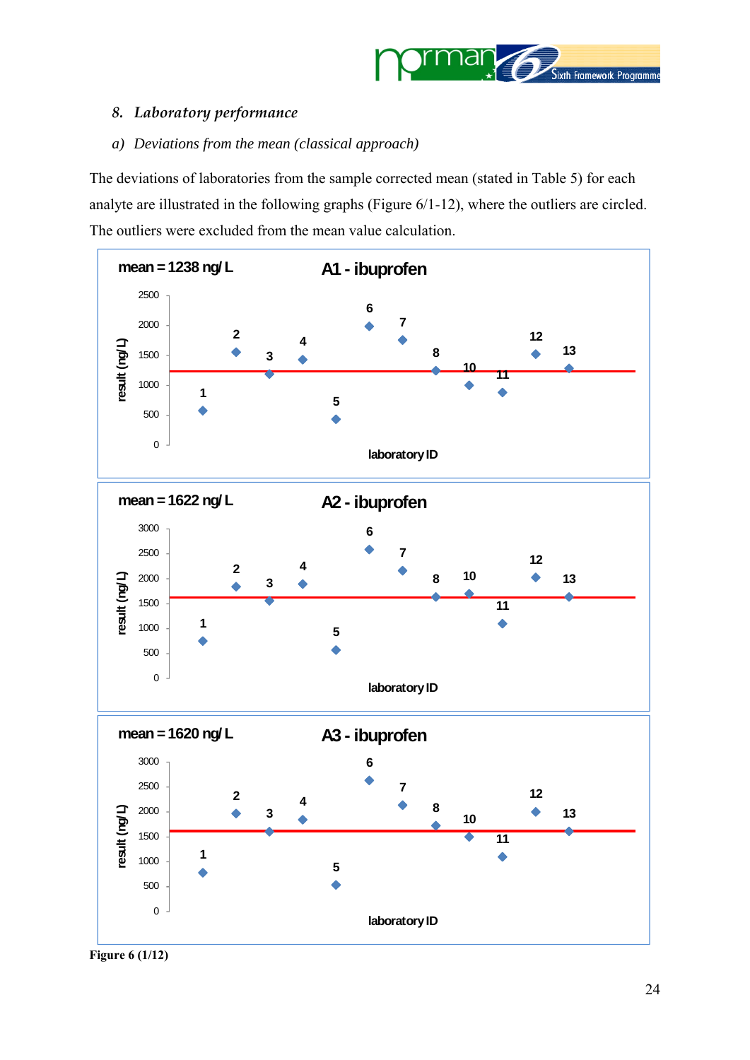## 8. *Laboratory performance*

### a) *Deviations from the mean (classical approach)*

The deviations of laboratories from the sample corrected mean (stated in Table 5) for each analyte are illustrated in the following graphs (Figure 6/1-12), where the outliers are circled. The outliers were excluded from the mean value calculation.

**Figure 6 (1/12)**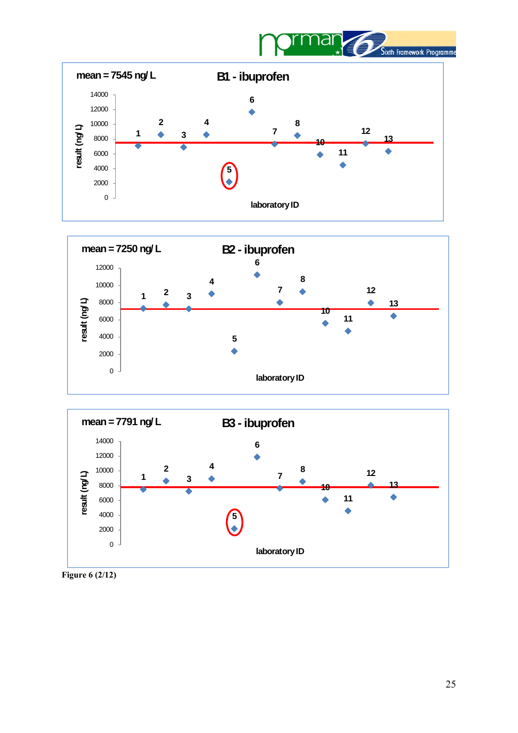mean = 7545 ng/L

B1 - ibuprofen

result (ng/L)

laboratory ID

mean = 7250 ng/L

B2 - ibuprofen

result (ng/L)

laboratory ID

mean = 7791 ng/L

B3 - ibuprofen

result (ng/L)

laboratory ID

**Figure 6 (2/12)**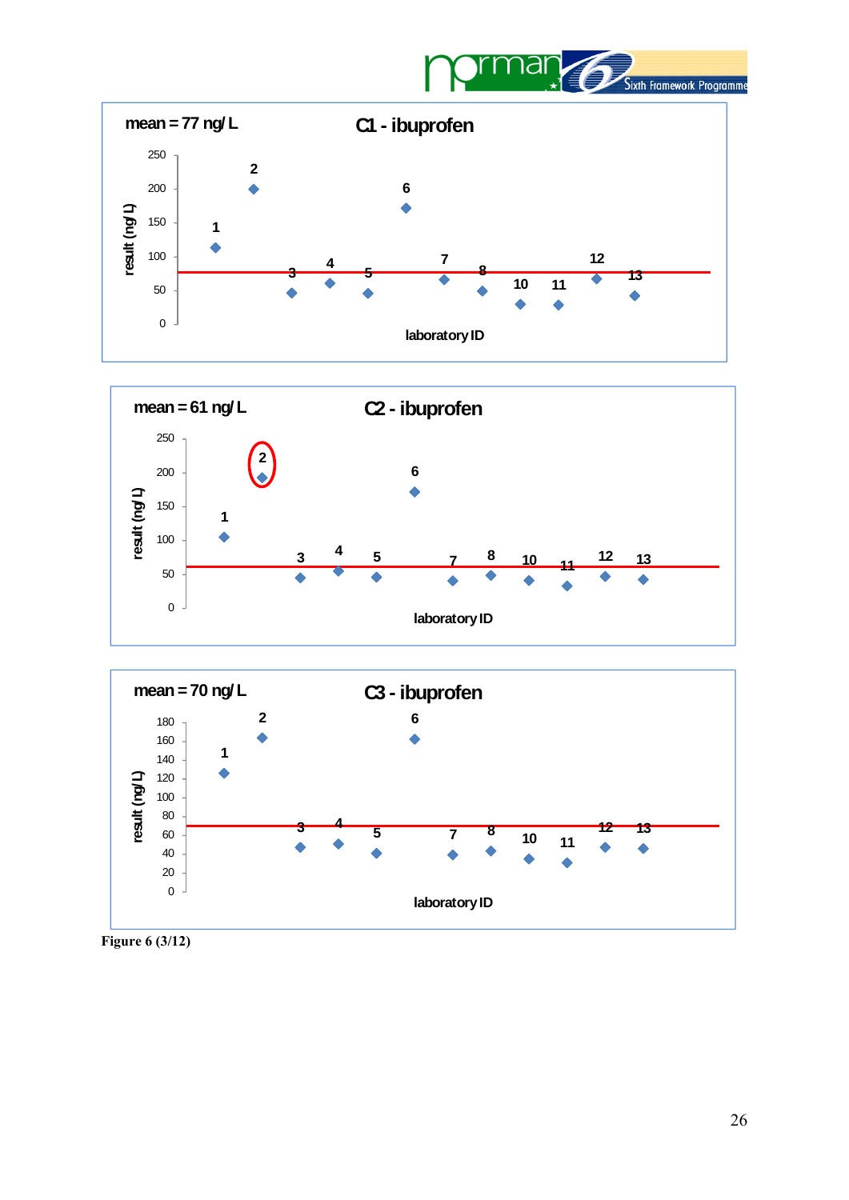mean = 77 ng/L

C1 - ibuprofen

result (ng/L)

250
200
150
100
50
0

laboratory ID

mean = 61 ng/L

C2 - ibuprofen

result (ng/L)

250
200
150
100
50
0

laboratory ID

mean = 70 ng/L

C3 - ibuprofen

result (ng/L)

180
160
140
120
100
80
60
40
20
0

laboratory ID

Figure 6 (3/12)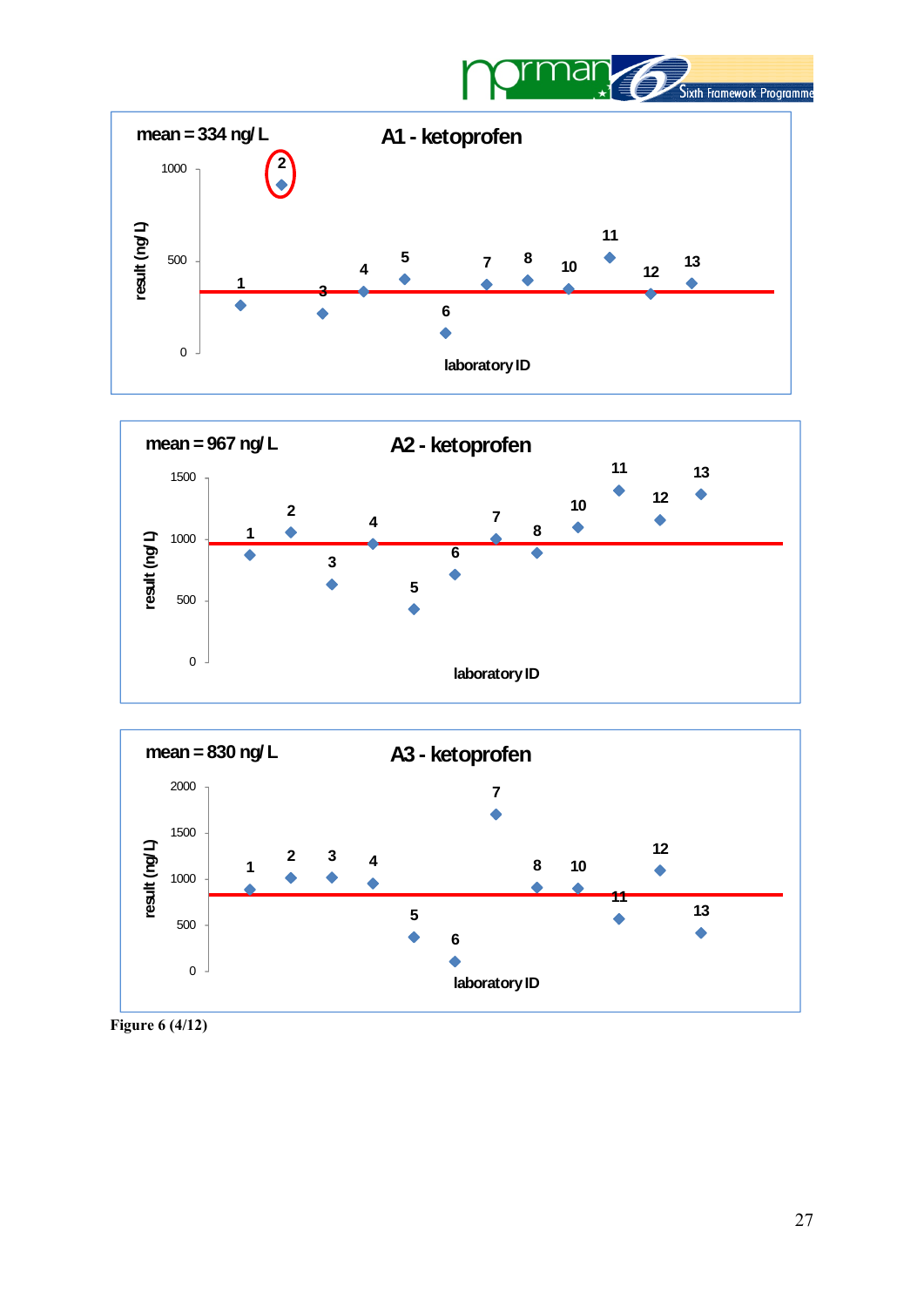**A1 - ketoprofen**

mean = 334 ng/ L

result (ng/ L)

laboratory ID

**A2 - ketoprofen**

mean = 967 ng/ L

result (ng/ L)

laboratory ID

**A3 - ketoprofen**

mean = 830 ng/ L

result (ng/ L)

laboratory ID

Figure 6 (4/12)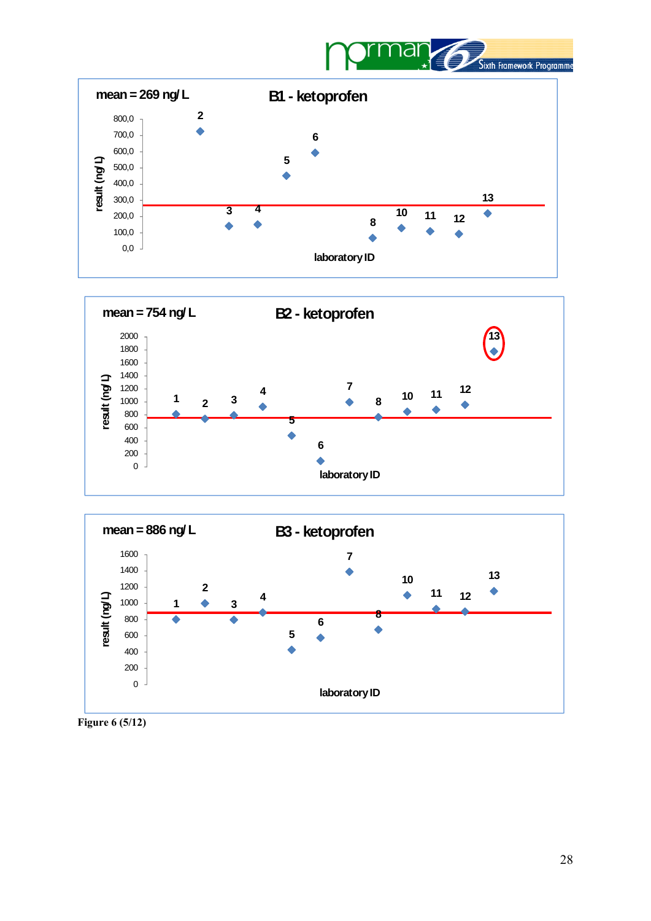mean = 269 ng/L

**B1 - ketoprofen**

result (ng/L)

800,0
700,0
600,0
500,0
400,0
300,0
200,0
100,0
0,0

2 3 4 5 6 8 10 11 12 13

laboratory ID

mean = 754 ng/L

**B2 - ketoprofen**

result (ng/L)

2000
1800
1600
1400
1200
1000
800
600
400
200
0

1 2 3 4 5 6 7 8 10 11 12 13

laboratory ID

mean = 886 ng/L

**B3 - ketoprofen**

result (ng/L)

1600
1400
1200
1000
800
600
400
200
0

1 2 3 4 5 6 7 8 10 11 12 13

laboratory ID

Figure 6 (5/12)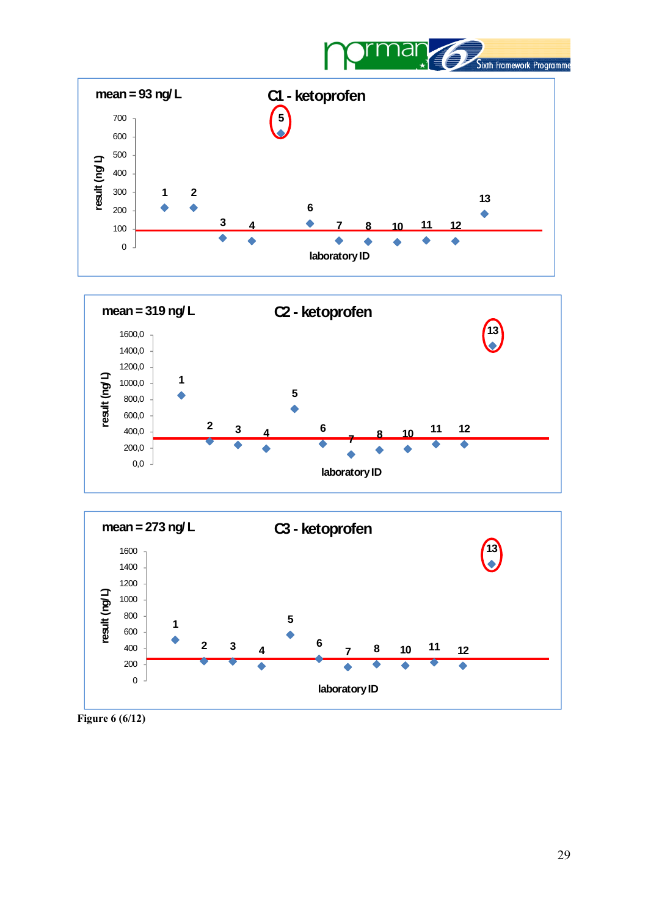mean = 93 ng/L

C1 - ketoprofen

result (ng/L)

700
600
500
400
300
200
100
0

1 2 3 4 5 6 7 8 10 11 12 13

laboratory ID

mean = 319 ng/L

C2 - ketoprofen

result (ng/L)

1600,0
1400,0
1200,0
1000,0
800,0
600,0
400,0
200,0
0,0

1 2 3 4 5 6 7 8 10 11 12 13

laboratory ID

mean = 273 ng/L

C3 - ketoprofen

result (ng/L)

1600
1400
1200
1000
800
600
400
200
0

1 2 3 4 5 6 7 8 10 11 12 13

laboratory ID

Figure 6 (6/12)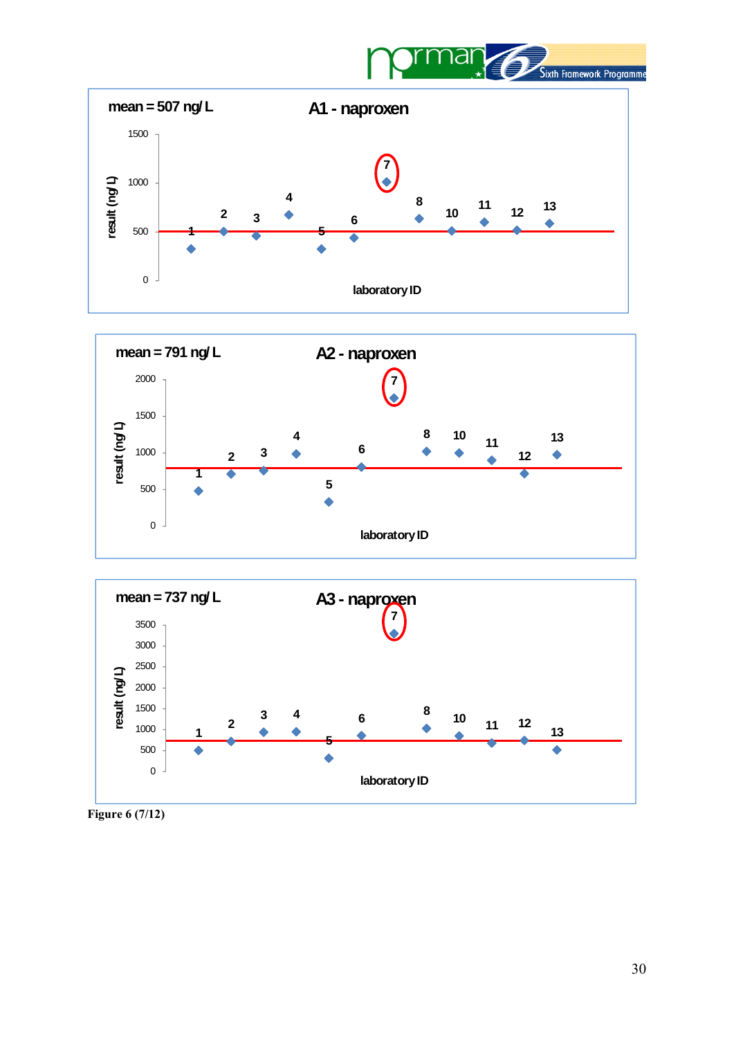**mean = 507 ng/L** **A1 - naproxen**

**mean = 791 ng/L** **A2 - naproxen**

**mean = 737 ng/L** **A3 - naproxen**

**Figure 6 (7/12)**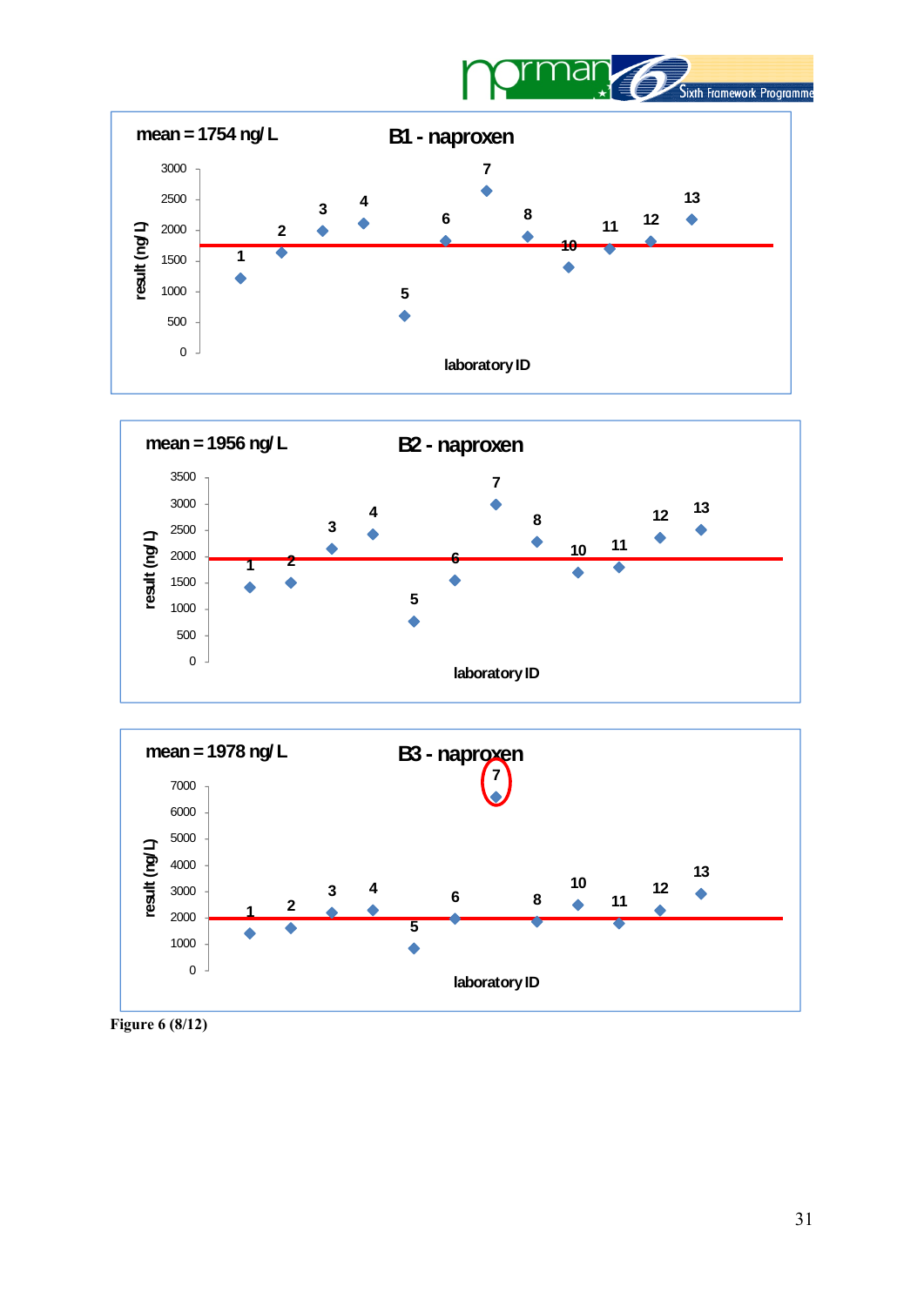mean = 1754 ng/L

B1 - naproxen

mean = 1956 ng/L

B2 - naproxen

mean = 1978 ng/L

B3 - naproxen

Figure 6 (8/12)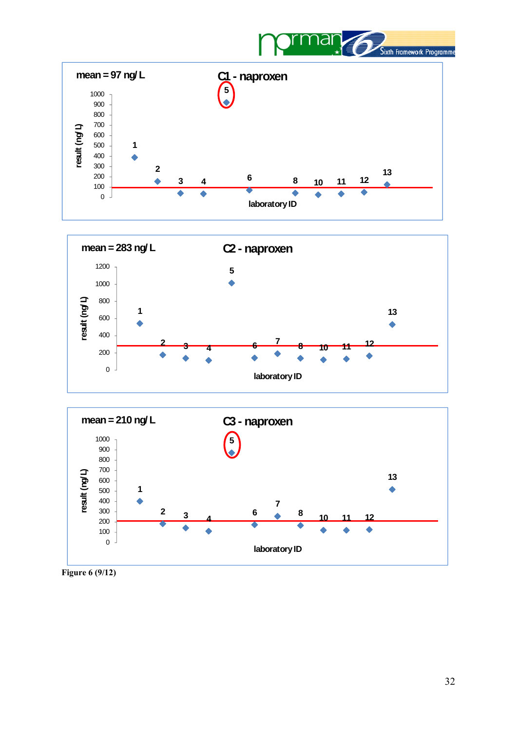mean = 97 ng/L

C1 - naproxen

result (ng/L)

1000
900
800
700
600
500
400
300
200
100
0

1 2 3 4 5 6 8 10 11 12 13

laboratory ID

mean = 283 ng/L

C2 - naproxen

result (ng/L)

1200
1000
800
600
400
200
0

1 2 3 4 5 6 7 8 10 11 12 13

laboratory ID

mean = 210 ng/L

C3 - naproxen

result (ng/L)

1000
900
800
700
600
500
400
300
200
100
0

1 2 3 4 5 6 7 8 10 11 12 13

laboratory ID

**Figure 6 (9/12)**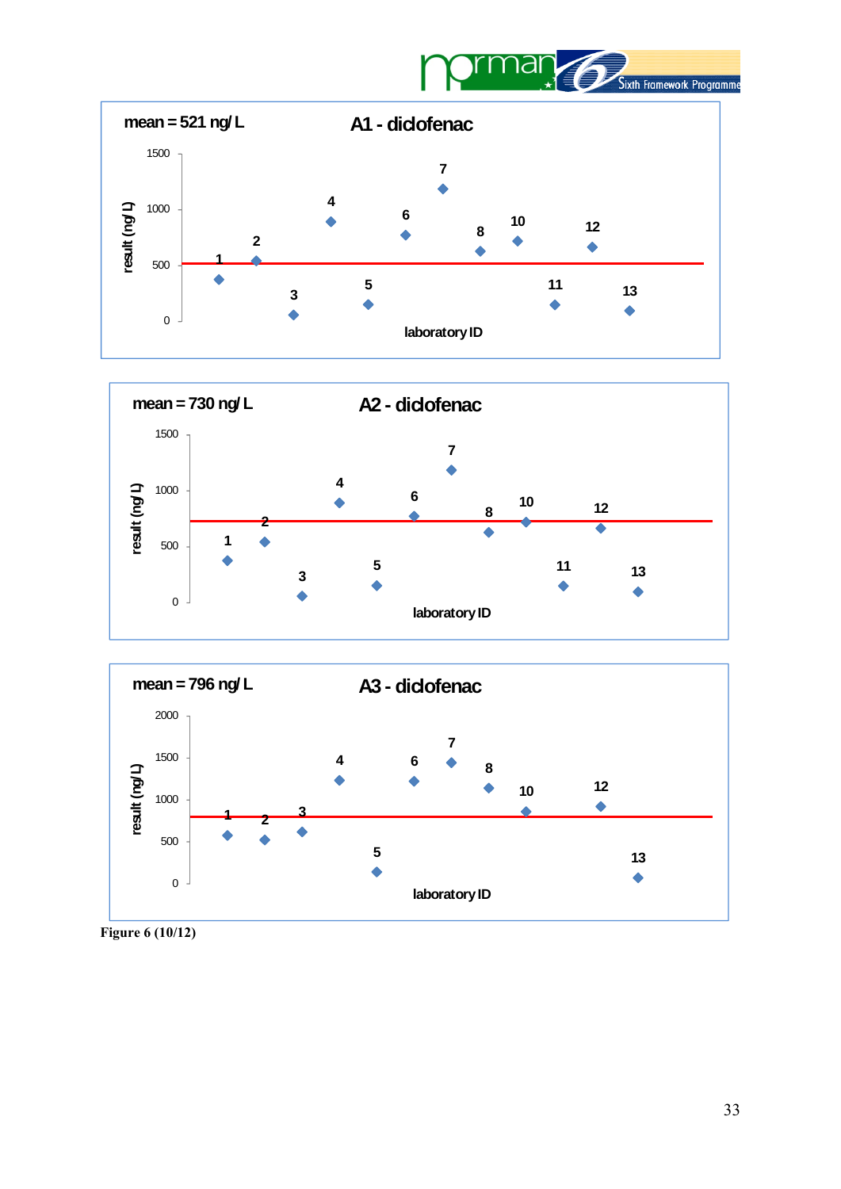mean = 521 ng/L

A1 - diclofenac

mean = 730 ng/L

A2 - diclofenac

mean = 796 ng/L

A3 - diclofenac

Figure 6 (10/12)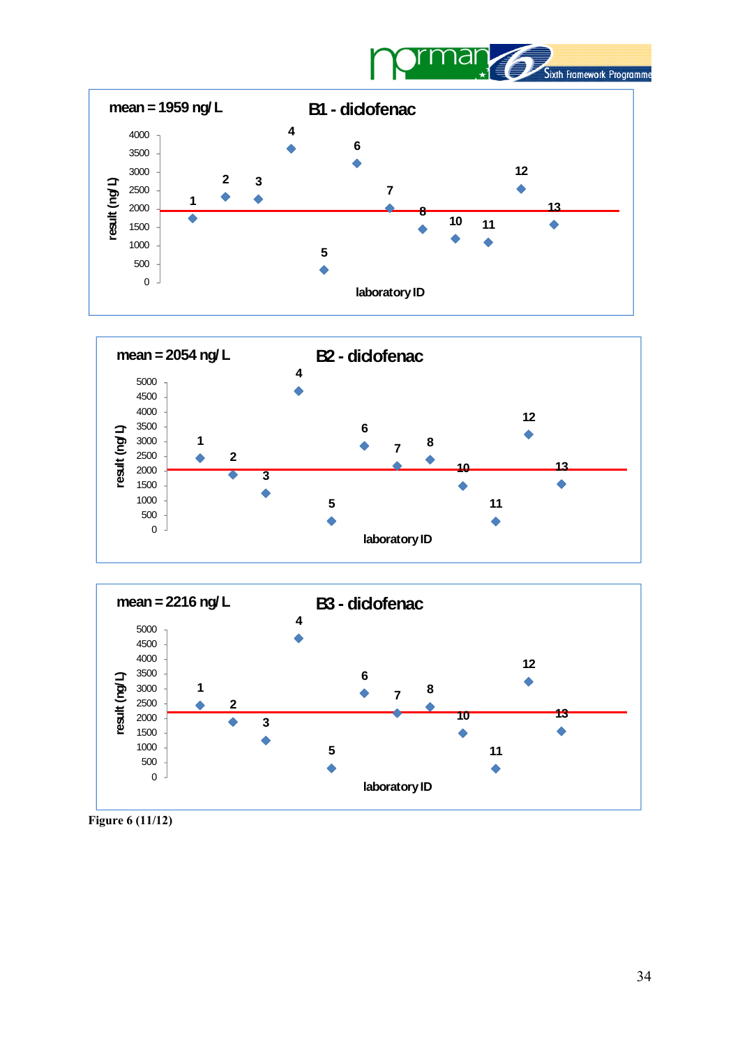mean = 1959 ng/ L

B1 - diclofenac

mean = 2054 ng/ L

B2 - diclofenac

mean = 2216 ng/ L

B3 - diclofenac

Figure 6 (11/12)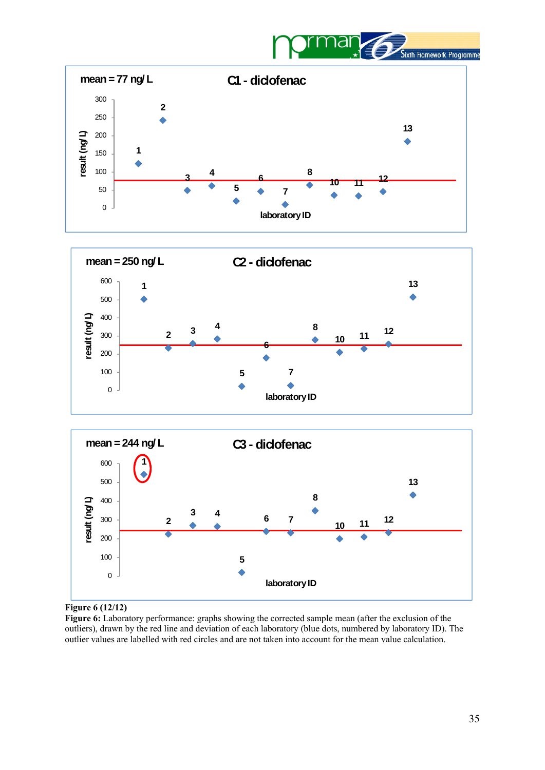mean = 77 ng/ L

C1 - diclofenac

mean = 250 ng/ L

C2 - diclofenac

mean = 244 ng/ L

C3 - diclofenac

Figure 6 (12/12)

**Figure 6:** Laboratory performance: graphs showing the corrected sample mean (after the exclusion of the outliers), drawn by the red line and deviation of each laboratory (blue dots, numbered by laboratory ID). The outlier values are labelled with red circles and are not taken into account for the mean value calculation.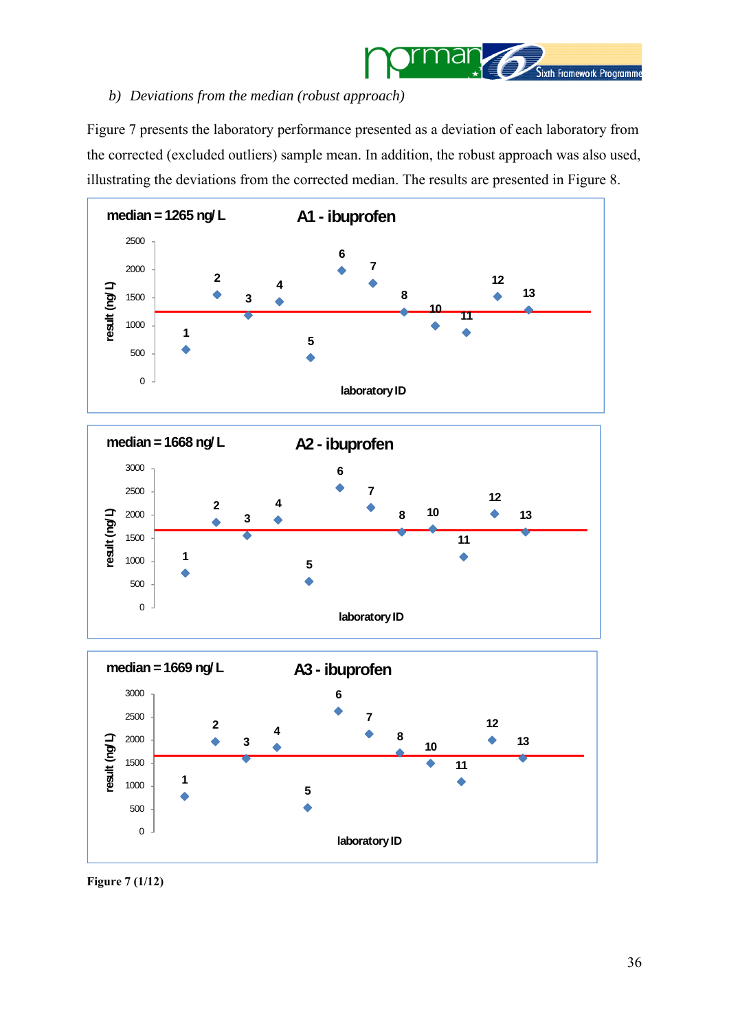*b) Deviations from the median (robust approach)*

Figure 7 presents the laboratory performance presented as a deviation of each laboratory from the corrected (excluded outliers) sample mean. In addition, the robust approach was also used, illustrating the deviations from the corrected median. The results are presented in Figure 8.

**Figure 7 (1/12)**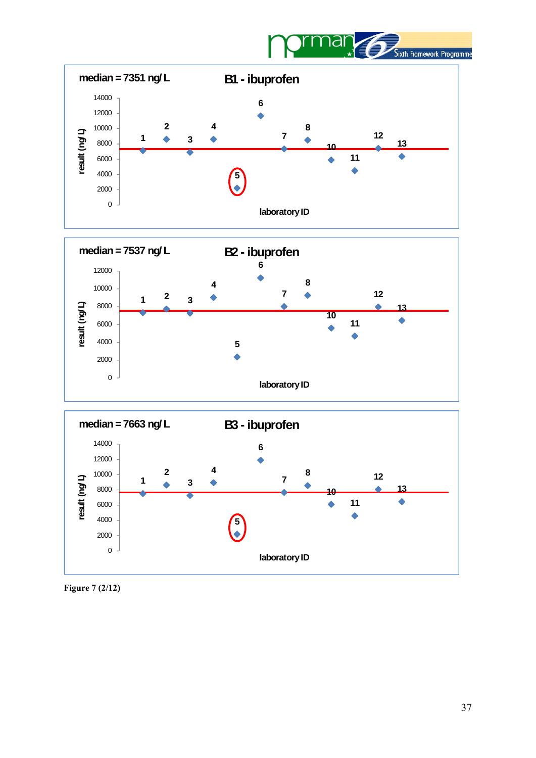median = 7351 ng/ L

B1 - ibuprofen

median = 7537 ng/ L

B2 - ibuprofen

median = 7663 ng/ L

B3 - ibuprofen

**Figure 7 (2/12)**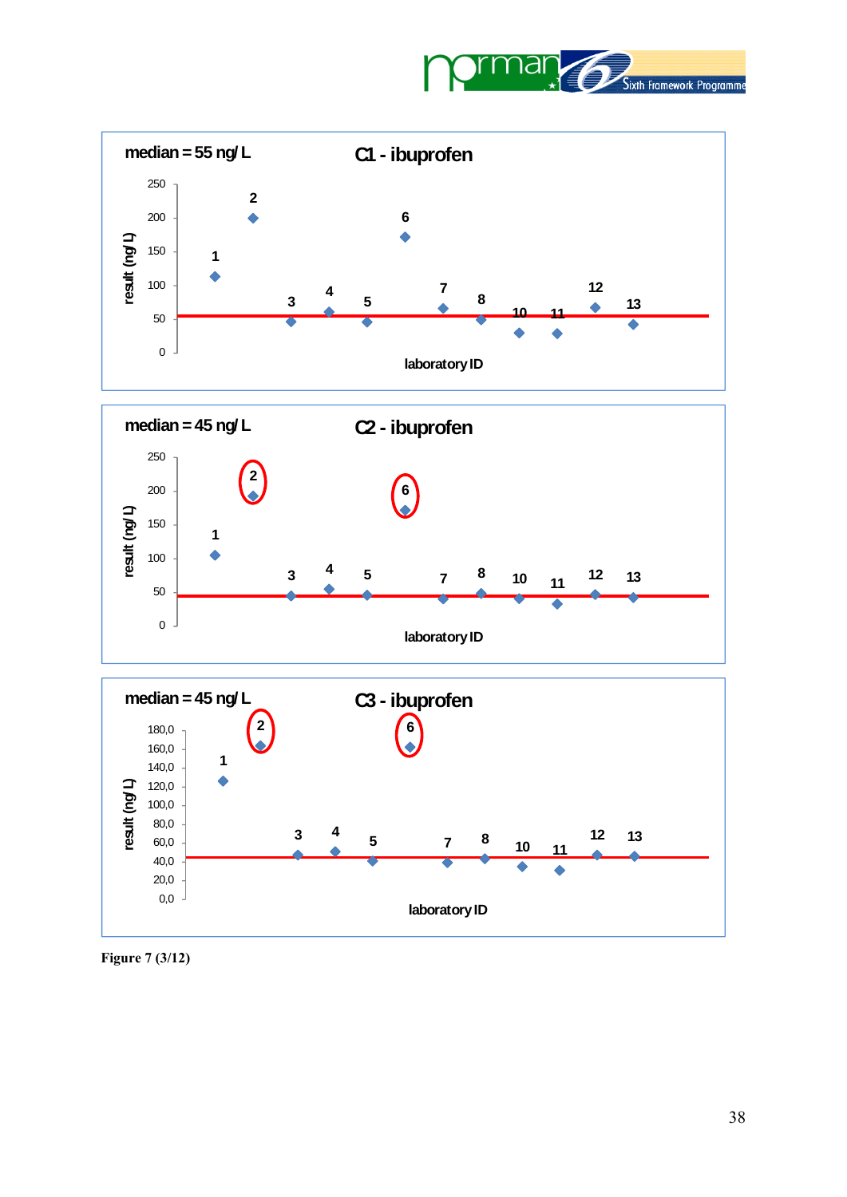median = 55 ng/L

C1 - ibuprofen

result (ng/L)

laboratory ID

median = 45 ng/L

C2 - ibuprofen

result (ng/L)

laboratory ID

median = 45 ng/L

C3 - ibuprofen

result (ng/L)

laboratory ID

**Figure 7 (3/12)**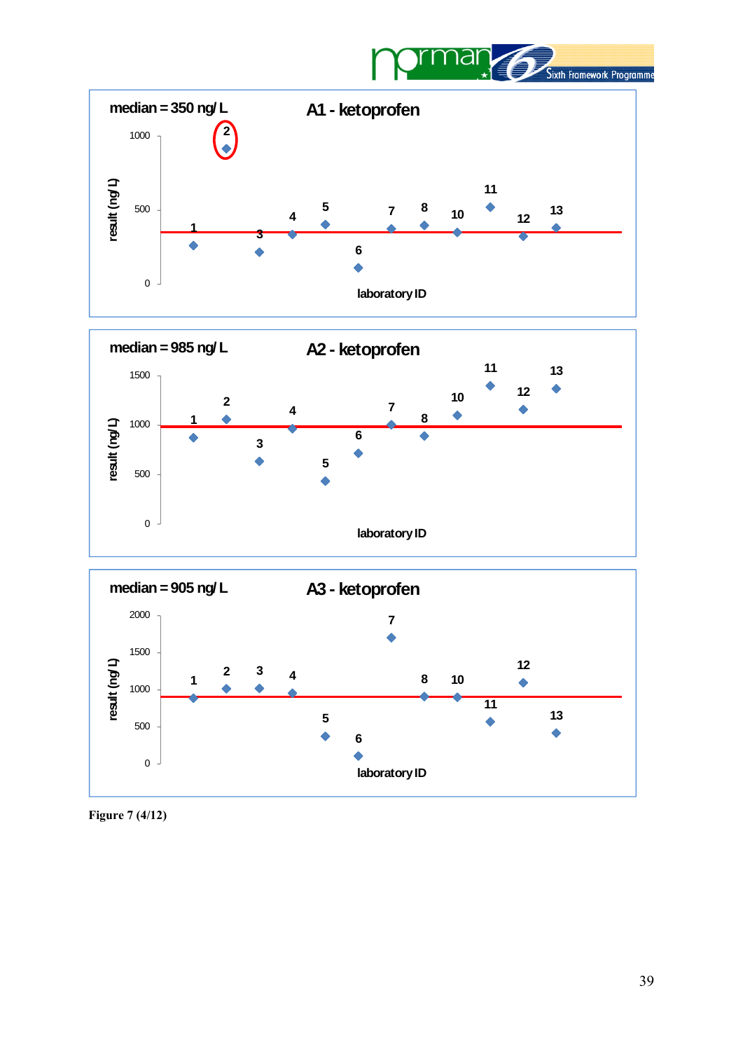median = 350 ng/L

**A1 - ketoprofen**

result (ng/L)

laboratory ID

median = 985 ng/L

**A2 - ketoprofen**

result (ng/L)

laboratory ID

median = 905 ng/L

**A3 - ketoprofen**

result (ng/L)

laboratory ID

**Figure 7 (4/12)**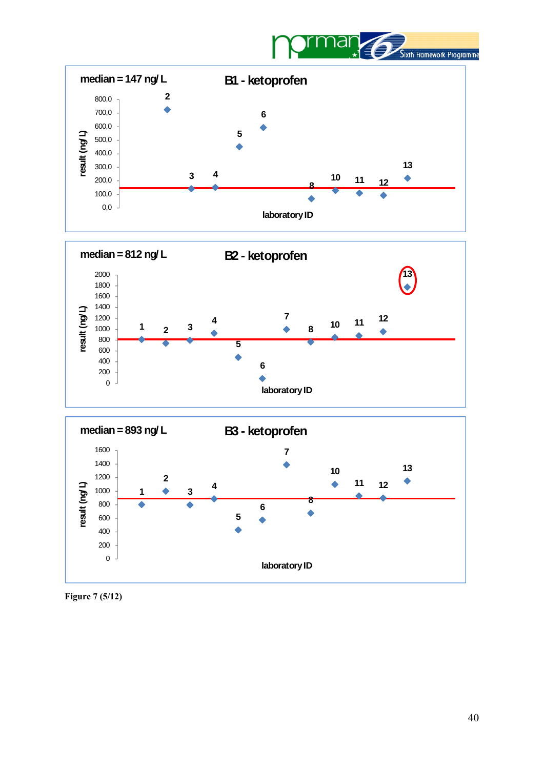median = 147 ng/ L

B1 - ketoprofen

median = 812 ng/ L

B2 - ketoprofen

median = 893 ng/ L

B3 - ketoprofen

Figure 7 (5/12)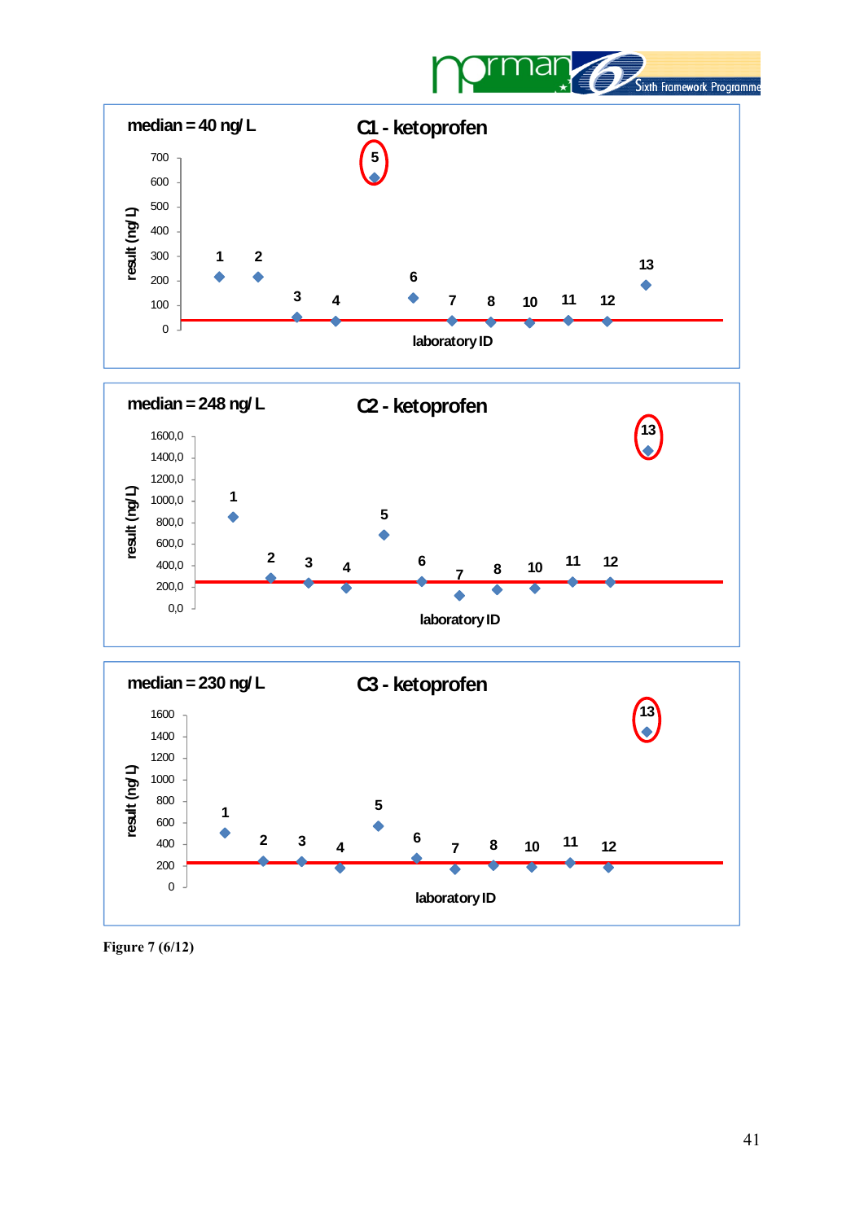median = 40 ng/ L

C1 - ketoprofen

result (ng/ L)

laboratory ID

median = 248 ng/ L

C2 - ketoprofen

result (ng/ L)

laboratory ID

median = 230 ng/ L

C3 - ketoprofen

result (ng/ L)

laboratory ID

**Figure 7 (6/12)**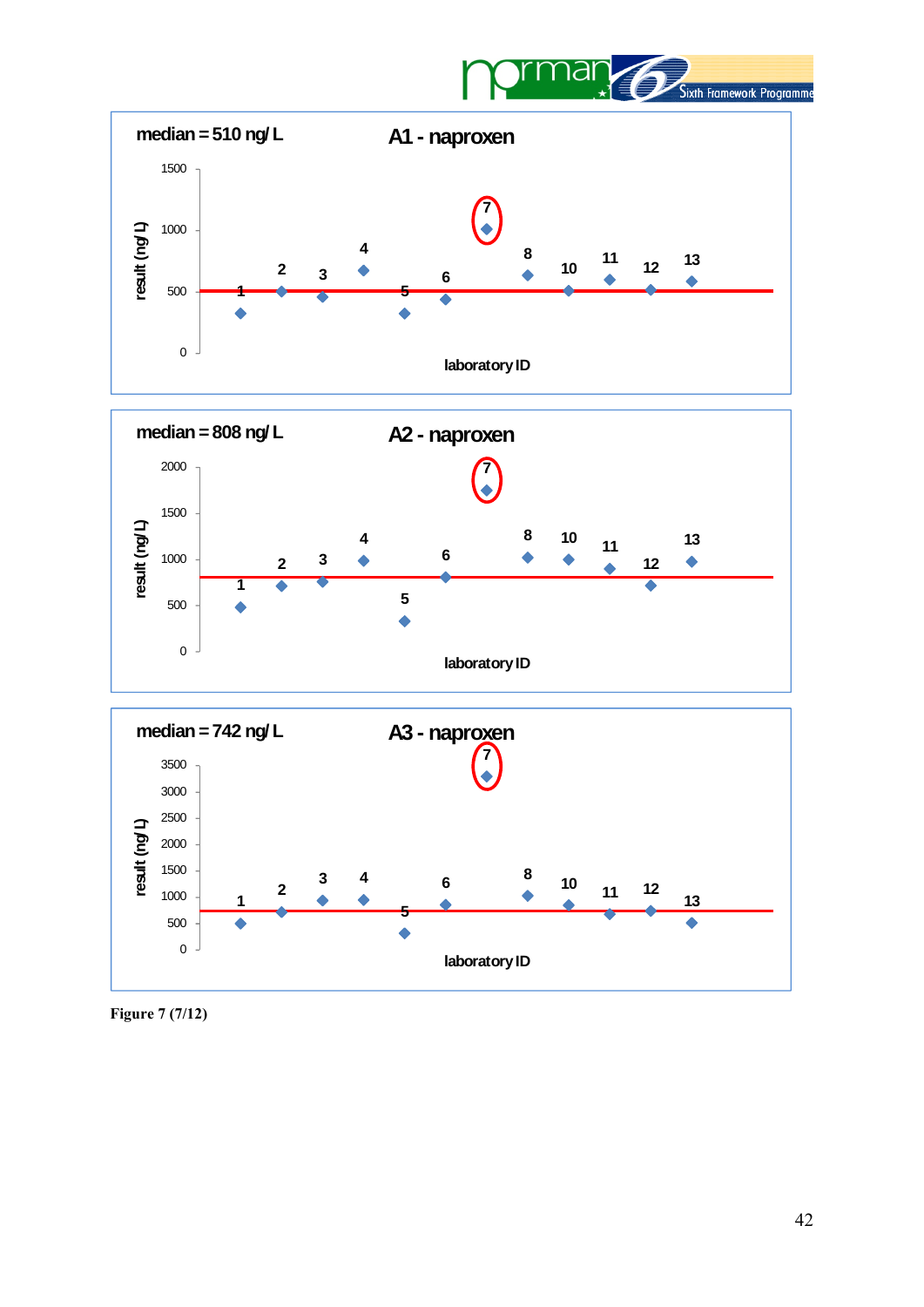median = 510 ng/ L

A1 - naproxen

median = 808 ng/ L

A2 - naproxen

median = 742 ng/ L

A3 - naproxen

Figure 7 (7/12)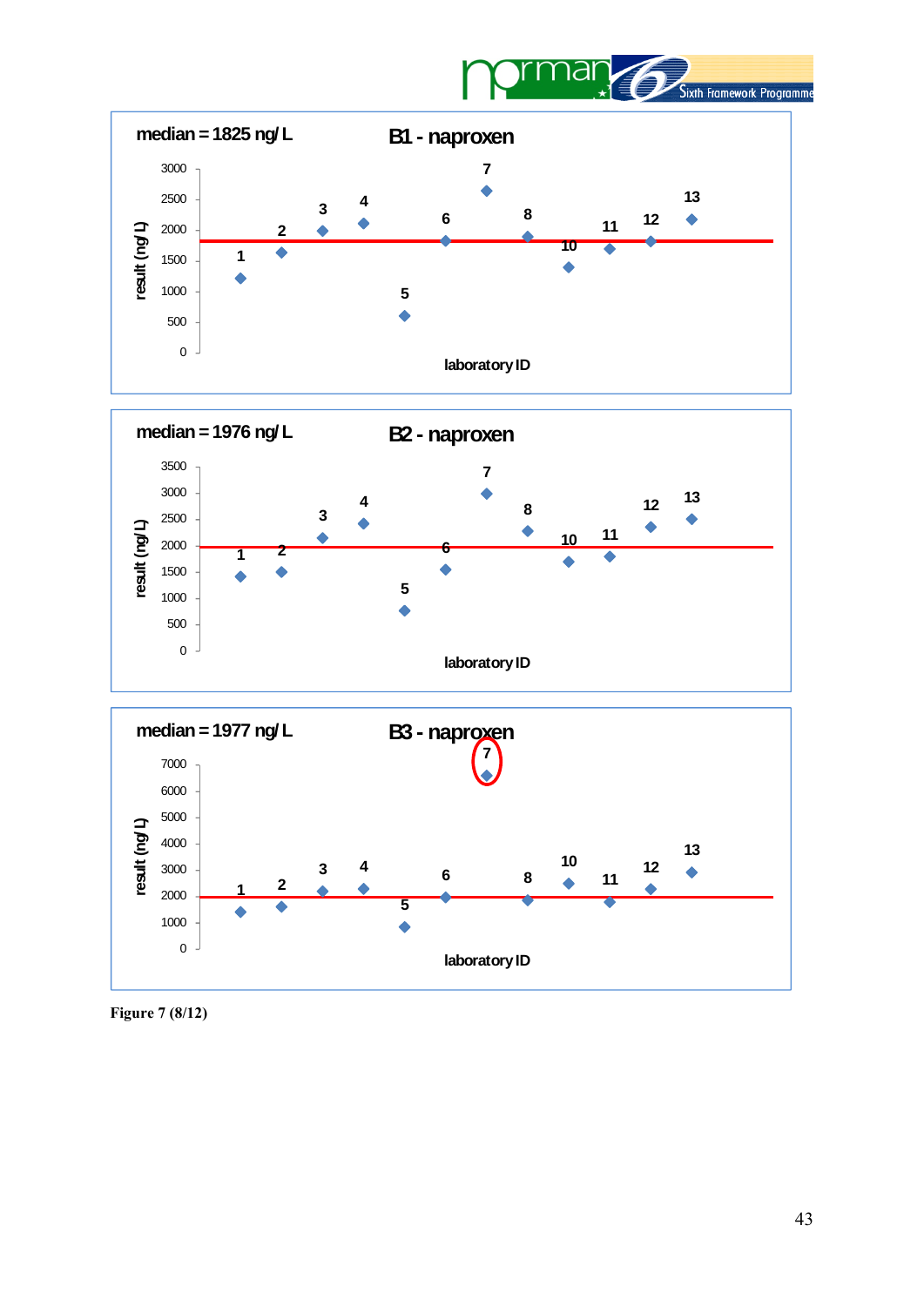median = 1825 ng/L

B1 - naproxen

median = 1976 ng/L

B2 - naproxen

median = 1977 ng/L

B3 - naproxen

Figure 7 (8/12)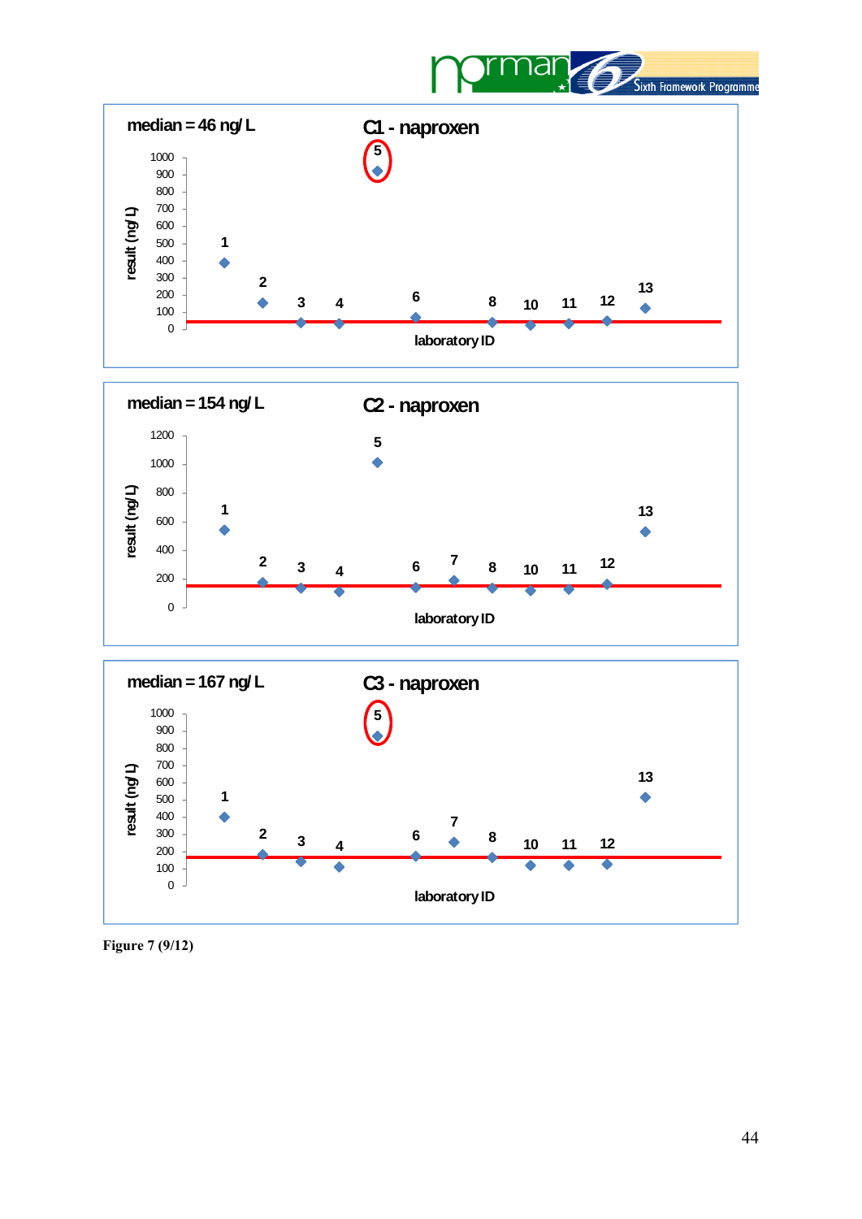median = 46 ng/ L

C1 - naproxen

median = 154 ng/ L

C2 - naproxen

median = 167 ng/ L

C3 - naproxen

Figure 7 (9/12)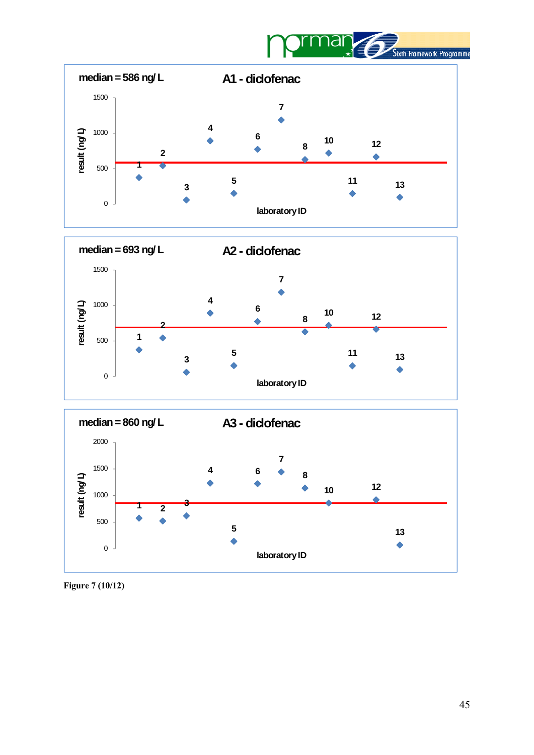median = 586 ng/L

A1 - diclofenac

median = 693 ng/L

A2 - diclofenac

median = 860 ng/L

A3 - diclofenac

Figure 7 (10/12)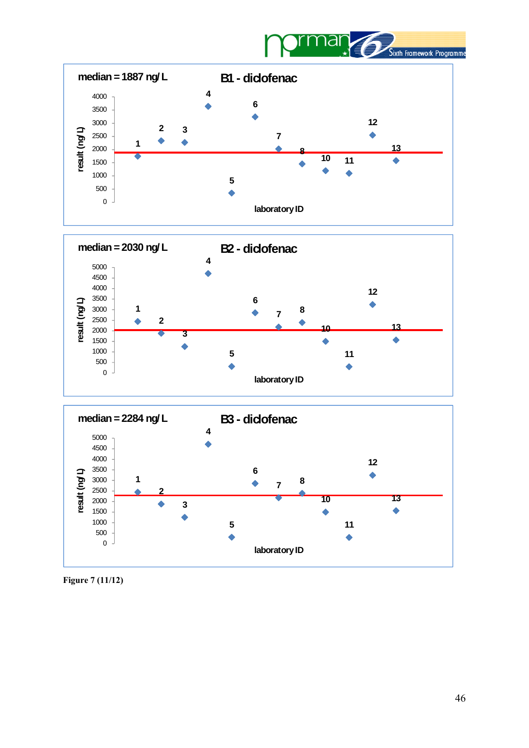median = 1887 ng/L

B1 - diclofenac

median = 2030 ng/L

B2 - diclofenac

median = 2284 ng/L

B3 - diclofenac

Figure 7 (11/12)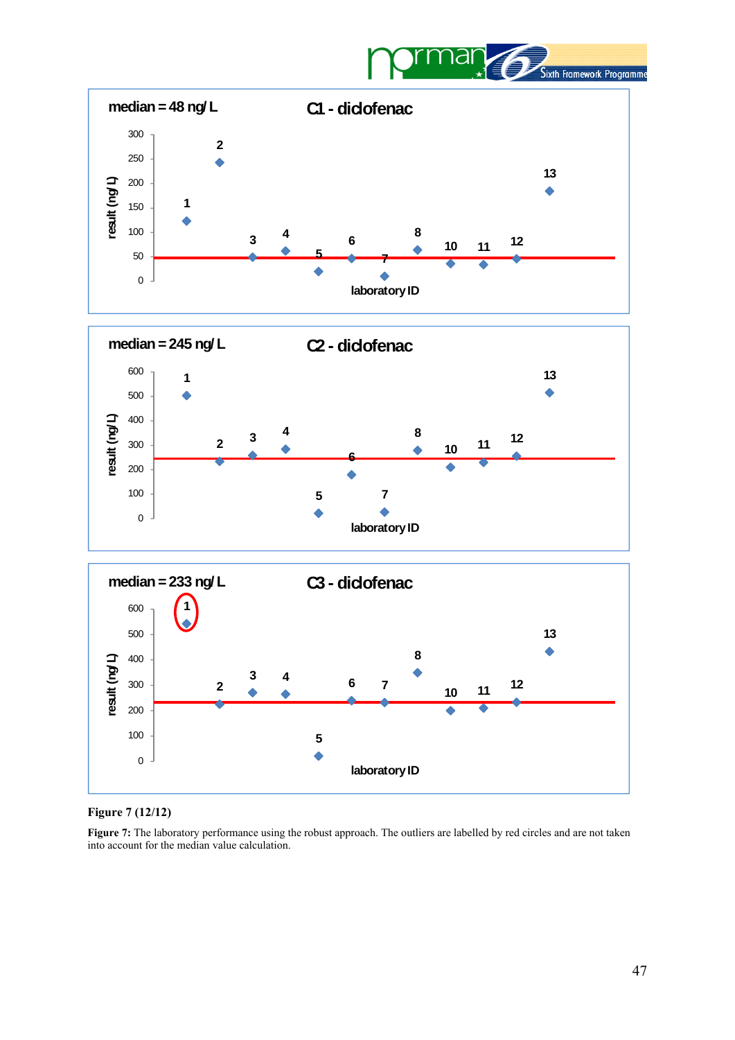median = 48 ng/L

C1 - diclofenac

median = 245 ng/L

C2 - diclofenac

median = 233 ng/L

C3 - diclofenac

**Figure 7 (12/12)**

**Figure 7:** The laboratory performance using the robust approach. The outliers are labelled by red circles and are not taken into account for the median value calculation.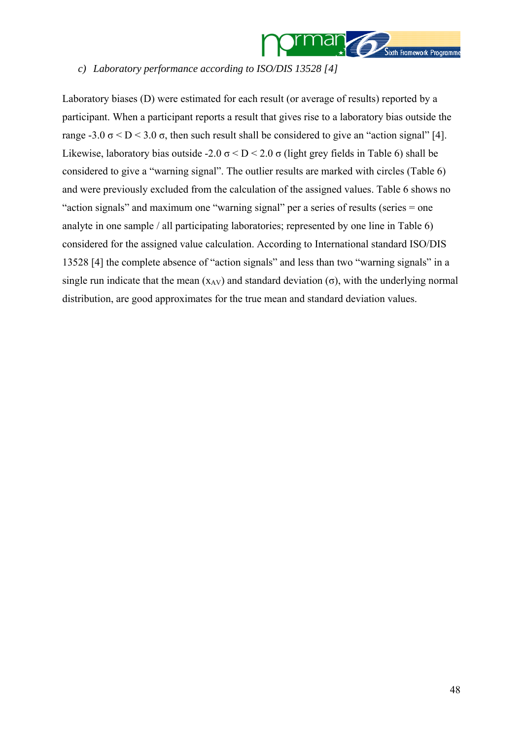*c) Laboratory performance according to ISO/DIS 13528 [4]*

Laboratory biases (D) were estimated for each result (or average of results) reported by a participant. When a participant reports a result that gives rise to a laboratory bias outside the range $-3.0\ \sigma < D < 3.0\ \sigma$, then such result shall be considered to give an "action signal" [4]. Likewise, laboratory bias outside $-2.0\ \sigma < D < 2.0\ \sigma$ (light grey fields in Table 6) shall be considered to give a "warning signal". The outlier results are marked with circles (Table 6) and were previously excluded from the calculation of the assigned values. Table 6 shows no "action signals" and maximum one "warning signal" per a series of results (series = one analyte in one sample / all participating laboratories; represented by one line in Table 6) considered for the assigned value calculation. According to International standard ISO/DIS 13528 [4] the complete absence of "action signals" and less than two "warning signals" in a single run indicate that the mean ($x_{AV}$) and standard deviation ($\sigma$), with the underlying normal distribution, are good approximates for the true mean and standard deviation values.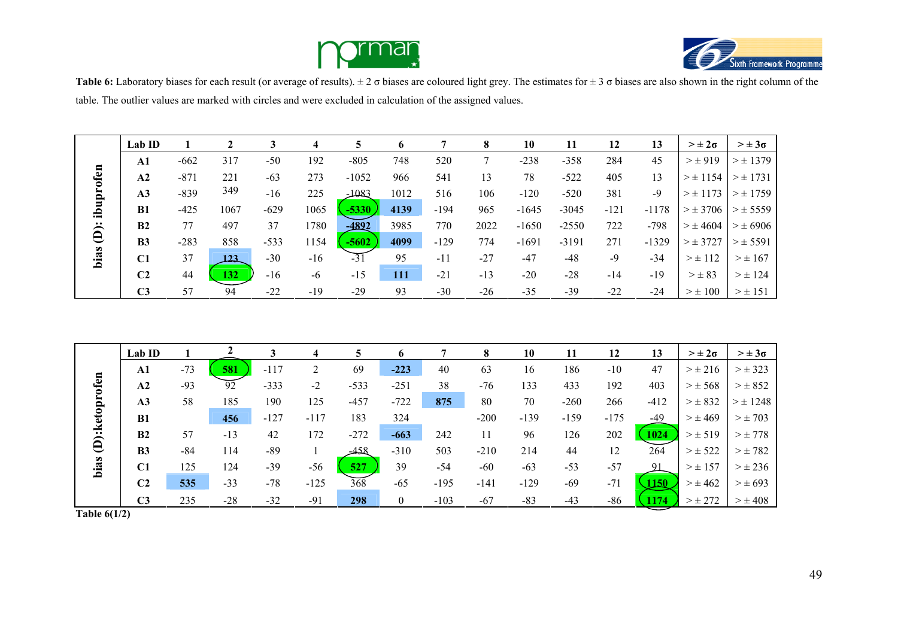**Table 6:** Laboratory biases for each result (or average of results). ± 2 σ biases are coloured light grey. The estimates for ± 3 σ biases are also shown in the right column of the table. The outlier values are marked with circles and were excluded in calculation of the assigned values.

| | Lab ID | 1 | 2 | 3 | 4 | 5 | 6 | 7 | 8 | 10 | 11 | 12 | 13 | > ± 2σ | > ± 3σ |
|---|---|---|---|---|---|---|---|---|---|---|---|---|---|---|---|
| bias (D): ibuprofen | A1 | -662 | 317 | -50 | 192 | -805 | 748 | 520 | 7 | -238 | -358 | 284 | 45 | > ± 919 | > ± 1379 |
| | A2 | -871 | 221 | -63 | 273 | -1052 | 966 | 541 | 13 | 78 | -522 | 405 | 13 | > ± 1154 | > ± 1731 |
| | A3 | -839 | 349 | -16 | 225 | -1083 | 1012 | 516 | 106 | -120 | -520 | 381 | -9 | > ± 1173 | > ± 1759 |
| | B1 | -425 | 1067 | -629 | 1065 | **-5330** | **4139** | -194 | 965 | -1645 | -3045 | -121 | -1178 | > ± 3706 | > ± 5559 |
| | B2 | 77 | 497 | 37 | 1780 | -4892 | 3985 | 770 | 2022 | -1650 | -2550 | 722 | -798 | > ± 4604 | > ± 6906 |
| | B3 | -283 | 858 | -533 | 1154 | **-5602** | **4099** | -129 | 774 | -1691 | -3191 | 271 | -1329 | > ± 3727 | > ± 5591 |
| | C1 | 37 | **123** | -30 | -16 | -31 | 95 | -11 | -27 | -47 | -48 | -9 | -34 | > ± 112 | > ± 167 |
| | C2 | 44 | **132** | -16 | -6 | -15 | **111** | -21 | -13 | -20 | -28 | -14 | -19 | > ± 83 | > ± 124 |
| | C3 | 57 | 94 | -22 | -19 | -29 | 93 | -30 | -26 | -35 | -39 | -22 | -24 | > ± 100 | > ± 151 |

| | Lab ID | 1 | 2 | 3 | 4 | 5 | 6 | 7 | 8 | 10 | 11 | 12 | 13 | > ± 2σ | > ± 3σ |
|---|---|---|---|---|---|---|---|---|---|---|---|---|---|---|---|
| bias (D):ketoprofen | A1 | -73 | **581** | -117 | 2 | 69 | **-223** | 40 | 63 | 16 | 186 | -10 | 47 | > ± 216 | > ± 323 |
| | A2 | -93 | 92 | -333 | -2 | -533 | -251 | 38 | -76 | 133 | 433 | 192 | 403 | > ± 568 | > ± 852 |
| | A3 | 58 | 185 | 190 | 125 | -457 | -722 | **875** | 80 | 70 | -260 | 266 | -412 | > ± 832 | > ± 1248 |
| | B1 | | **456** | -127 | -117 | 183 | 324 | | -200 | -139 | -159 | -175 | -49 | > ± 469 | > ± 703 |
| | B2 | 57 | -13 | 42 | 172 | -272 | **-663** | 242 | 11 | 96 | 126 | 202 | **1024** | > ± 519 | > ± 778 |
| | B3 | -84 | 114 | -89 | 1 | -458 | -310 | 503 | -210 | 214 | 44 | 12 | 264 | > ± 522 | > ± 782 |
| | C1 | 125 | 124 | -39 | -56 | **527** | 39 | -54 | -60 | -63 | -53 | -57 | 91 | > ± 157 | > ± 236 |
| | C2 | **535** | -33 | -78 | -125 | 368 | -65 | -195 | -141 | -129 | -69 | -71 | **1150** | > ± 462 | > ± 693 |
| | C3 | 235 | -28 | -32 | -91 | **298** | 0 | -103 | -67 | -83 | -43 | -86 | **1174** | > ± 272 | > ± 408 |

**Table 6(1/2)**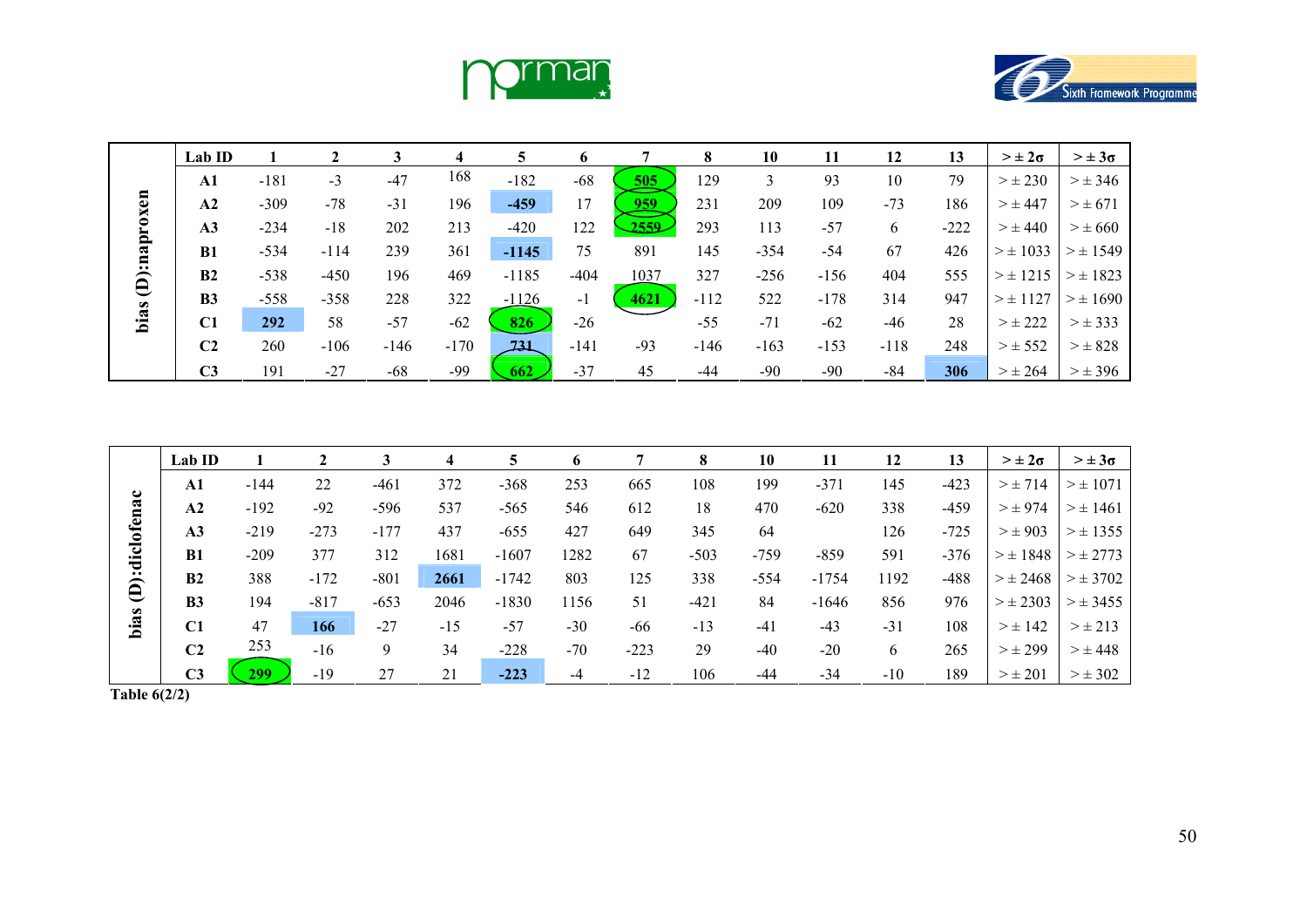| bias (D):naproxen | Lab ID | 1 | 2 | 3 | 4 | 5 | 6 | 7 | 8 | 10 | 11 | 12 | 13 | > ± 2σ | > ± 3σ |
|---|---|---|---|---|---|---|---|---|---|---|---|---|---|---|---|
| | **A1** | -181 | -3 | -47 | 168 | -182 | -68 | **505** | 129 | 3 | 93 | 10 | 79 | > ± 230 | > ± 346 |
| | **A2** | -309 | -78 | -31 | 196 | **-459** | 17 | **959** | 231 | 209 | 109 | -73 | 186 | > ± 447 | > ± 671 |
| | **A3** | -234 | -18 | 202 | 213 | -420 | 122 | **2559** | 293 | 113 | -57 | 6 | -222 | > ± 440 | > ± 660 |
| | **B1** | -534 | -114 | 239 | 361 | **-1145** | 75 | 891 | 145 | -354 | -54 | 67 | 426 | > ± 1033 | > ± 1549 |
| | **B2** | -538 | -450 | 196 | 469 | -1185 | -404 | 1037 | 327 | -256 | -156 | 404 | 555 | > ± 1215 | > ± 1823 |
| | **B3** | -558 | -358 | 228 | 322 | -1126 | -1 | **4621** | -112 | 522 | -178 | 314 | 947 | > ± 1127 | > ± 1690 |
| | **C1** | **292** | 58 | -57 | -62 | **826** | -26 | | -55 | -71 | -62 | -46 | 28 | > ± 222 | > ± 333 |
| | **C2** | 260 | -106 | -146 | -170 | **731** | -141 | -93 | -146 | -163 | -153 | -118 | 248 | > ± 552 | > ± 828 |
| | **C3** | 191 | -27 | -68 | -99 | **662** | -37 | 45 | -44 | -90 | -90 | -84 | **306** | > ± 264 | > ± 396 |

| bias (D):diclofenac | Lab ID | 1 | 2 | 3 | 4 | 5 | 6 | 7 | 8 | 10 | 11 | 12 | 13 | > ± 2σ | > ± 3σ |
|---|---|---|---|---|---|---|---|---|---|---|---|---|---|---|---|
| | **A1** | -144 | 22 | -461 | 372 | -368 | 253 | 665 | 108 | 199 | -371 | 145 | -423 | > ± 714 | > ± 1071 |
| | **A2** | -192 | -92 | -596 | 537 | -565 | 546 | 612 | 18 | 470 | -620 | 338 | -459 | > ± 974 | > ± 1461 |
| | **A3** | -219 | -273 | -177 | 437 | -655 | 427 | 649 | 345 | 64 | | 126 | -725 | > ± 903 | > ± 1355 |
| | **B1** | -209 | 377 | 312 | 1681 | -1607 | 1282 | 67 | -503 | -759 | -859 | 591 | -376 | > ± 1848 | > ± 2773 |
| | **B2** | 388 | -172 | -801 | **2661** | -1742 | 803 | 125 | 338 | -554 | -1754 | 1192 | -488 | > ± 2468 | > ± 3702 |
| | **B3** | 194 | -817 | -653 | 2046 | -1830 | 1156 | 51 | -421 | 84 | -1646 | 856 | 976 | > ± 2303 | > ± 3455 |
| | **C1** | 47 | **166** | -27 | -15 | -57 | -30 | -66 | -13 | -41 | -43 | -31 | 108 | > ± 142 | > ± 213 |
| | **C2** | 253 | -16 | 9 | 34 | -228 | -70 | -223 | 29 | -40 | -20 | 6 | 265 | > ± 299 | > ± 448 |
| | **C3** | **299** | -19 | 27 | 21 | **-223** | -4 | -12 | 106 | -44 | -34 | -10 | 189 | > ± 201 | > ± 302 |

**Table 6(2/2)**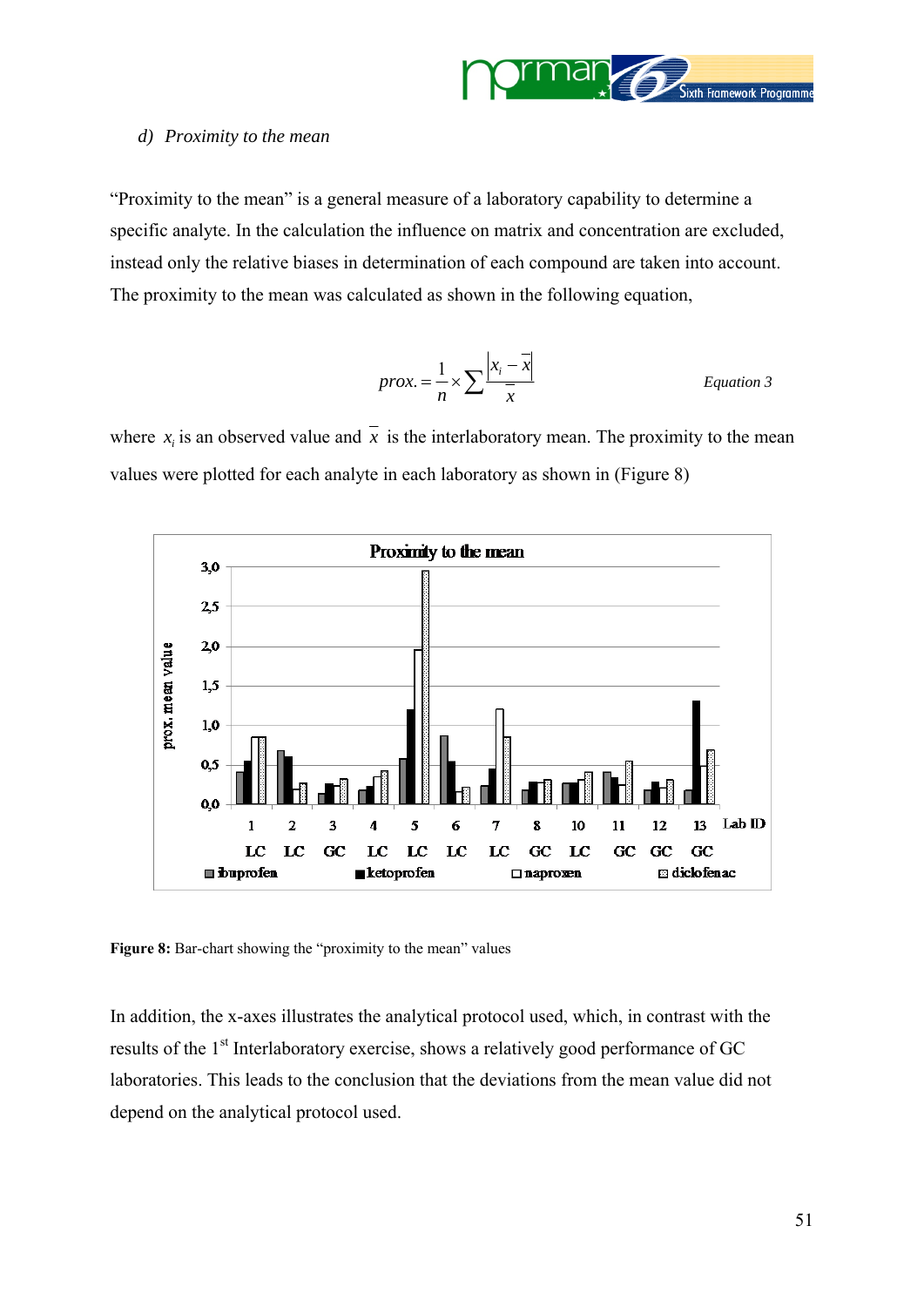*d) Proximity to the mean*

"Proximity to the mean" is a general measure of a laboratory capability to determine a specific analyte. In the calculation the influence on matrix and concentration are excluded, instead only the relative biases in determination of each compound are taken into account. The proximity to the mean was calculated as shown in the following equation,

$$prox. = \frac{1}{n} \times \sum \frac{|x_i - \bar{x}|}{\bar{x}} \qquad \text{Equation 3}$$

where $x_i$ is an observed value and $\bar{x}$ is the interlaboratory mean. The proximity to the mean values were plotted for each analyte in each laboratory as shown in (Figure 8)

**Figure 8:** Bar-chart showing the "proximity to the mean" values

In addition, the x-axes illustrates the analytical protocol used, which, in contrast with the results of the 1st Interlaboratory exercise, shows a relatively good performance of GC laboratories. This leads to the conclusion that the deviations from the mean value did not depend on the analytical protocol used.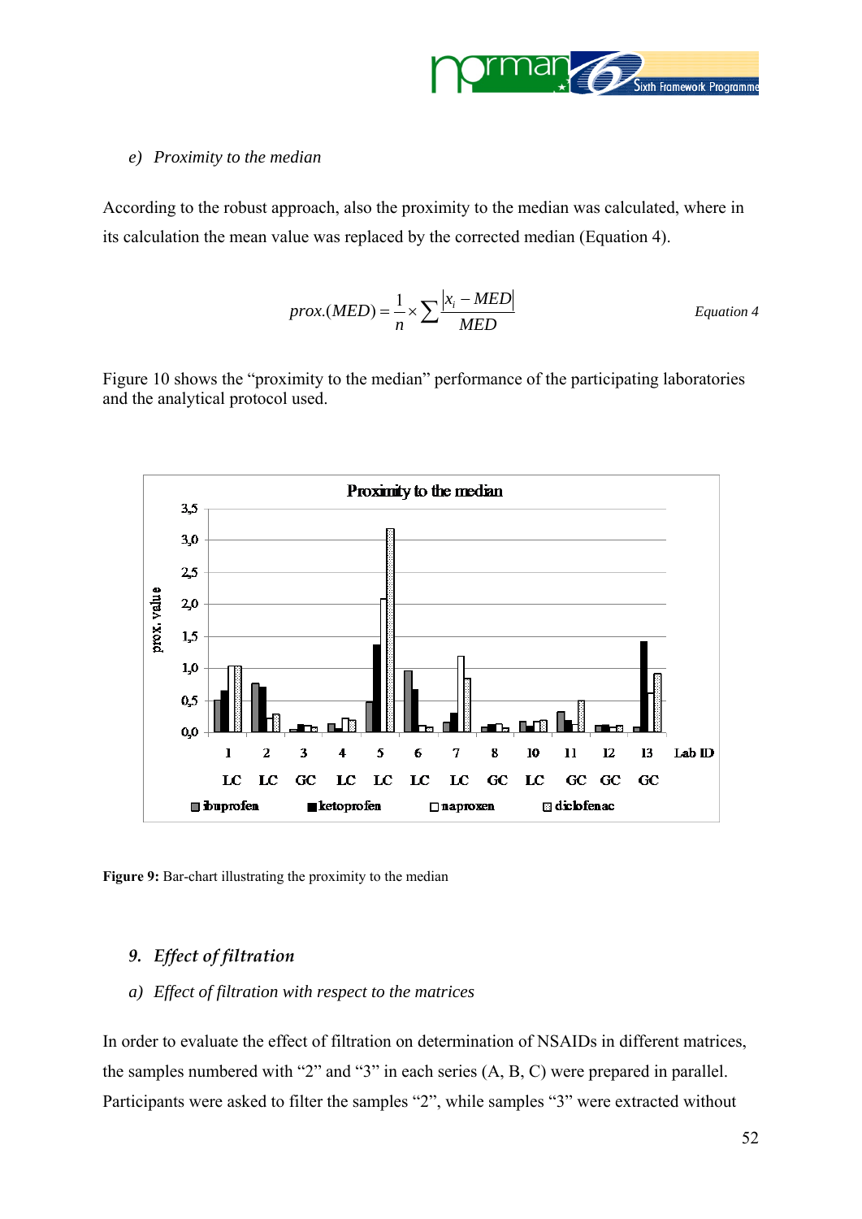*e) Proximity to the median*

According to the robust approach, also the proximity to the median was calculated, where in its calculation the mean value was replaced by the corrected median (Equation 4).

$$prox.(MED) = \frac{1}{n} \times \sum \frac{|x_i - MED|}{MED} \qquad \textit{Equation 4}$$

Figure 10 shows the "proximity to the median" performance of the participating laboratories and the analytical protocol used.

**Figure 9:** Bar-chart illustrating the proximity to the median

## *9. Effect of filtration*

### *a) Effect of filtration with respect to the matrices*

In order to evaluate the effect of filtration on determination of NSAIDs in different matrices, the samples numbered with "2" and "3" in each series (A, B, C) were prepared in parallel. Participants were asked to filter the samples "2", while samples "3" were extracted without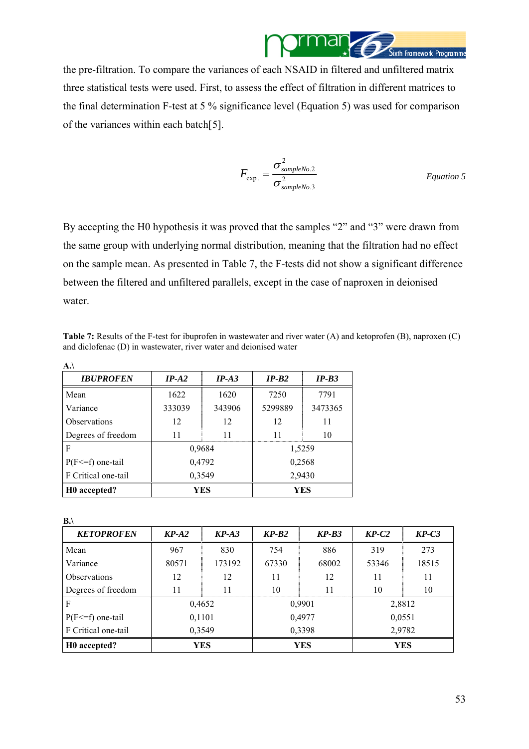the pre-filtration. To compare the variances of each NSAID in filtered and unfiltered matrix three statistical tests were used. First, to assess the effect of filtration in different matrices to the final determination F-test at 5 % significance level (Equation 5) was used for comparison of the variances within each batch[5].

$$F_{exp.} = \frac{\sigma^2_{sampleNo.2}}{\sigma^2_{sampleNo.3}} \qquad \textit{Equation 5}$$

By accepting the H0 hypothesis it was proved that the samples "2" and "3" were drawn from the same group with underlying normal distribution, meaning that the filtration had no effect on the sample mean. As presented in Table 7, the F-tests did not show a significant difference between the filtered and unfiltered parallels, except in the case of naproxen in deionised water.

**Table 7:** Results of the F-test for ibuprofen in wastewater and river water (A) and ketoprofen (B), naproxen (C) and diclofenac (D) in wastewater, river water and deionised water

**A.\**

| *IBUPROFEN* | *IP-A2* | *IP-A3* | *IP-B2* | *IP-B3* |
|---|---|---|---|---|
| Mean | 1622 | 1620 | 7250 | 7791 |
| Variance | 333039 | 343906 | 5299889 | 3473365 |
| Observations | 12 | 12 | 12 | 11 |
| Degrees of freedom | 11 | 11 | 11 | 10 |
| F | 0,9684 | | 1,5259 | |
| P(F<=f) one-tail | 0,4792 | | 0,2568 | |
| F Critical one-tail | 0,3549 | | 2,9430 | |
| **H0 accepted?** | **YES** | | **YES** | |

**B.\**

| *KETOPROFEN* | *KP-A2* | *KP-A3* | *KP-B2* | *KP-B3* | *KP-C2* | *KP-C3* |
|---|---|---|---|---|---|---|
| Mean | 967 | 830 | 754 | 886 | 319 | 273 |
| Variance | 80571 | 173192 | 67330 | 68002 | 53346 | 18515 |
| Observations | 12 | 12 | 11 | 12 | 11 | 11 |
| Degrees of freedom | 11 | 11 | 10 | 11 | 10 | 10 |
| F | 0,4652 | | 0,9901 | | 2,8812 | |
| P(F<=f) one-tail | 0,1101 | | 0,4977 | | 0,0551 | |
| F Critical one-tail | 0,3549 | | 0,3398 | | 2,9782 | |
| **H0 accepted?** | **YES** | | **YES** | | **YES** | |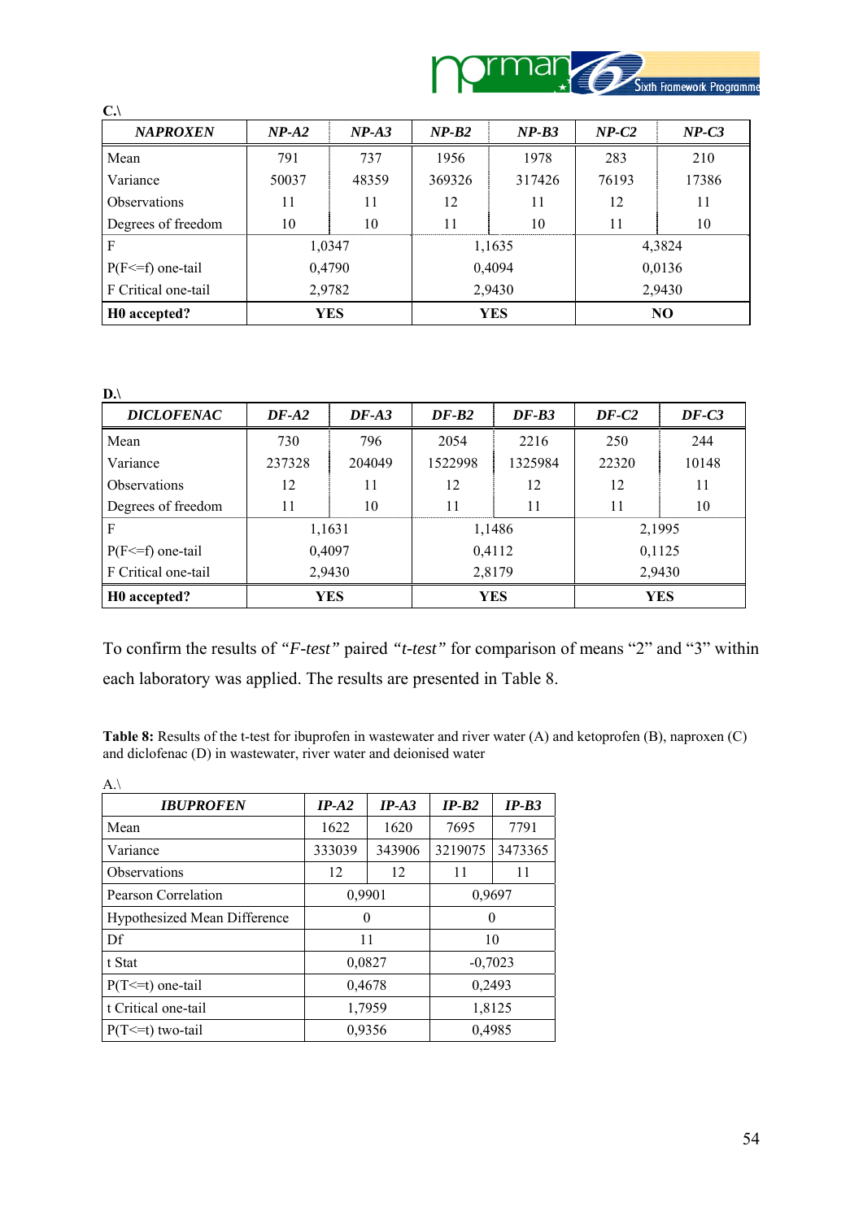**C.\**

| *NAPROXEN* | *NP-A2* | *NP-A3* | *NP-B2* | *NP-B3* | *NP-C2* | *NP-C3* |
|---|---|---|---|---|---|---|
| Mean | 791 | 737 | 1956 | 1978 | 283 | 210 |
| Variance | 50037 | 48359 | 369326 | 317426 | 76193 | 17386 |
| Observations | 11 | 11 | 12 | 11 | 12 | 11 |
| Degrees of freedom | 10 | 10 | 11 | 10 | 11 | 10 |
| F | 1,0347 | | 1,1635 | | 4,3824 | |
| P(F<=f) one-tail | 0,4790 | | 0,4094 | | 0,0136 | |
| F Critical one-tail | 2,9782 | | 2,9430 | | 2,9430 | |
| **H0 accepted?** | **YES** | | **YES** | | **NO** | |

**D.\**

| *DICLOFENAC* | *DF-A2* | *DF-A3* | *DF-B2* | *DF-B3* | *DF-C2* | *DF-C3* |
|---|---|---|---|---|---|---|
| Mean | 730 | 796 | 2054 | 2216 | 250 | 244 |
| Variance | 237328 | 204049 | 1522998 | 1325984 | 22320 | 10148 |
| Observations | 12 | 11 | 12 | 12 | 12 | 11 |
| Degrees of freedom | 11 | 10 | 11 | 11 | 11 | 10 |
| F | 1,1631 | | 1,1486 | | 2,1995 | |
| P(F<=f) one-tail | 0,4097 | | 0,4112 | | 0,1125 | |
| F Critical one-tail | 2,9430 | | 2,8179 | | 2,9430 | |
| **H0 accepted?** | **YES** | | **YES** | | **YES** | |

To confirm the results of *"F-test"* paired *"t-test"* for comparison of means "2" and "3" within each laboratory was applied. The results are presented in Table 8.

**Table 8:** Results of the t-test for ibuprofen in wastewater and river water (A) and ketoprofen (B), naproxen (C) and diclofenac (D) in wastewater, river water and deionised water

A.\

| *IBUPROFEN* | *IP-A2* | *IP-A3* | *IP-B2* | *IP-B3* |
|---|---|---|---|---|
| Mean | 1622 | 1620 | 7695 | 7791 |
| Variance | 333039 | 343906 | 3219075 | 3473365 |
| Observations | 12 | 12 | 11 | 11 |
| Pearson Correlation | 0,9901 | | 0,9697 | |
| Hypothesized Mean Difference | 0 | | 0 | |
| Df | 11 | | 10 | |
| t Stat | 0,0827 | | -0,7023 | |
| P(T<=t) one-tail | 0,4678 | | 0,2493 | |
| t Critical one-tail | 1,7959 | | 1,8125 | |
| P(T<=t) two-tail | 0,9356 | | 0,4985 | |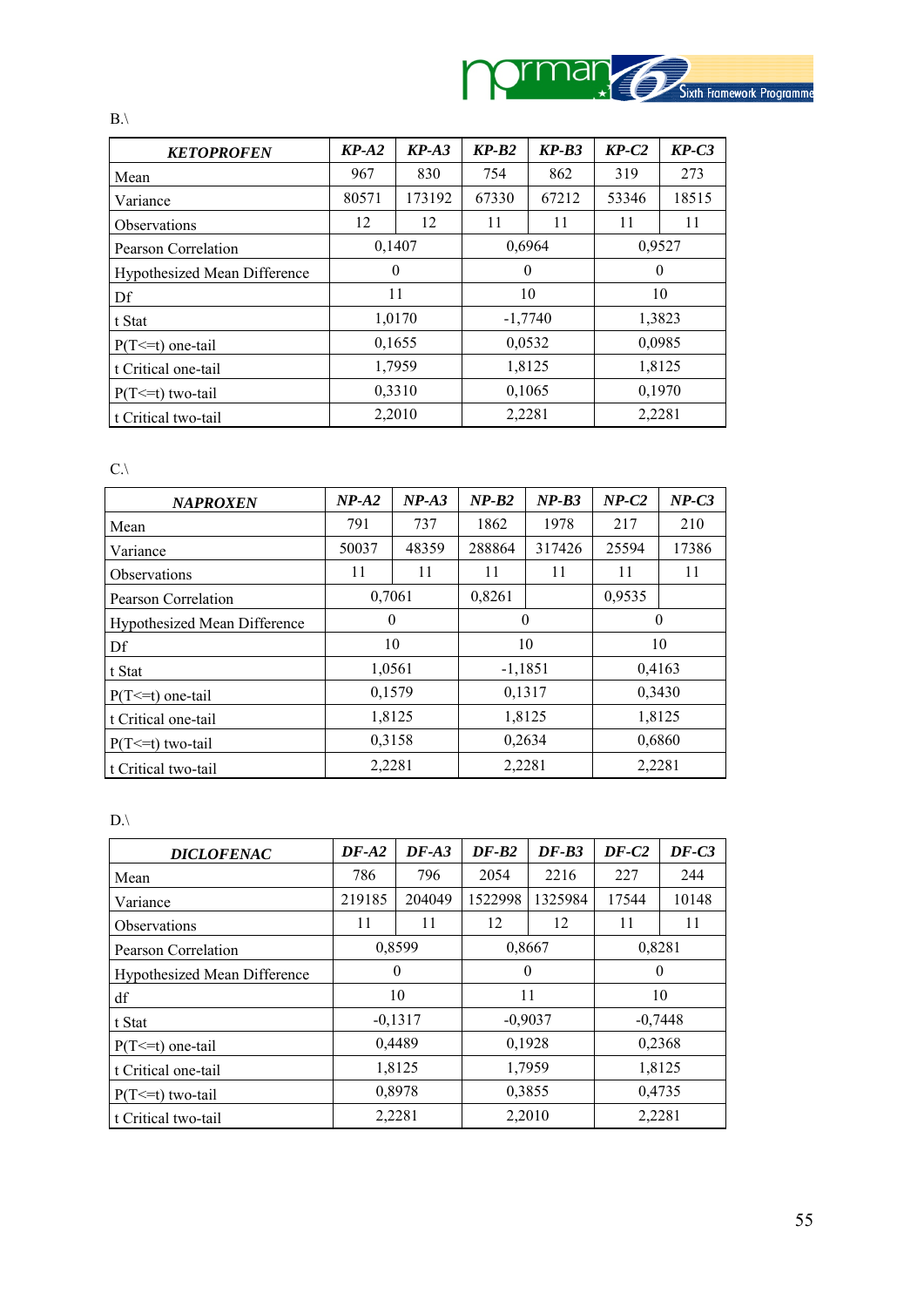B.\

| *KETOPROFEN* | *KP-A2* | *KP-A3* | *KP-B2* | *KP-B3* | *KP-C2* | *KP-C3* |
|---|---|---|---|---|---|---|
| Mean | 967 | 830 | 754 | 862 | 319 | 273 |
| Variance | 80571 | 173192 | 67330 | 67212 | 53346 | 18515 |
| Observations | 12 | 12 | 11 | 11 | 11 | 11 |
| Pearson Correlation | 0,1407 | | 0,6964 | | 0,9527 | |
| Hypothesized Mean Difference | 0 | | 0 | | 0 | |
| Df | 11 | | 10 | | 10 | |
| t Stat | 1,0170 | | -1,7740 | | 1,3823 | |
| P(T<=t) one-tail | 0,1655 | | 0,0532 | | 0,0985 | |
| t Critical one-tail | 1,7959 | | 1,8125 | | 1,8125 | |
| P(T<=t) two-tail | 0,3310 | | 0,1065 | | 0,1970 | |
| t Critical two-tail | 2,2010 | | 2,2281 | | 2,2281 | |

C.\

| *NAPROXEN* | *NP-A2* | *NP-A3* | *NP-B2* | *NP-B3* | *NP-C2* | *NP-C3* |
|---|---|---|---|---|---|---|
| Mean | 791 | 737 | 1862 | 1978 | 217 | 210 |
| Variance | 50037 | 48359 | 288864 | 317426 | 25594 | 17386 |
| Observations | 11 | 11 | 11 | 11 | 11 | 11 |
| Pearson Correlation | 0,7061 | | 0,8261 | | 0,9535 | |
| Hypothesized Mean Difference | 0 | | 0 | | 0 | |
| Df | 10 | | 10 | | 10 | |
| t Stat | 1,0561 | | -1,1851 | | 0,4163 | |
| P(T<=t) one-tail | 0,1579 | | 0,1317 | | 0,3430 | |
| t Critical one-tail | 1,8125 | | 1,8125 | | 1,8125 | |
| P(T<=t) two-tail | 0,3158 | | 0,2634 | | 0,6860 | |
| t Critical two-tail | 2,2281 | | 2,2281 | | 2,2281 | |

D.\

| *DICLOFENAC* | *DF-A2* | *DF-A3* | *DF-B2* | *DF-B3* | *DF-C2* | *DF-C3* |
|---|---|---|---|---|---|---|
| Mean | 786 | 796 | 2054 | 2216 | 227 | 244 |
| Variance | 219185 | 204049 | 1522998 | 1325984 | 17544 | 10148 |
| Observations | 11 | 11 | 12 | 12 | 11 | 11 |
| Pearson Correlation | 0,8599 | | 0,8667 | | 0,8281 | |
| Hypothesized Mean Difference | 0 | | 0 | | 0 | |
| df | 10 | | 11 | | 10 | |
| t Stat | -0,1317 | | -0,9037 | | -0,7448 | |
| P(T<=t) one-tail | 0,4489 | | 0,1928 | | 0,2368 | |
| t Critical one-tail | 1,8125 | | 1,7959 | | 1,8125 | |
| P(T<=t) two-tail | 0,8978 | | 0,3855 | | 0,4735 | |
| t Critical two-tail | 2,2281 | | 2,2010 | | 2,2281 | |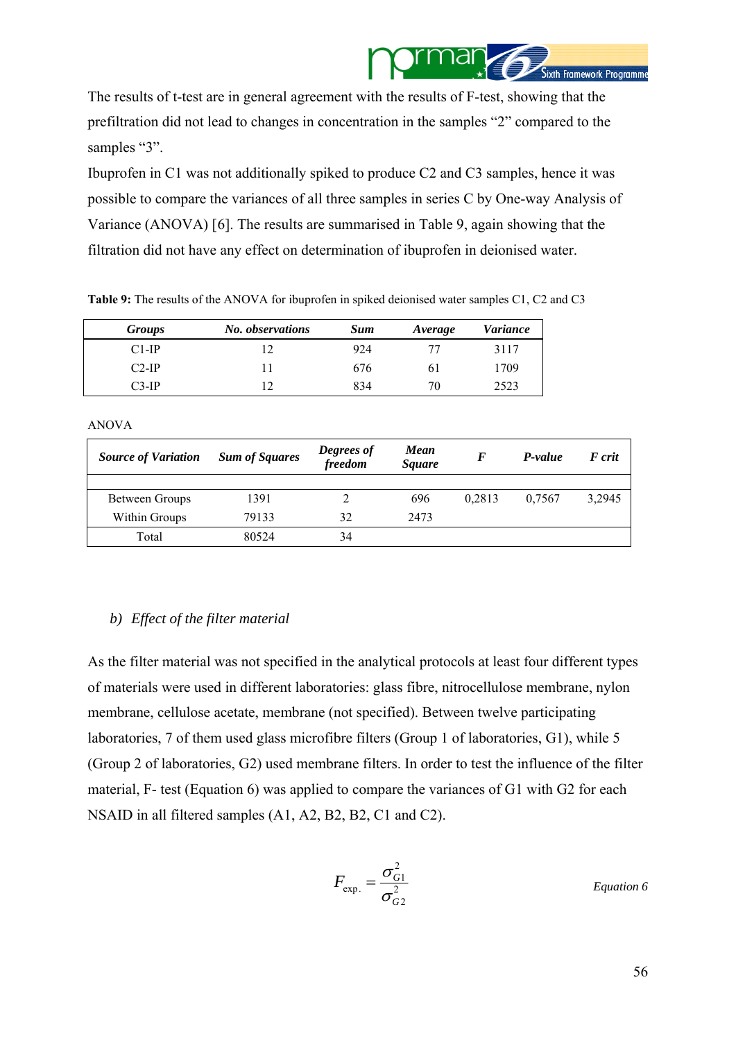The results of t-test are in general agreement with the results of F-test, showing that the prefiltration did not lead to changes in concentration in the samples "2" compared to the samples "3".

Ibuprofen in C1 was not additionally spiked to produce C2 and C3 samples, hence it was possible to compare the variances of all three samples in series C by One-way Analysis of Variance (ANOVA) [6]. The results are summarised in Table 9, again showing that the filtration did not have any effect on determination of ibuprofen in deionised water.

**Table 9:** The results of the ANOVA for ibuprofen in spiked deionised water samples C1, C2 and C3

| *Groups* | *No. observations* | *Sum* | *Average* | *Variance* |
|---|---|---|---|---|
| C1-IP | 12 | 924 | 77 | 3117 |
| C2-IP | 11 | 676 | 61 | 1709 |
| C3-IP | 12 | 834 | 70 | 2523 |

ANOVA

| *Source of Variation* | *Sum of Squares* | *Degrees of freedom* | *Mean Square* | *F* | *P-value* | *F crit* |
|---|---|---|---|---|---|---|
| Between Groups | 1391 | 2 | 696 | 0,2813 | 0,7567 | 3,2945 |
| Within Groups | 79133 | 32 | 2473 | | | |
| Total | 80524 | 34 | | | | |

### b) *Effect of the filter material*

As the filter material was not specified in the analytical protocols at least four different types of materials were used in different laboratories: glass fibre, nitrocellulose membrane, nylon membrane, cellulose acetate, membrane (not specified). Between twelve participating laboratories, 7 of them used glass microfibre filters (Group 1 of laboratories, G1), while 5 (Group 2 of laboratories, G2) used membrane filters. In order to test the influence of the filter material, F- test (Equation 6) was applied to compare the variances of G1 with G2 for each NSAID in all filtered samples (A1, A2, B2, B2, C1 and C2).

$$F_{\text{exp.}} = \frac{\sigma_{G1}^2}{\sigma_{G2}^2} \qquad \textit{Equation 6}$$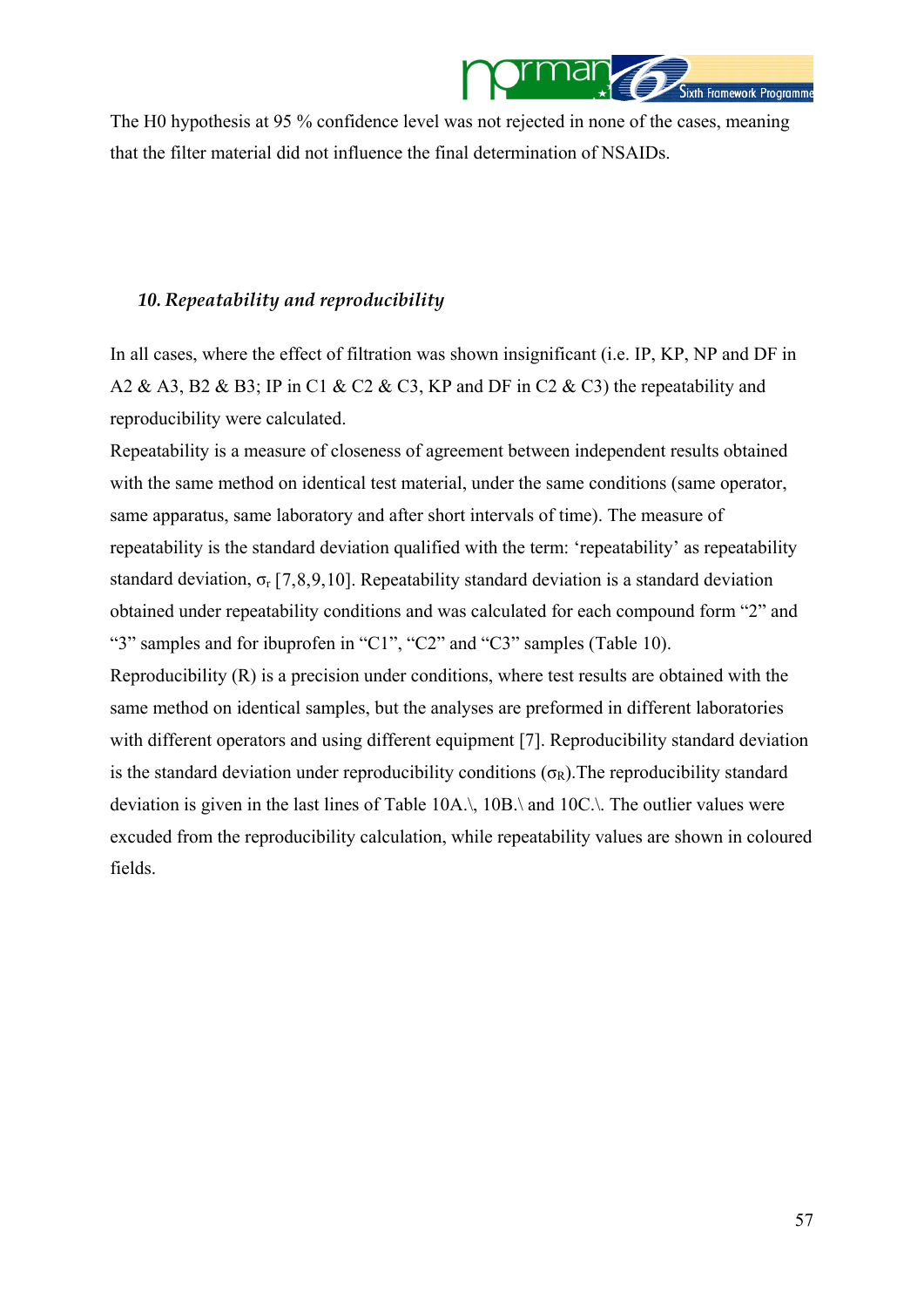The H0 hypothesis at 95 % confidence level was not rejected in none of the cases, meaning that the filter material did not influence the final determination of NSAIDs.

### *10. Repeatability and reproducibility*

In all cases, where the effect of filtration was shown insignificant (i.e. IP, KP, NP and DF in A2 & A3, B2 & B3; IP in C1 & C2 & C3, KP and DF in C2 & C3) the repeatability and reproducibility were calculated.

Repeatability is a measure of closeness of agreement between independent results obtained with the same method on identical test material, under the same conditions (same operator, same apparatus, same laboratory and after short intervals of time). The measure of repeatability is the standard deviation qualified with the term: 'repeatability' as repeatability standard deviation, $\sigma_r$ [7,8,9,10]. Repeatability standard deviation is a standard deviation obtained under repeatability conditions and was calculated for each compound form "2" and "3" samples and for ibuprofen in "C1", "C2" and "C3" samples (Table 10).

Reproducibility (R) is a precision under conditions, where test results are obtained with the same method on identical samples, but the analyses are preformed in different laboratories with different operators and using different equipment [7]. Reproducibility standard deviation is the standard deviation under reproducibility conditions ($\sigma_R$).The reproducibility standard deviation is given in the last lines of Table 10A.\, 10B.\ and 10C.\. The outlier values were excuded from the reproducibility calculation, while repeatability values are shown in coloured fields.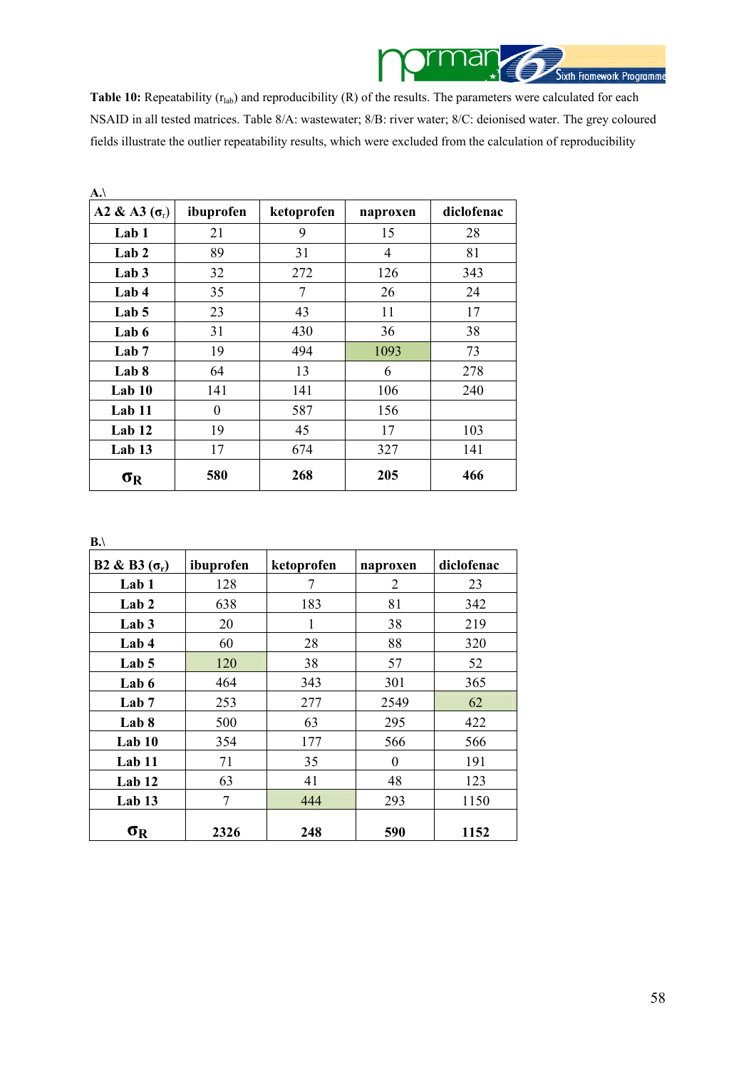**Table 10:** Repeatability ($r_{lab}$) and reproducibility (R) of the results. The parameters were calculated for each NSAID in all tested matrices. Table 8/A: wastewater; 8/B: river water; 8/C: deionised water. The grey coloured fields illustrate the outlier repeatability results, which were excluded from the calculation of reproducibility

A.\

| A2 & A3 ($\sigma_r$) | ibuprofen | ketoprofen | naproxen | diclofenac |
|---|---|---|---|---|
| **Lab 1** | 21 | 9 | 15 | 28 |
| **Lab 2** | 89 | 31 | 4 | 81 |
| **Lab 3** | 32 | 272 | 126 | 343 |
| **Lab 4** | 35 | 7 | 26 | 24 |
| **Lab 5** | 23 | 43 | 11 | 17 |
| **Lab 6** | 31 | 430 | 36 | 38 |
| **Lab 7** | 19 | 494 | 1093 | 73 |
| **Lab 8** | 64 | 13 | 6 | 278 |
| **Lab 10** | 141 | 141 | 106 | 240 |
| **Lab 11** | 0 | 587 | 156 | |
| **Lab 12** | 19 | 45 | 17 | 103 |
| **Lab 13** | 17 | 674 | 327 | 141 |
| **$\sigma_R$** | **580** | **268** | **205** | **466** |

B.\

| B2 & B3 ($\sigma_r$) | ibuprofen | ketoprofen | naproxen | diclofenac |
|---|---|---|---|---|
| **Lab 1** | 128 | 7 | 2 | 23 |
| **Lab 2** | 638 | 183 | 81 | 342 |
| **Lab 3** | 20 | 1 | 38 | 219 |
| **Lab 4** | 60 | 28 | 88 | 320 |
| **Lab 5** | 120 | 38 | 57 | 52 |
| **Lab 6** | 464 | 343 | 301 | 365 |
| **Lab 7** | 253 | 277 | 2549 | 62 |
| **Lab 8** | 500 | 63 | 295 | 422 |
| **Lab 10** | 354 | 177 | 566 | 566 |
| **Lab 11** | 71 | 35 | 0 | 191 |
| **Lab 12** | 63 | 41 | 48 | 123 |
| **Lab 13** | 7 | 444 | 293 | 1150 |
| **$\sigma_R$** | **2326** | **248** | **590** | **1152** |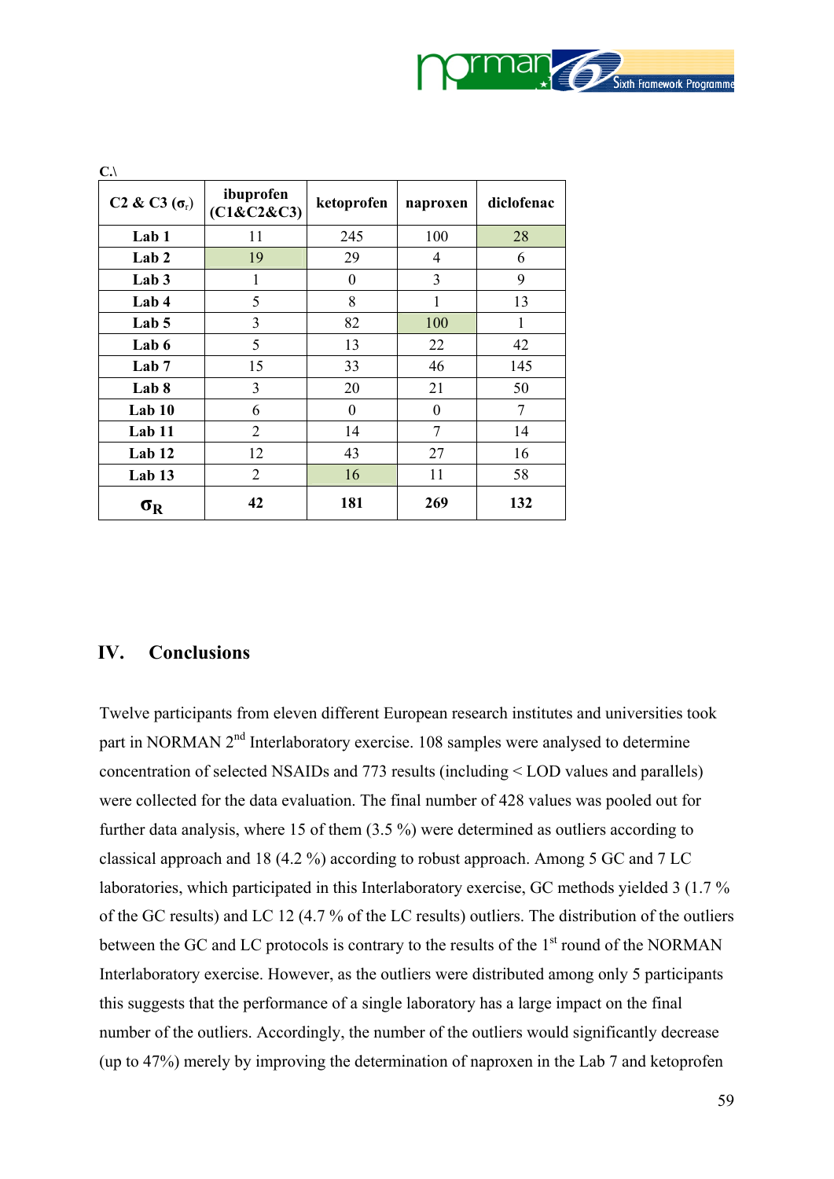C.\

| C2 & C3 ($\sigma_r$) | ibuprofen (C1&C2&C3) | ketoprofen | naproxen | diclofenac |
|---|---|---|---|---|
| **Lab 1** | 11 | 245 | 100 | 28 |
| **Lab 2** | 19 | 29 | 4 | 6 |
| **Lab 3** | 1 | 0 | 3 | 9 |
| **Lab 4** | 5 | 8 | 1 | 13 |
| **Lab 5** | 3 | 82 | 100 | 1 |
| **Lab 6** | 5 | 13 | 22 | 42 |
| **Lab 7** | 15 | 33 | 46 | 145 |
| **Lab 8** | 3 | 20 | 21 | 50 |
| **Lab 10** | 6 | 0 | 0 | 7 |
| **Lab 11** | 2 | 14 | 7 | 14 |
| **Lab 12** | 12 | 43 | 27 | 16 |
| **Lab 13** | 2 | 16 | 11 | 58 |
| $\sigma_R$ | **42** | **181** | **269** | **132** |

## IV. Conclusions

Twelve participants from eleven different European research institutes and universities took part in NORMAN 2nd Interlaboratory exercise. 108 samples were analysed to determine concentration of selected NSAIDs and 773 results (including < LOD values and parallels) were collected for the data evaluation. The final number of 428 values was pooled out for further data analysis, where 15 of them (3.5 %) were determined as outliers according to classical approach and 18 (4.2 %) according to robust approach. Among 5 GC and 7 LC laboratories, which participated in this Interlaboratory exercise, GC methods yielded 3 (1.7 % of the GC results) and LC 12 (4.7 % of the LC results) outliers. The distribution of the outliers between the GC and LC protocols is contrary to the results of the 1st round of the NORMAN Interlaboratory exercise. However, as the outliers were distributed among only 5 participants this suggests that the performance of a single laboratory has a large impact on the final number of the outliers. Accordingly, the number of the outliers would significantly decrease (up to 47%) merely by improving the determination of naproxen in the Lab 7 and ketoprofen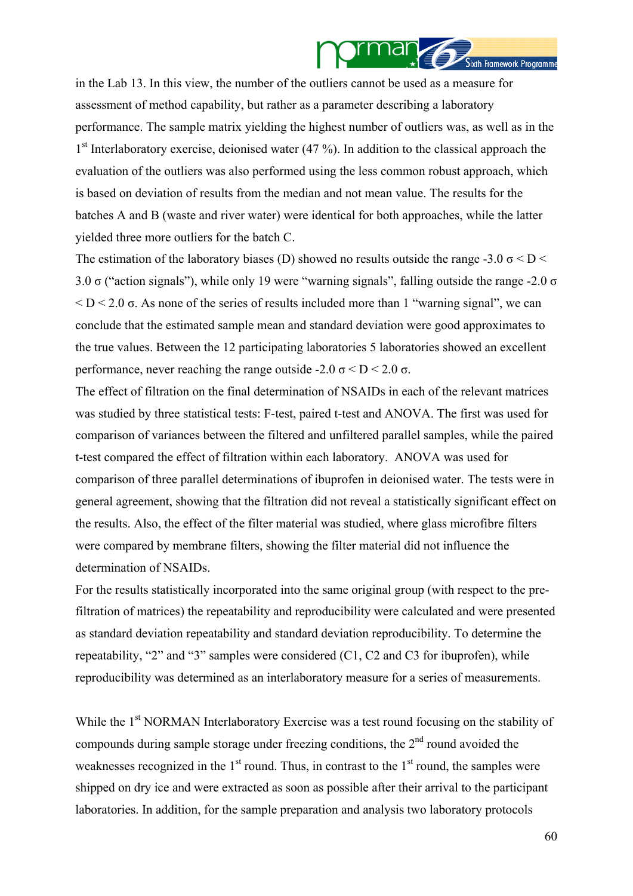in the Lab 13. In this view, the number of the outliers cannot be used as a measure for assessment of method capability, but rather as a parameter describing a laboratory performance. The sample matrix yielding the highest number of outliers was, as well as in the 1st Interlaboratory exercise, deionised water (47 %). In addition to the classical approach the evaluation of the outliers was also performed using the less common robust approach, which is based on deviation of results from the median and not mean value. The results for the batches A and B (waste and river water) were identical for both approaches, while the latter yielded three more outliers for the batch C.

The estimation of the laboratory biases (D) showed no results outside the range $-3.0\ \sigma < D < 3.0\ \sigma$ ("action signals"), while only 19 were "warning signals", falling outside the range $-2.0\ \sigma < D < 2.0\ \sigma$. As none of the series of results included more than 1 "warning signal", we can conclude that the estimated sample mean and standard deviation were good approximates to the true values. Between the 12 participating laboratories 5 laboratories showed an excellent performance, never reaching the range outside $-2.0\ \sigma < D < 2.0\ \sigma$.

The effect of filtration on the final determination of NSAIDs in each of the relevant matrices was studied by three statistical tests: F-test, paired t-test and ANOVA. The first was used for comparison of variances between the filtered and unfiltered parallel samples, while the paired t-test compared the effect of filtration within each laboratory. ANOVA was used for comparison of three parallel determinations of ibuprofen in deionised water. The tests were in general agreement, showing that the filtration did not reveal a statistically significant effect on the results. Also, the effect of the filter material was studied, where glass microfibre filters were compared by membrane filters, showing the filter material did not influence the determination of NSAIDs.

For the results statistically incorporated into the same original group (with respect to the pre-filtration of matrices) the repeatability and reproducibility were calculated and were presented as standard deviation repeatability and standard deviation reproducibility. To determine the repeatability, "2" and "3" samples were considered (C1, C2 and C3 for ibuprofen), while reproducibility was determined as an interlaboratory measure for a series of measurements.

While the 1st NORMAN Interlaboratory Exercise was a test round focusing on the stability of compounds during sample storage under freezing conditions, the 2nd round avoided the weaknesses recognized in the 1st round. Thus, in contrast to the 1st round, the samples were shipped on dry ice and were extracted as soon as possible after their arrival to the participant laboratories. In addition, for the sample preparation and analysis two laboratory protocols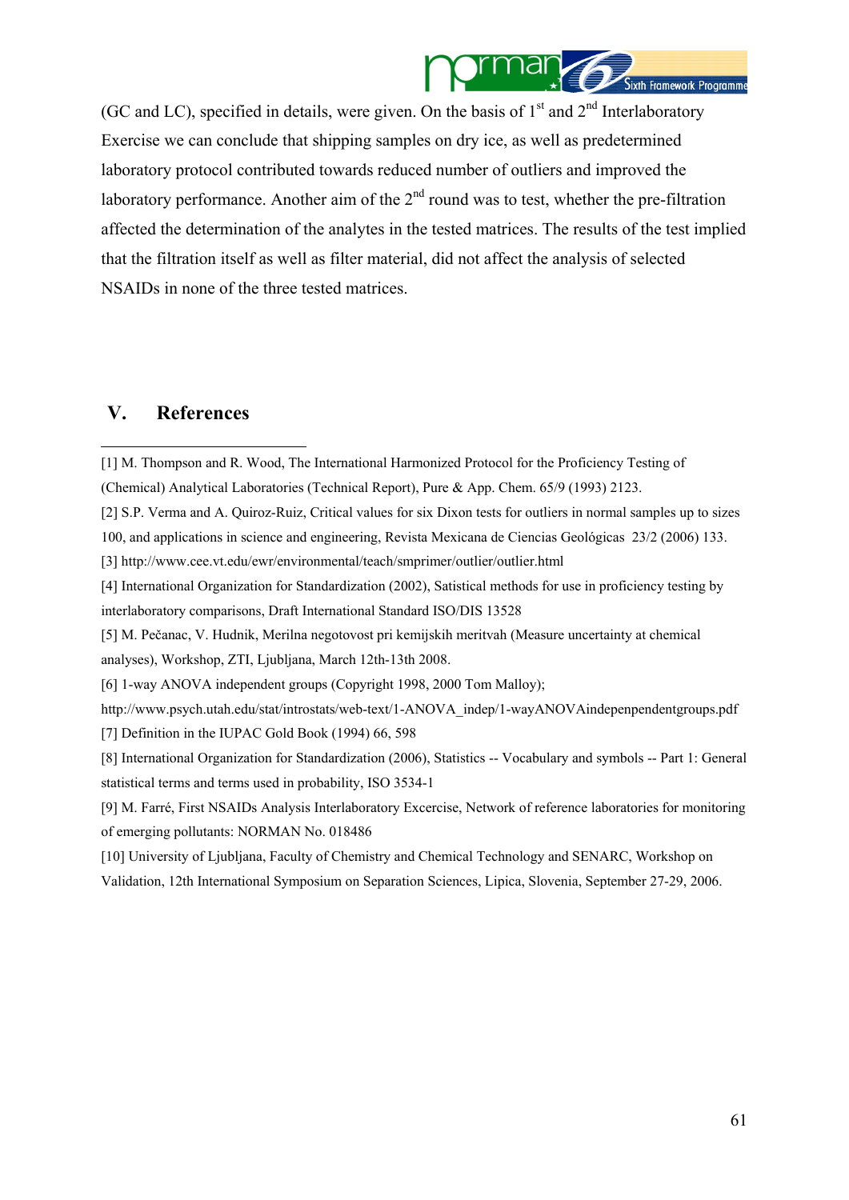(GC and LC), specified in details, were given. On the basis of 1st and 2nd Interlaboratory Exercise we can conclude that shipping samples on dry ice, as well as predetermined laboratory protocol contributed towards reduced number of outliers and improved the laboratory performance. Another aim of the 2nd round was to test, whether the pre-filtration affected the determination of the analytes in the tested matrices. The results of the test implied that the filtration itself as well as filter material, did not affect the analysis of selected NSAIDs in none of the three tested matrices.

## V. References

[1] M. Thompson and R. Wood, The International Harmonized Protocol for the Proficiency Testing of (Chemical) Analytical Laboratories (Technical Report), Pure & App. Chem. 65/9 (1993) 2123.

[2] S.P. Verma and A. Quiroz-Ruiz, Critical values for six Dixon tests for outliers in normal samples up to sizes 100, and applications in science and engineering, Revista Mexicana de Ciencias Geológicas 23/2 (2006) 133.

[3] http://www.cee.vt.edu/ewr/environmental/teach/smprimer/outlier/outlier.html

[4] International Organization for Standardization (2002), Satistical methods for use in proficiency testing by interlaboratory comparisons, Draft International Standard ISO/DIS 13528

[5] M. Pečanac, V. Hudnik, Merilna negotovost pri kemijskih meritvah (Measure uncertainty at chemical analyses), Workshop, ZTI, Ljubljana, March 12th-13th 2008.

[6] 1-way ANOVA independent groups (Copyright 1998, 2000 Tom Malloy); http://www.psych.utah.edu/stat/introstats/web-text/1-ANOVA_indep/1-wayANOVAindepenpendentgroups.pdf

[7] Definition in the IUPAC Gold Book (1994) 66, 598

[8] International Organization for Standardization (2006), Statistics -- Vocabulary and symbols -- Part 1: General statistical terms and terms used in probability, ISO 3534-1

[9] M. Farré, First NSAIDs Analysis Interlaboratory Excercise, Network of reference laboratories for monitoring of emerging pollutants: NORMAN No. 018486

[10] University of Ljubljana, Faculty of Chemistry and Chemical Technology and SENARC, Workshop on Validation, 12th International Symposium on Separation Sciences, Lipica, Slovenia, September 27-29, 2006.